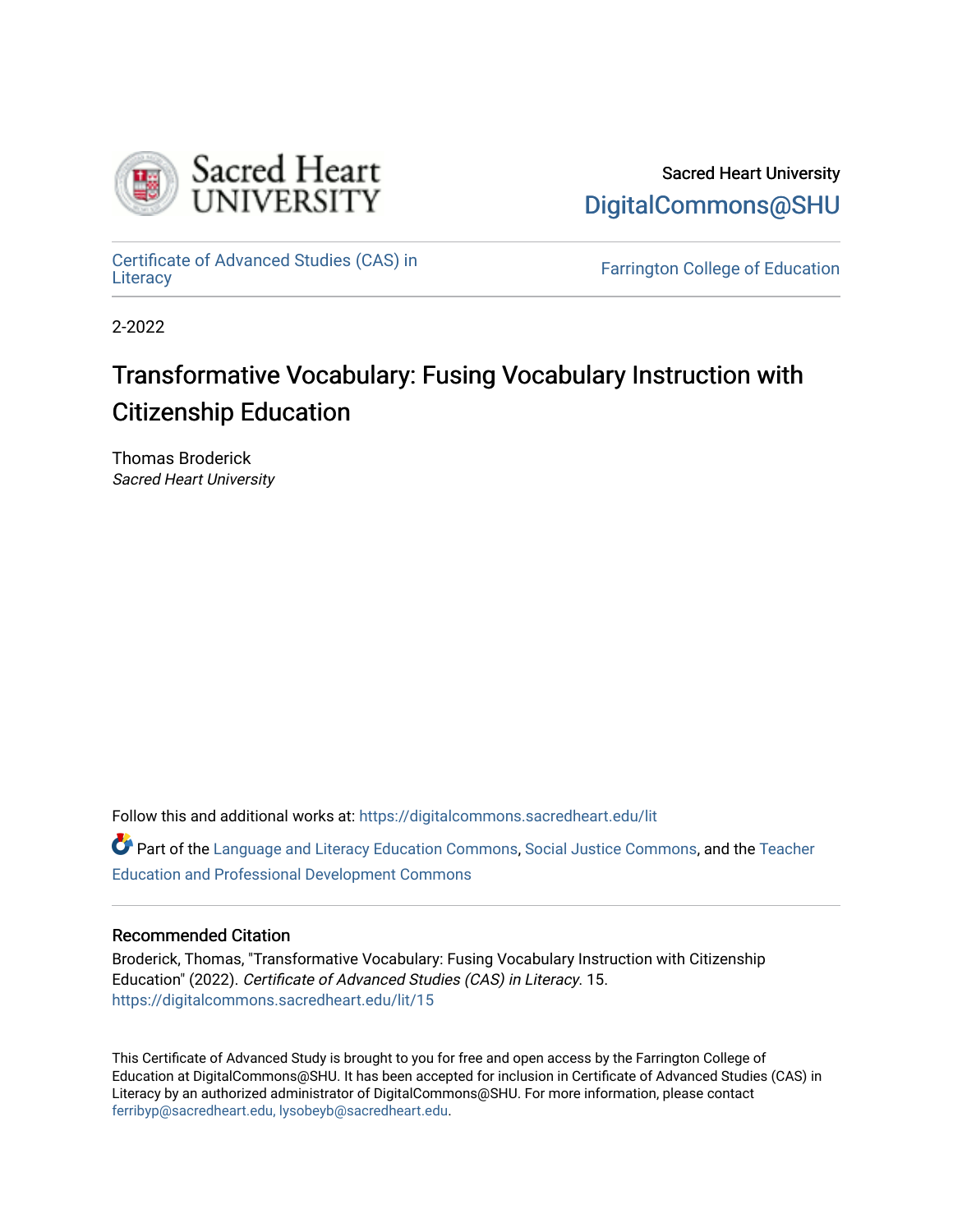Sacred Heart University
DigitalCommons@SHU

Certificate of Advanced Studies (CAS) in Literacy

Farrington College of Education

2-2022

# Transformative Vocabulary: Fusing Vocabulary Instruction with Citizenship Education

Thomas Broderick
*Sacred Heart University*

Follow this and additional works at: https://digitalcommons.sacredheart.edu/lit

Part of the Language and Literacy Education Commons, Social Justice Commons, and the Teacher Education and Professional Development Commons

## Recommended Citation

Broderick, Thomas, "Transformative Vocabulary: Fusing Vocabulary Instruction with Citizenship Education" (2022). *Certificate of Advanced Studies (CAS) in Literacy*. 15.
https://digitalcommons.sacredheart.edu/lit/15

This Certificate of Advanced Study is brought to you for free and open access by the Farrington College of Education at DigitalCommons@SHU. It has been accepted for inclusion in Certificate of Advanced Studies (CAS) in Literacy by an authorized administrator of DigitalCommons@SHU. For more information, please contact ferribyp@sacredheart.edu, lysobeyb@sacredheart.edu.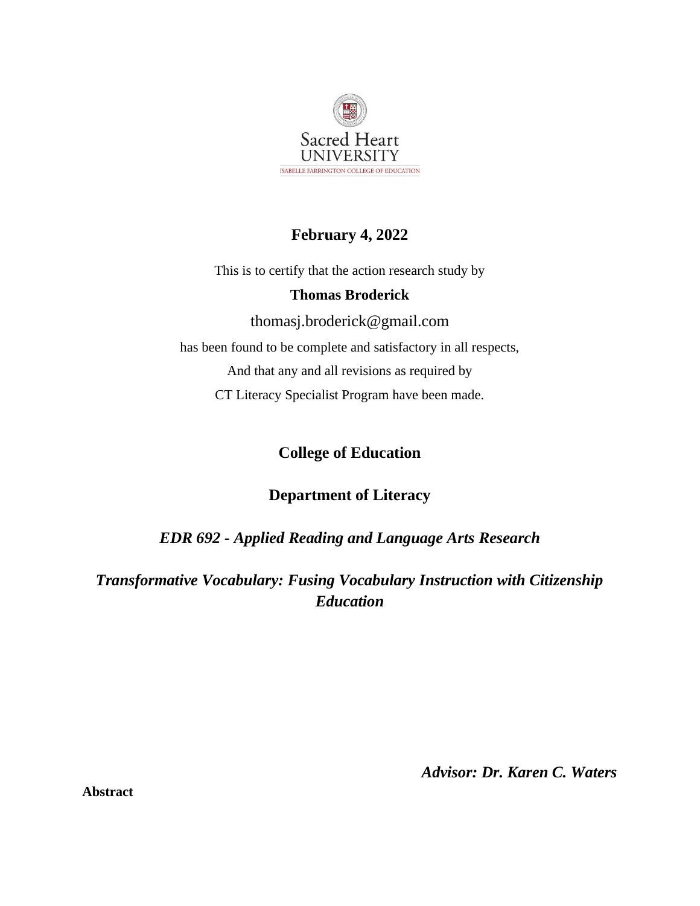Sacred Heart UNIVERSITY

ISABELLE FARRINGTON COLLEGE OF EDUCATION

**February 4, 2022**

This is to certify that the action research study by

**Thomas Broderick**

thomasj.broderick@gmail.com

has been found to be complete and satisfactory in all respects,

And that any and all revisions as required by

CT Literacy Specialist Program have been made.

**College of Education**

**Department of Literacy**

***EDR 692 - Applied Reading and Language Arts Research***

***Transformative Vocabulary: Fusing Vocabulary Instruction with Citizenship Education***

***Advisor: Dr. Karen C. Waters***

**Abstract**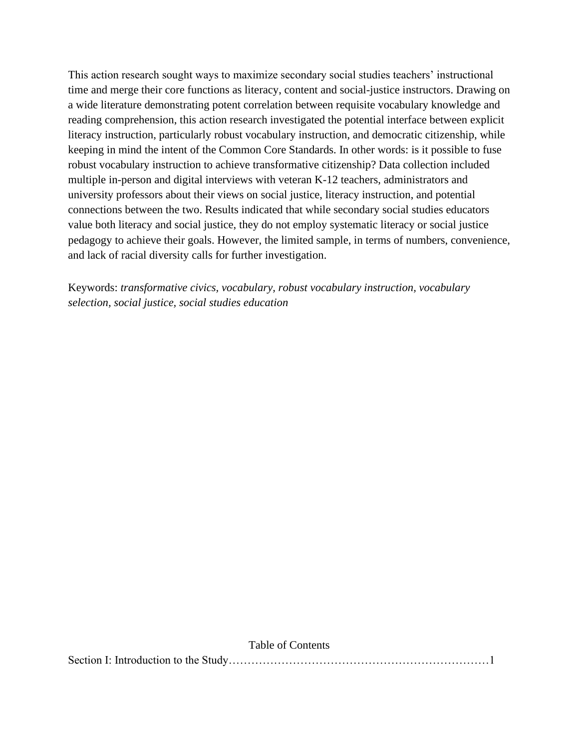This action research sought ways to maximize secondary social studies teachers' instructional time and merge their core functions as literacy, content and social-justice instructors. Drawing on a wide literature demonstrating potent correlation between requisite vocabulary knowledge and reading comprehension, this action research investigated the potential interface between explicit literacy instruction, particularly robust vocabulary instruction, and democratic citizenship, while keeping in mind the intent of the Common Core Standards. In other words: is it possible to fuse robust vocabulary instruction to achieve transformative citizenship? Data collection included multiple in-person and digital interviews with veteran K-12 teachers, administrators and university professors about their views on social justice, literacy instruction, and potential connections between the two. Results indicated that while secondary social studies educators value both literacy and social justice, they do not employ systematic literacy or social justice pedagogy to achieve their goals. However, the limited sample, in terms of numbers, convenience, and lack of racial diversity calls for further investigation.

Keywords: *transformative civics, vocabulary, robust vocabulary instruction, vocabulary selection, social justice, social studies education*

Table of Contents

Section I: Introduction to the Study……………………………………………………………1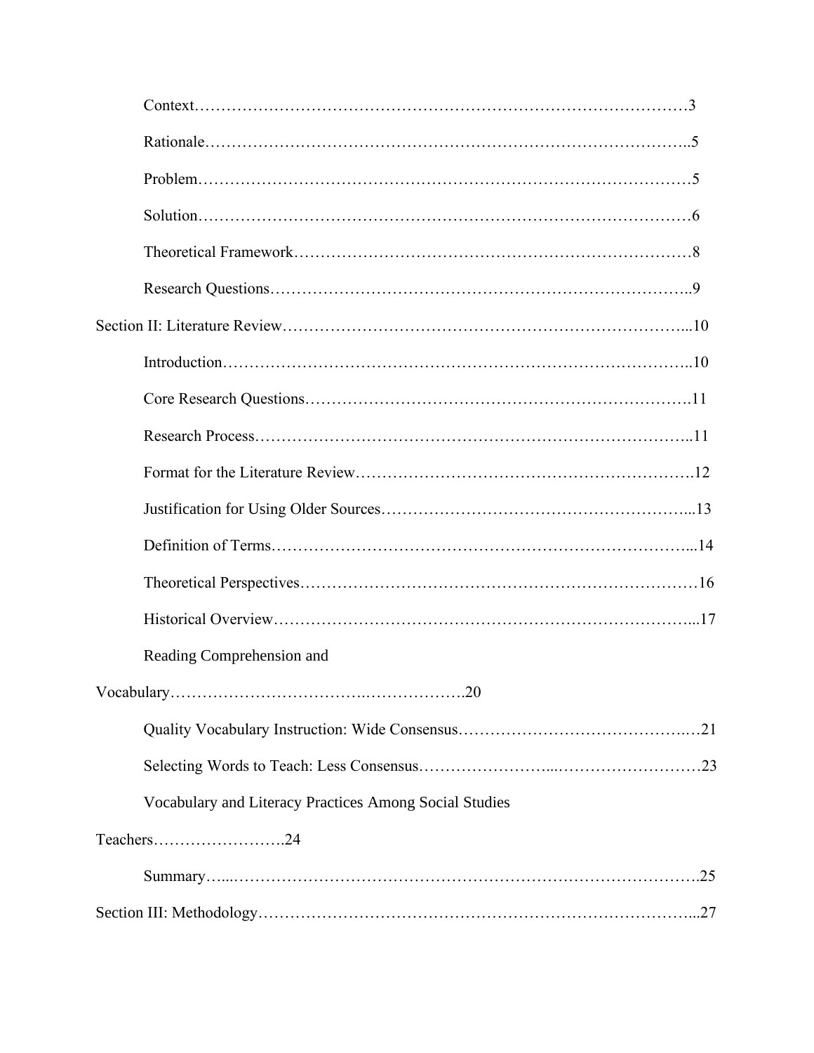Context…………………………………………………………………………………3

Rationale……………………………………………………………………………..5

Problem………………………………………………………………………………5

Solution………………………………………………………………………………6

Theoretical Framework………………………………………………………………8

Research Questions…………………………………………………………………..9

Section II: Literature Review…………………………………………………………………...10

Introduction…………………………………………………………………………..10

Core Research Questions…………………………………………………………….11

Research Process……………………………………………………………………..11

Format for the Literature Review…………………………………………………….12

Justification for Using Older Sources………………………………………………...13

Definition of Terms…………………………………………………………………...14

Theoretical Perspectives………………………………………………………………16

Historical Overview…………………………………………………………………...17

Reading Comprehension and Vocabulary………………………………..……………….20

Quality Vocabulary Instruction: Wide Consensus…………………………………..…21

Selecting Words to Teach: Less Consensus……………………...………………………23

Vocabulary and Literacy Practices Among Social Studies Teachers…………………….24

Summary…...………………………………………………………………………….25

Section III: Methodology…………………………………………………………………………...27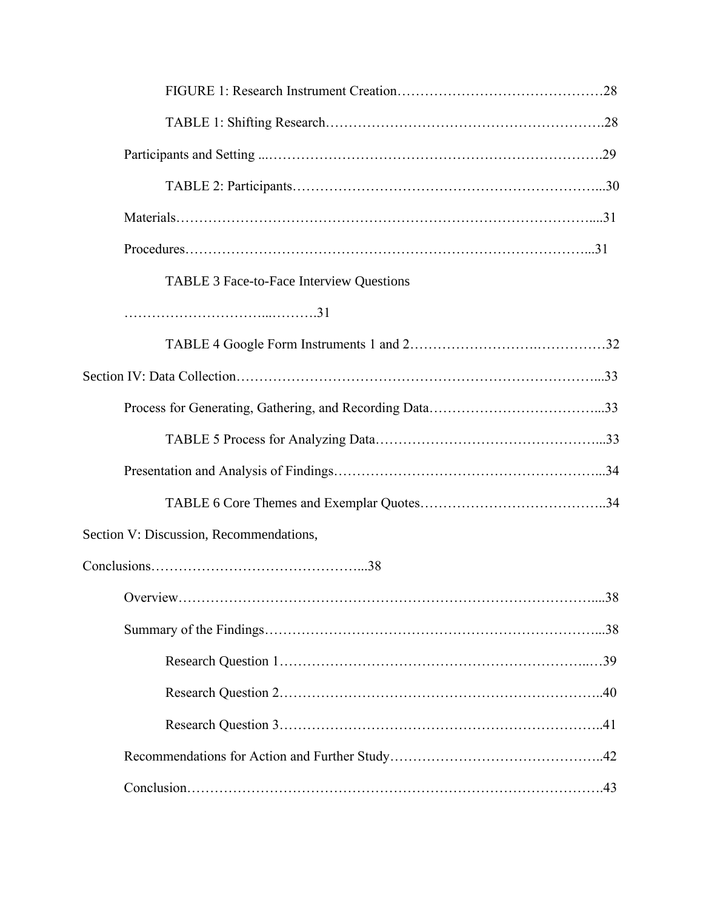FIGURE 1: Research Instrument Creation……………………………………28

TABLE 1: Shifting Research………………………………………………….28

Participants and Setting ...…………………………………………………………….29

TABLE 2: Participants………………………………………………………...30

Materials…………………………………………………………………………....31

Procedures…………………………………………………………………………...31

TABLE 3 Face-to-Face Interview Questions

………………………...……….31

TABLE 4 Google Form Instruments 1 and 2…………………….……………32

Section IV: Data Collection………………………………………………………………...33

Process for Generating, Gathering, and Recording Data……………………………...33

TABLE 5 Process for Analyzing Data………………………………………...33

Presentation and Analysis of Findings………………………………………………...34

TABLE 6 Core Themes and Exemplar Quotes………………………………..34

Section V: Discussion, Recommendations,

Conclusions………………………………………...38

Overview……………………………………………………………………………....38

Summary of the Findings……………………………………………………………...38

Research Question 1………………………………………………………..…39

Research Question 2…………………………………………………………..40

Research Question 3…………………………………………………………..41

Recommendations for Action and Further Study……………………………………..42

Conclusion…………………………………………………………………………….43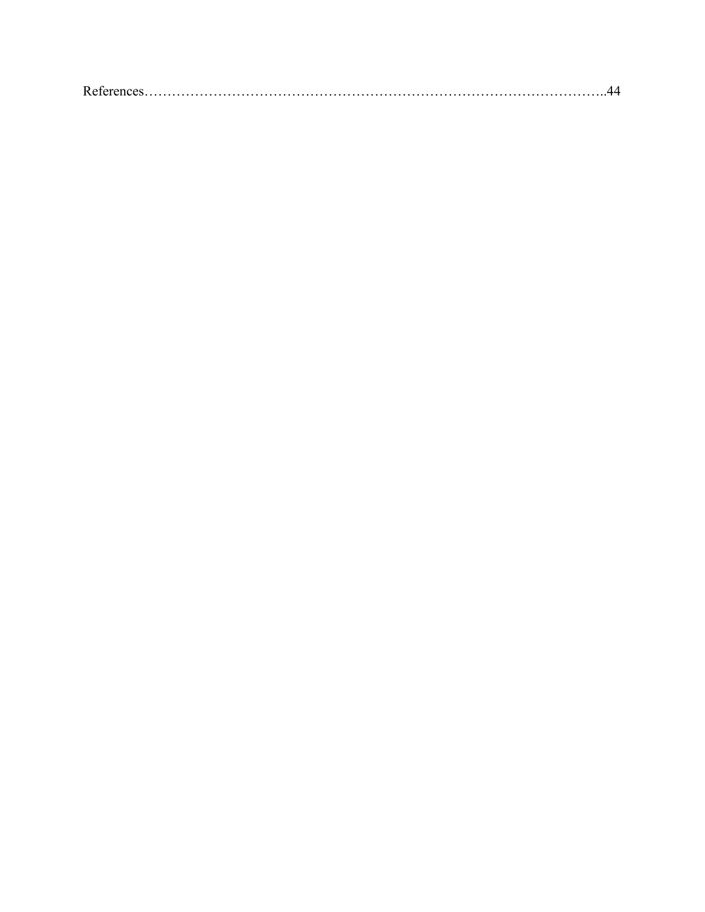References……………………………………………………………………………………..44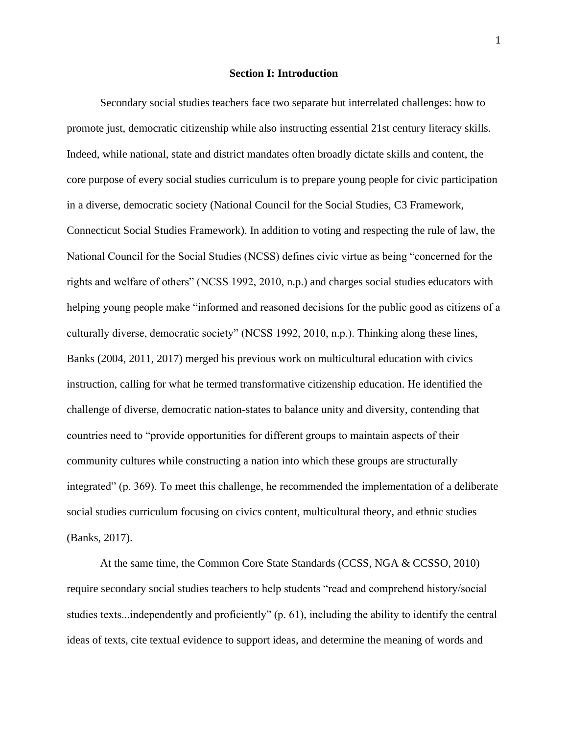## Section I: Introduction

Secondary social studies teachers face two separate but interrelated challenges: how to promote just, democratic citizenship while also instructing essential 21st century literacy skills. Indeed, while national, state and district mandates often broadly dictate skills and content, the core purpose of every social studies curriculum is to prepare young people for civic participation in a diverse, democratic society (National Council for the Social Studies, C3 Framework, Connecticut Social Studies Framework). In addition to voting and respecting the rule of law, the National Council for the Social Studies (NCSS) defines civic virtue as being "concerned for the rights and welfare of others" (NCSS 1992, 2010, n.p.) and charges social studies educators with helping young people make "informed and reasoned decisions for the public good as citizens of a culturally diverse, democratic society" (NCSS 1992, 2010, n.p.). Thinking along these lines, Banks (2004, 2011, 2017) merged his previous work on multicultural education with civics instruction, calling for what he termed transformative citizenship education. He identified the challenge of diverse, democratic nation-states to balance unity and diversity, contending that countries need to "provide opportunities for different groups to maintain aspects of their community cultures while constructing a nation into which these groups are structurally integrated" (p. 369). To meet this challenge, he recommended the implementation of a deliberate social studies curriculum focusing on civics content, multicultural theory, and ethnic studies (Banks, 2017).

At the same time, the Common Core State Standards (CCSS, NGA & CCSSO, 2010) require secondary social studies teachers to help students "read and comprehend history/social studies texts...independently and proficiently" (p. 61), including the ability to identify the central ideas of texts, cite textual evidence to support ideas, and determine the meaning of words and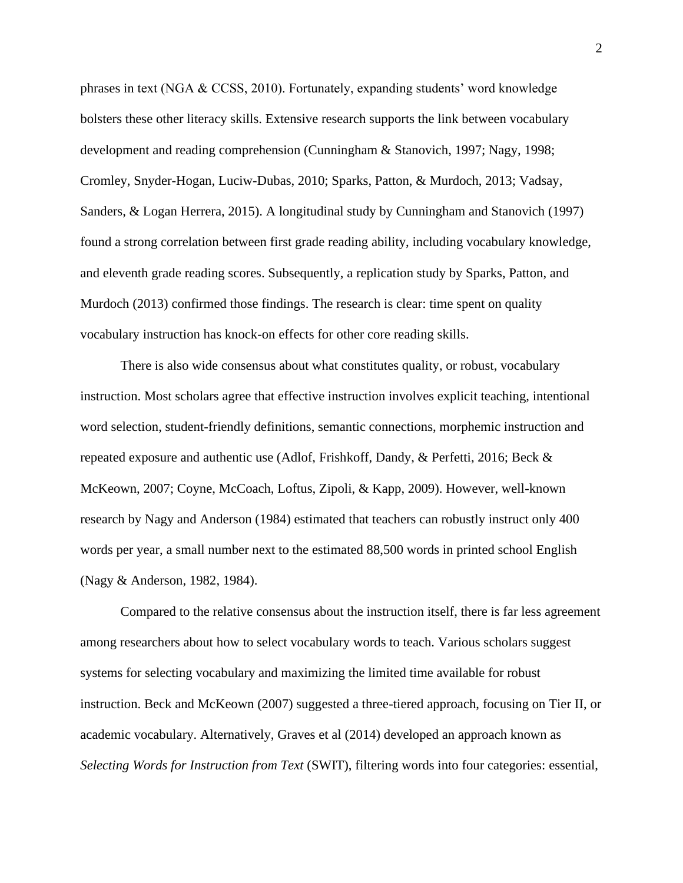phrases in text (NGA & CCSS, 2010). Fortunately, expanding students' word knowledge bolsters these other literacy skills. Extensive research supports the link between vocabulary development and reading comprehension (Cunningham & Stanovich, 1997; Nagy, 1998; Cromley, Snyder-Hogan, Luciw-Dubas, 2010; Sparks, Patton, & Murdoch, 2013; Vadsay, Sanders, & Logan Herrera, 2015). A longitudinal study by Cunningham and Stanovich (1997) found a strong correlation between first grade reading ability, including vocabulary knowledge, and eleventh grade reading scores. Subsequently, a replication study by Sparks, Patton, and Murdoch (2013) confirmed those findings. The research is clear: time spent on quality vocabulary instruction has knock-on effects for other core reading skills.

There is also wide consensus about what constitutes quality, or robust, vocabulary instruction. Most scholars agree that effective instruction involves explicit teaching, intentional word selection, student-friendly definitions, semantic connections, morphemic instruction and repeated exposure and authentic use (Adlof, Frishkoff, Dandy, & Perfetti, 2016; Beck & McKeown, 2007; Coyne, McCoach, Loftus, Zipoli, & Kapp, 2009). However, well-known research by Nagy and Anderson (1984) estimated that teachers can robustly instruct only 400 words per year, a small number next to the estimated 88,500 words in printed school English (Nagy & Anderson, 1982, 1984).

Compared to the relative consensus about the instruction itself, there is far less agreement among researchers about how to select vocabulary words to teach. Various scholars suggest systems for selecting vocabulary and maximizing the limited time available for robust instruction. Beck and McKeown (2007) suggested a three-tiered approach, focusing on Tier II, or academic vocabulary. Alternatively, Graves et al (2014) developed an approach known as *Selecting Words for Instruction from Text* (SWIT), filtering words into four categories: essential,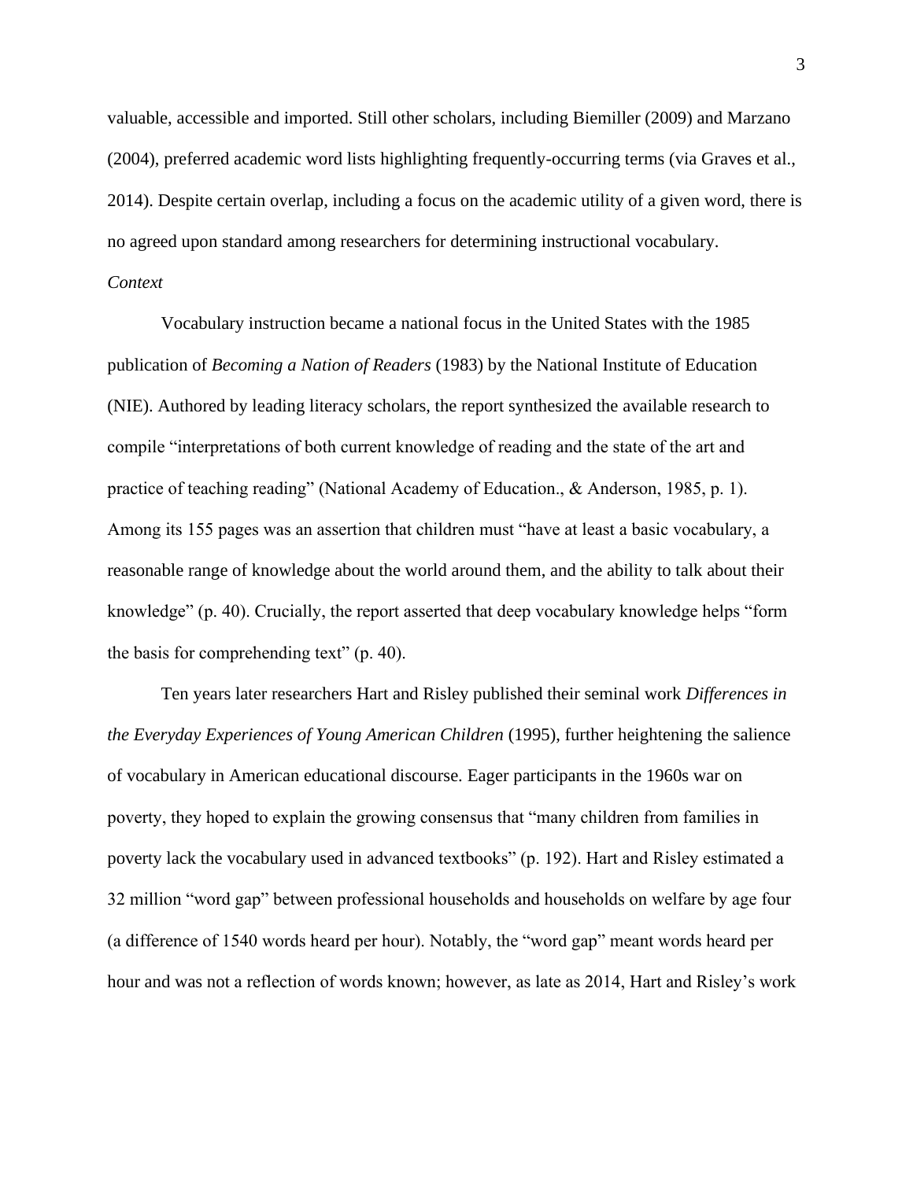valuable, accessible and imported. Still other scholars, including Biemiller (2009) and Marzano (2004), preferred academic word lists highlighting frequently-occurring terms (via Graves et al., 2014). Despite certain overlap, including a focus on the academic utility of a given word, there is no agreed upon standard among researchers for determining instructional vocabulary.

*Context*

Vocabulary instruction became a national focus in the United States with the 1985 publication of *Becoming a Nation of Readers* (1983) by the National Institute of Education (NIE). Authored by leading literacy scholars, the report synthesized the available research to compile "interpretations of both current knowledge of reading and the state of the art and practice of teaching reading" (National Academy of Education., & Anderson, 1985, p. 1). Among its 155 pages was an assertion that children must "have at least a basic vocabulary, a reasonable range of knowledge about the world around them, and the ability to talk about their knowledge" (p. 40). Crucially, the report asserted that deep vocabulary knowledge helps "form the basis for comprehending text" (p. 40).

Ten years later researchers Hart and Risley published their seminal work *Differences in the Everyday Experiences of Young American Children* (1995), further heightening the salience of vocabulary in American educational discourse. Eager participants in the 1960s war on poverty, they hoped to explain the growing consensus that "many children from families in poverty lack the vocabulary used in advanced textbooks" (p. 192). Hart and Risley estimated a 32 million "word gap" between professional households and households on welfare by age four (a difference of 1540 words heard per hour). Notably, the "word gap" meant words heard per hour and was not a reflection of words known; however, as late as 2014, Hart and Risley's work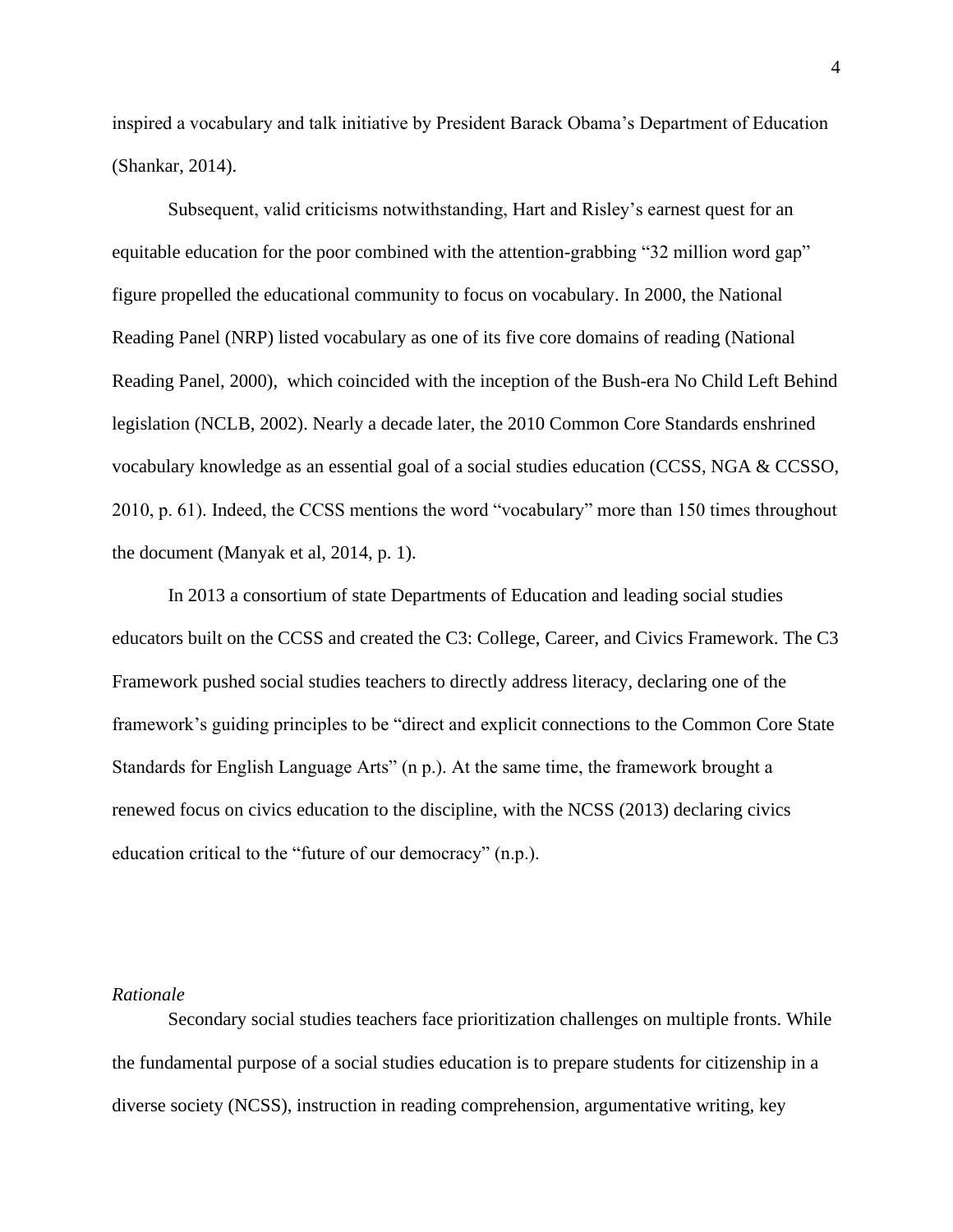inspired a vocabulary and talk initiative by President Barack Obama's Department of Education (Shankar, 2014).

Subsequent, valid criticisms notwithstanding, Hart and Risley's earnest quest for an equitable education for the poor combined with the attention-grabbing "32 million word gap" figure propelled the educational community to focus on vocabulary. In 2000, the National Reading Panel (NRP) listed vocabulary as one of its five core domains of reading (National Reading Panel, 2000),  which coincided with the inception of the Bush-era No Child Left Behind legislation (NCLB, 2002). Nearly a decade later, the 2010 Common Core Standards enshrined vocabulary knowledge as an essential goal of a social studies education (CCSS, NGA & CCSSO, 2010, p. 61). Indeed, the CCSS mentions the word "vocabulary" more than 150 times throughout the document (Manyak et al, 2014, p. 1).

In 2013 a consortium of state Departments of Education and leading social studies educators built on the CCSS and created the C3: College, Career, and Civics Framework. The C3 Framework pushed social studies teachers to directly address literacy, declaring one of the framework's guiding principles to be "direct and explicit connections to the Common Core State Standards for English Language Arts" (n p.). At the same time, the framework brought a renewed focus on civics education to the discipline, with the NCSS (2013) declaring civics education critical to the "future of our democracy" (n.p.).

*Rationale*

Secondary social studies teachers face prioritization challenges on multiple fronts. While the fundamental purpose of a social studies education is to prepare students for citizenship in a diverse society (NCSS), instruction in reading comprehension, argumentative writing, key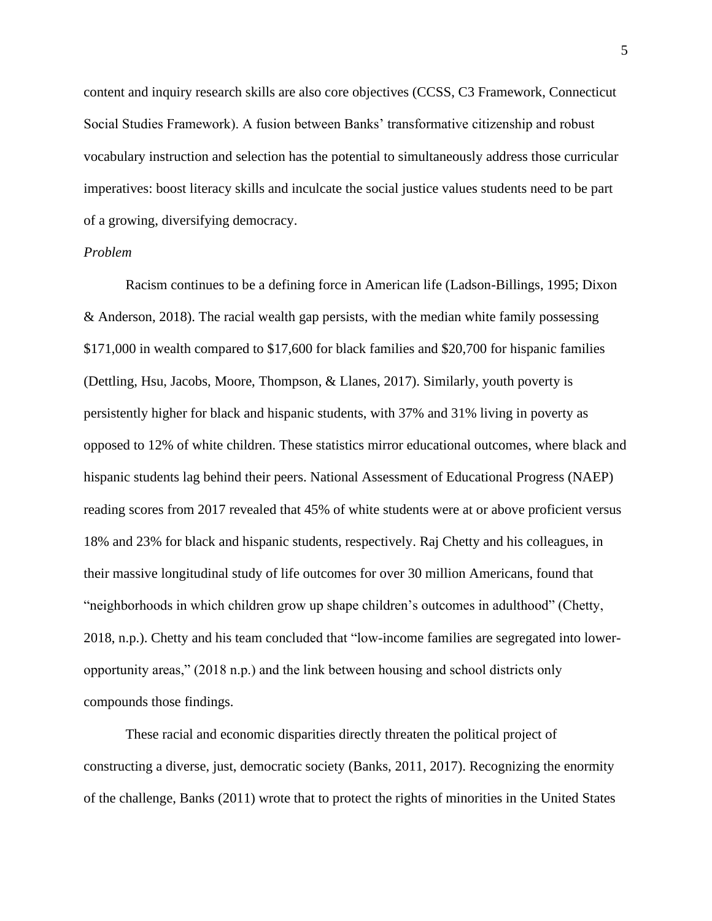content and inquiry research skills are also core objectives (CCSS, C3 Framework, Connecticut Social Studies Framework). A fusion between Banks' transformative citizenship and robust vocabulary instruction and selection has the potential to simultaneously address those curricular imperatives: boost literacy skills and inculcate the social justice values students need to be part of a growing, diversifying democracy.

*Problem*

Racism continues to be a defining force in American life (Ladson-Billings, 1995; Dixon & Anderson, 2018). The racial wealth gap persists, with the median white family possessing $171,000 in wealth compared to $17,600 for black families and $20,700 for hispanic families (Dettling, Hsu, Jacobs, Moore, Thompson, & Llanes, 2017). Similarly, youth poverty is persistently higher for black and hispanic students, with 37% and 31% living in poverty as opposed to 12% of white children. These statistics mirror educational outcomes, where black and hispanic students lag behind their peers. National Assessment of Educational Progress (NAEP) reading scores from 2017 revealed that 45% of white students were at or above proficient versus 18% and 23% for black and hispanic students, respectively. Raj Chetty and his colleagues, in their massive longitudinal study of life outcomes for over 30 million Americans, found that "neighborhoods in which children grow up shape children's outcomes in adulthood" (Chetty, 2018, n.p.). Chetty and his team concluded that "low-income families are segregated into lower-opportunity areas," (2018 n.p.) and the link between housing and school districts only compounds those findings.

These racial and economic disparities directly threaten the political project of constructing a diverse, just, democratic society (Banks, 2011, 2017). Recognizing the enormity of the challenge, Banks (2011) wrote that to protect the rights of minorities in the United States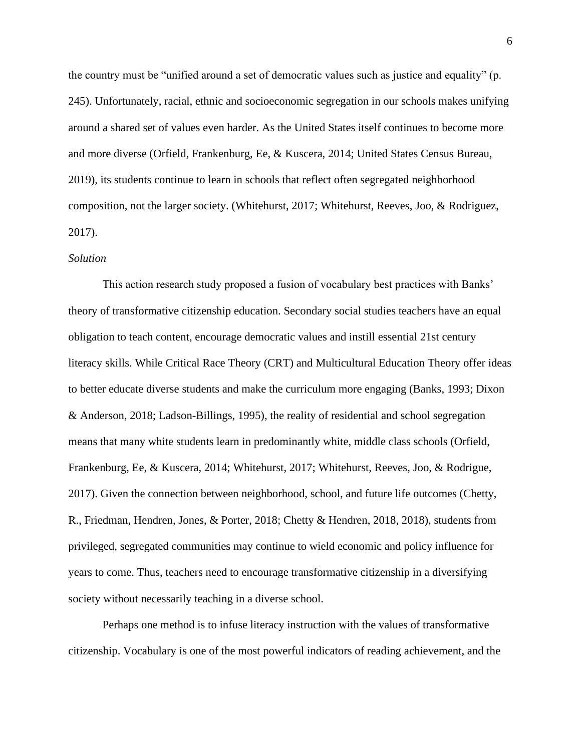the country must be "unified around a set of democratic values such as justice and equality" (p. 245). Unfortunately, racial, ethnic and socioeconomic segregation in our schools makes unifying around a shared set of values even harder. As the United States itself continues to become more and more diverse (Orfield, Frankenburg, Ee, & Kuscera, 2014; United States Census Bureau, 2019), its students continue to learn in schools that reflect often segregated neighborhood composition, not the larger society. (Whitehurst, 2017; Whitehurst, Reeves, Joo, & Rodriguez, 2017).

*Solution*

This action research study proposed a fusion of vocabulary best practices with Banks' theory of transformative citizenship education. Secondary social studies teachers have an equal obligation to teach content, encourage democratic values and instill essential 21st century literacy skills. While Critical Race Theory (CRT) and Multicultural Education Theory offer ideas to better educate diverse students and make the curriculum more engaging (Banks, 1993; Dixon & Anderson, 2018; Ladson-Billings, 1995), the reality of residential and school segregation means that many white students learn in predominantly white, middle class schools (Orfield, Frankenburg, Ee, & Kuscera, 2014; Whitehurst, 2017; Whitehurst, Reeves, Joo, & Rodrigue, 2017). Given the connection between neighborhood, school, and future life outcomes (Chetty, R., Friedman, Hendren, Jones, & Porter, 2018; Chetty & Hendren, 2018, 2018), students from privileged, segregated communities may continue to wield economic and policy influence for years to come. Thus, teachers need to encourage transformative citizenship in a diversifying society without necessarily teaching in a diverse school.

Perhaps one method is to infuse literacy instruction with the values of transformative citizenship. Vocabulary is one of the most powerful indicators of reading achievement, and the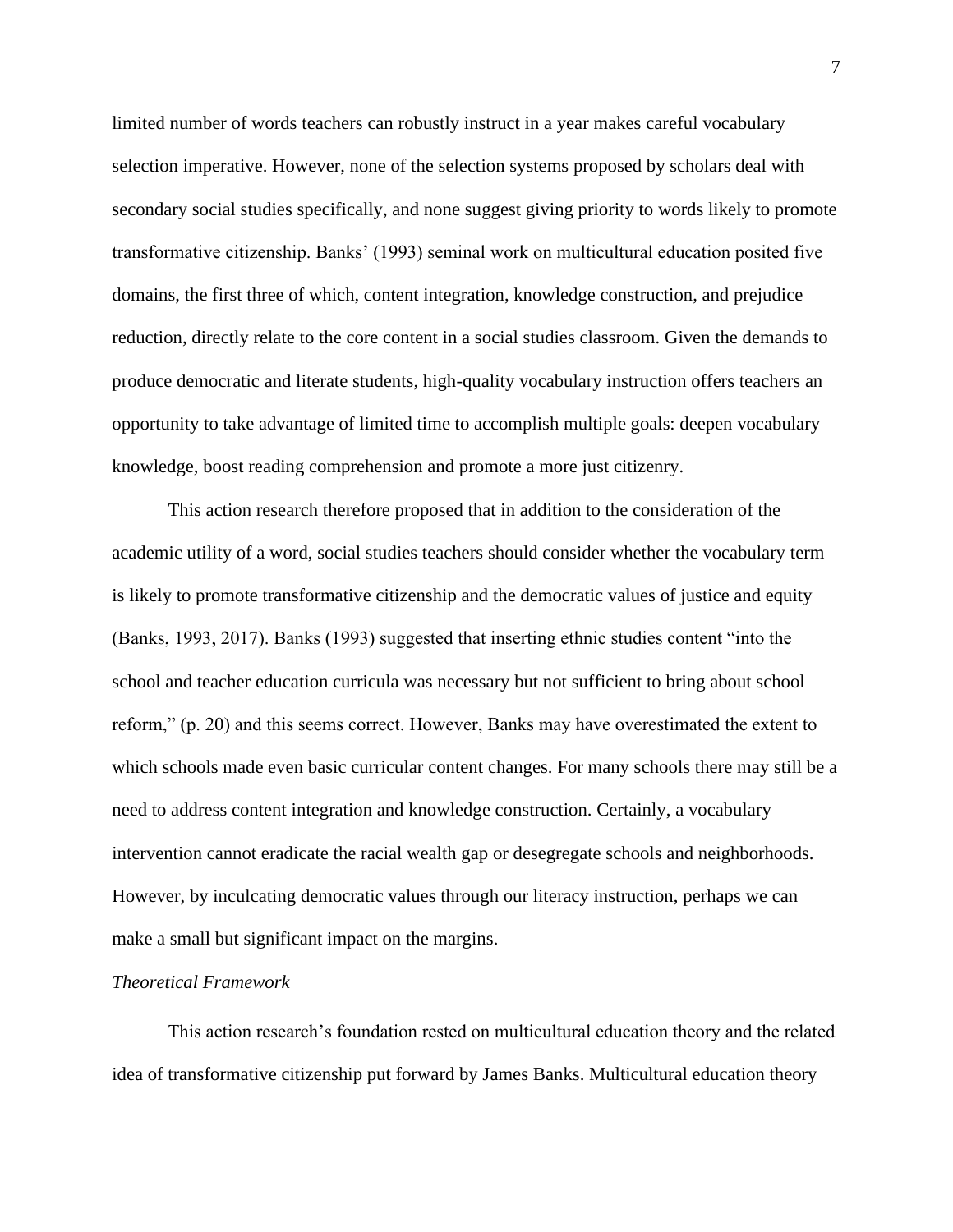limited number of words teachers can robustly instruct in a year makes careful vocabulary selection imperative. However, none of the selection systems proposed by scholars deal with secondary social studies specifically, and none suggest giving priority to words likely to promote transformative citizenship. Banks' (1993) seminal work on multicultural education posited five domains, the first three of which, content integration, knowledge construction, and prejudice reduction, directly relate to the core content in a social studies classroom. Given the demands to produce democratic and literate students, high-quality vocabulary instruction offers teachers an opportunity to take advantage of limited time to accomplish multiple goals: deepen vocabulary knowledge, boost reading comprehension and promote a more just citizenry.

This action research therefore proposed that in addition to the consideration of the academic utility of a word, social studies teachers should consider whether the vocabulary term is likely to promote transformative citizenship and the democratic values of justice and equity (Banks, 1993, 2017). Banks (1993) suggested that inserting ethnic studies content "into the school and teacher education curricula was necessary but not sufficient to bring about school reform," (p. 20) and this seems correct. However, Banks may have overestimated the extent to which schools made even basic curricular content changes. For many schools there may still be a need to address content integration and knowledge construction. Certainly, a vocabulary intervention cannot eradicate the racial wealth gap or desegregate schools and neighborhoods. However, by inculcating democratic values through our literacy instruction, perhaps we can make a small but significant impact on the margins.

*Theoretical Framework*

This action research's foundation rested on multicultural education theory and the related idea of transformative citizenship put forward by James Banks. Multicultural education theory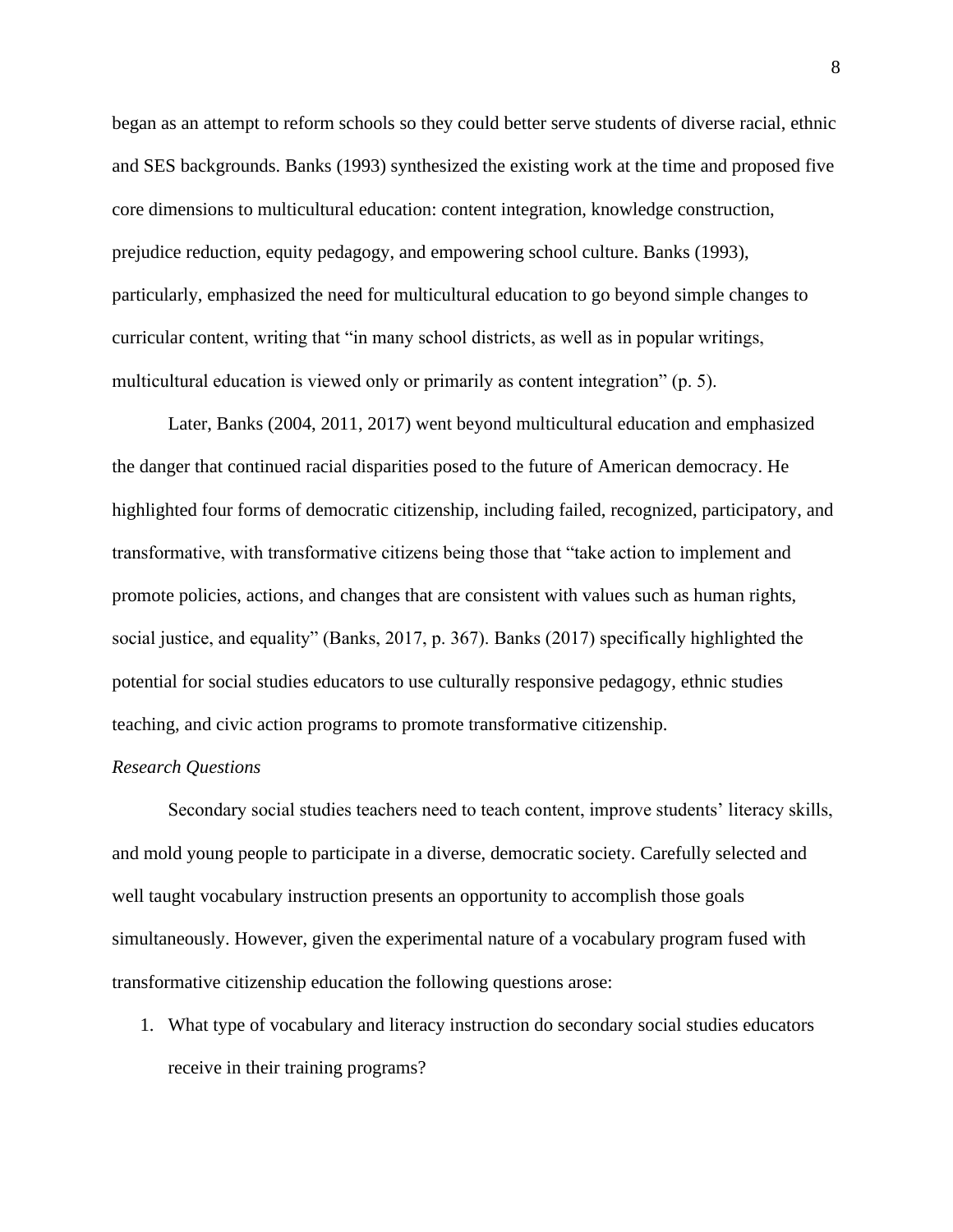began as an attempt to reform schools so they could better serve students of diverse racial, ethnic and SES backgrounds. Banks (1993) synthesized the existing work at the time and proposed five core dimensions to multicultural education: content integration, knowledge construction, prejudice reduction, equity pedagogy, and empowering school culture. Banks (1993), particularly, emphasized the need for multicultural education to go beyond simple changes to curricular content, writing that “in many school districts, as well as in popular writings, multicultural education is viewed only or primarily as content integration” (p. 5).

Later, Banks (2004, 2011, 2017) went beyond multicultural education and emphasized the danger that continued racial disparities posed to the future of American democracy. He highlighted four forms of democratic citizenship, including failed, recognized, participatory, and transformative, with transformative citizens being those that “take action to implement and promote policies, actions, and changes that are consistent with values such as human rights, social justice, and equality” (Banks, 2017, p. 367). Banks (2017) specifically highlighted the potential for social studies educators to use culturally responsive pedagogy, ethnic studies teaching, and civic action programs to promote transformative citizenship.

*Research Questions*

Secondary social studies teachers need to teach content, improve students’ literacy skills, and mold young people to participate in a diverse, democratic society. Carefully selected and well taught vocabulary instruction presents an opportunity to accomplish those goals simultaneously. However, given the experimental nature of a vocabulary program fused with transformative citizenship education the following questions arose:

1. What type of vocabulary and literacy instruction do secondary social studies educators receive in their training programs?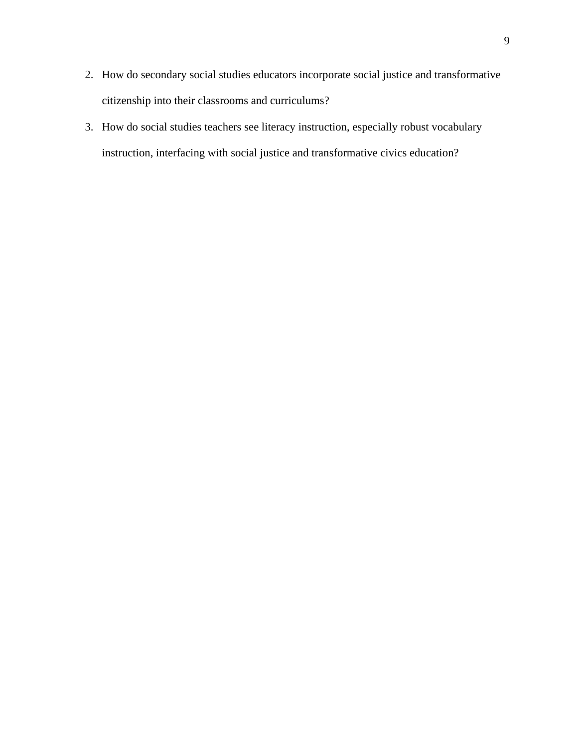2. How do secondary social studies educators incorporate social justice and transformative citizenship into their classrooms and curriculums?
3. How do social studies teachers see literacy instruction, especially robust vocabulary instruction, interfacing with social justice and transformative civics education?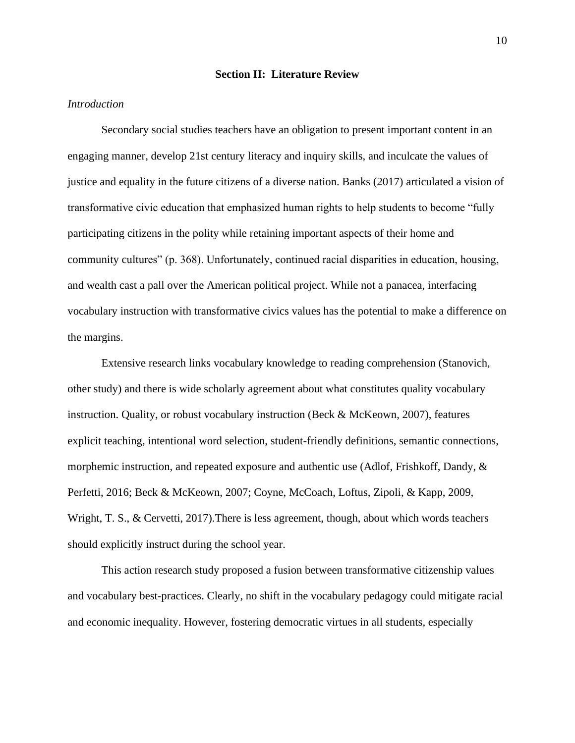## Section II: Literature Review

*Introduction*

Secondary social studies teachers have an obligation to present important content in an engaging manner, develop 21st century literacy and inquiry skills, and inculcate the values of justice and equality in the future citizens of a diverse nation. Banks (2017) articulated a vision of transformative civic education that emphasized human rights to help students to become "fully participating citizens in the polity while retaining important aspects of their home and community cultures" (p. 368). Unfortunately, continued racial disparities in education, housing, and wealth cast a pall over the American political project. While not a panacea, interfacing vocabulary instruction with transformative civics values has the potential to make a difference on the margins.

Extensive research links vocabulary knowledge to reading comprehension (Stanovich, other study) and there is wide scholarly agreement about what constitutes quality vocabulary instruction. Quality, or robust vocabulary instruction (Beck & McKeown, 2007), features explicit teaching, intentional word selection, student-friendly definitions, semantic connections, morphemic instruction, and repeated exposure and authentic use (Adlof, Frishkoff, Dandy, & Perfetti, 2016; Beck & McKeown, 2007; Coyne, McCoach, Loftus, Zipoli, & Kapp, 2009, Wright, T. S., & Cervetti, 2017).There is less agreement, though, about which words teachers should explicitly instruct during the school year.

This action research study proposed a fusion between transformative citizenship values and vocabulary best-practices. Clearly, no shift in the vocabulary pedagogy could mitigate racial and economic inequality. However, fostering democratic virtues in all students, especially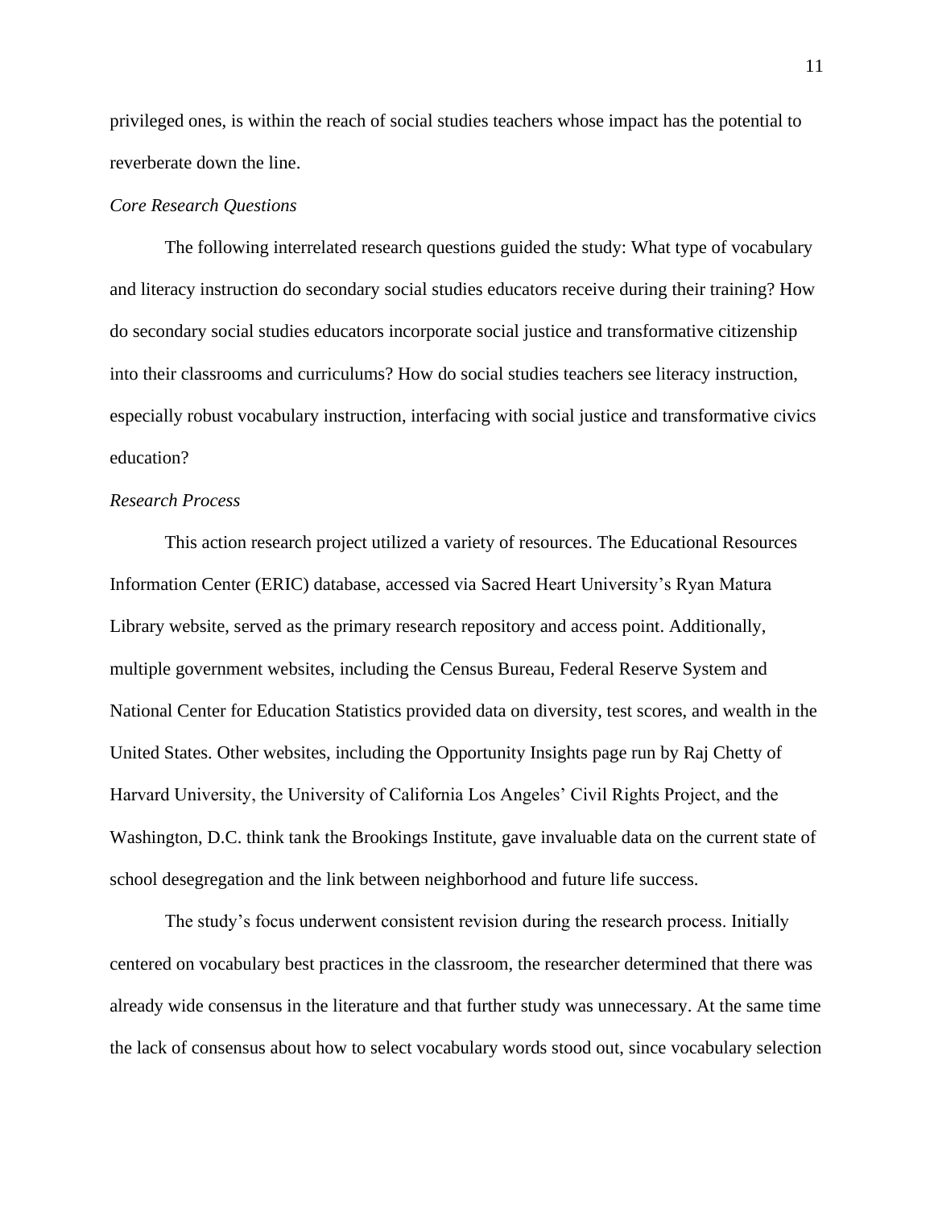privileged ones, is within the reach of social studies teachers whose impact has the potential to reverberate down the line.

### *Core Research Questions*

The following interrelated research questions guided the study: What type of vocabulary and literacy instruction do secondary social studies educators receive during their training? How do secondary social studies educators incorporate social justice and transformative citizenship into their classrooms and curriculums? How do social studies teachers see literacy instruction, especially robust vocabulary instruction, interfacing with social justice and transformative civics education?

### *Research Process*

This action research project utilized a variety of resources. The Educational Resources Information Center (ERIC) database, accessed via Sacred Heart University's Ryan Matura Library website, served as the primary research repository and access point. Additionally, multiple government websites, including the Census Bureau, Federal Reserve System and National Center for Education Statistics provided data on diversity, test scores, and wealth in the United States. Other websites, including the Opportunity Insights page run by Raj Chetty of Harvard University, the University of California Los Angeles' Civil Rights Project, and the Washington, D.C. think tank the Brookings Institute, gave invaluable data on the current state of school desegregation and the link between neighborhood and future life success.

The study's focus underwent consistent revision during the research process. Initially centered on vocabulary best practices in the classroom, the researcher determined that there was already wide consensus in the literature and that further study was unnecessary. At the same time the lack of consensus about how to select vocabulary words stood out, since vocabulary selection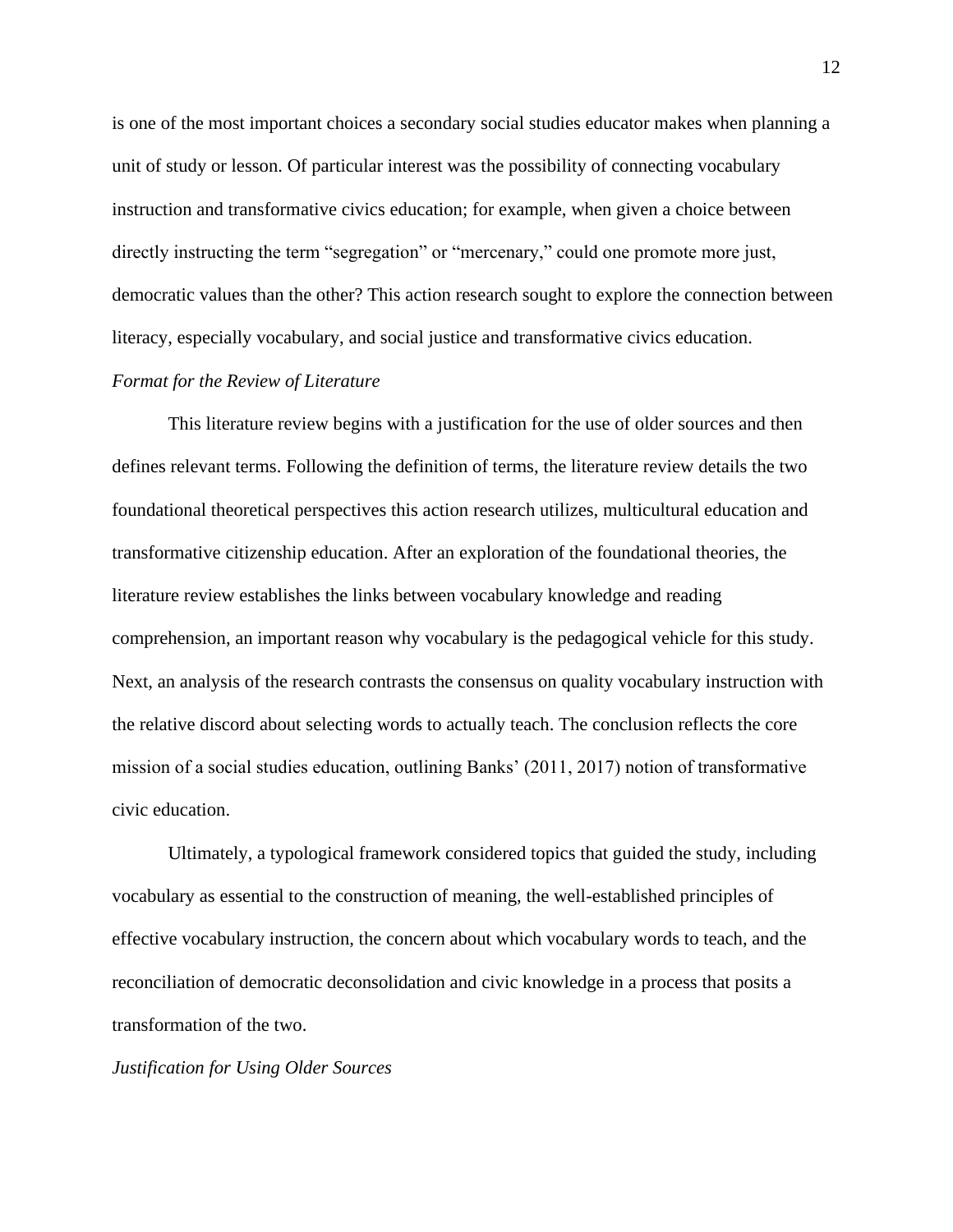is one of the most important choices a secondary social studies educator makes when planning a unit of study or lesson. Of particular interest was the possibility of connecting vocabulary instruction and transformative civics education; for example, when given a choice between directly instructing the term "segregation" or "mercenary," could one promote more just, democratic values than the other? This action research sought to explore the connection between literacy, especially vocabulary, and social justice and transformative civics education.

### *Format for the Review of Literature*

This literature review begins with a justification for the use of older sources and then defines relevant terms. Following the definition of terms, the literature review details the two foundational theoretical perspectives this action research utilizes, multicultural education and transformative citizenship education. After an exploration of the foundational theories, the literature review establishes the links between vocabulary knowledge and reading comprehension, an important reason why vocabulary is the pedagogical vehicle for this study. Next, an analysis of the research contrasts the consensus on quality vocabulary instruction with the relative discord about selecting words to actually teach. The conclusion reflects the core mission of a social studies education, outlining Banks' (2011, 2017) notion of transformative civic education.

Ultimately, a typological framework considered topics that guided the study, including vocabulary as essential to the construction of meaning, the well-established principles of effective vocabulary instruction, the concern about which vocabulary words to teach, and the reconciliation of democratic deconsolidation and civic knowledge in a process that posits a transformation of the two.

### *Justification for Using Older Sources*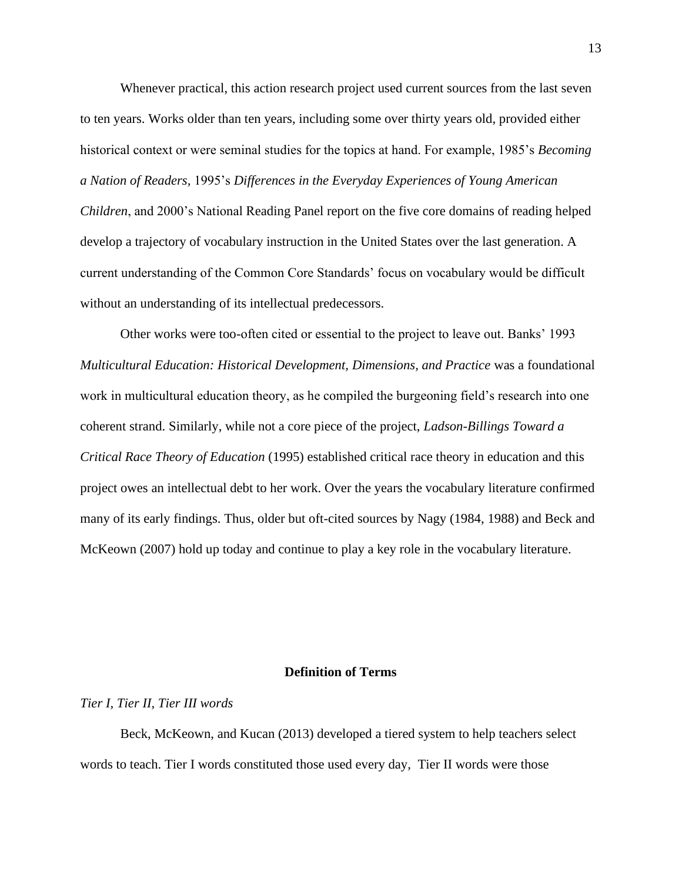Whenever practical, this action research project used current sources from the last seven to ten years. Works older than ten years, including some over thirty years old, provided either historical context or were seminal studies for the topics at hand. For example, 1985's *Becoming a Nation of Readers,* 1995's *Differences in the Everyday Experiences of Young American Children*, and 2000's National Reading Panel report on the five core domains of reading helped develop a trajectory of vocabulary instruction in the United States over the last generation. A current understanding of the Common Core Standards' focus on vocabulary would be difficult without an understanding of its intellectual predecessors.

Other works were too-often cited or essential to the project to leave out. Banks' 1993 *Multicultural Education: Historical Development, Dimensions, and Practice* was a foundational work in multicultural education theory, as he compiled the burgeoning field's research into one coherent strand. Similarly, while not a core piece of the project, *Ladson-Billings Toward a Critical Race Theory of Education* (1995) established critical race theory in education and this project owes an intellectual debt to her work. Over the years the vocabulary literature confirmed many of its early findings. Thus, older but oft-cited sources by Nagy (1984, 1988) and Beck and McKeown (2007) hold up today and continue to play a key role in the vocabulary literature.

## Definition of Terms

*Tier I, Tier II, Tier III words*

Beck, McKeown, and Kucan (2013) developed a tiered system to help teachers select words to teach. Tier I words constituted those used every day, Tier II words were those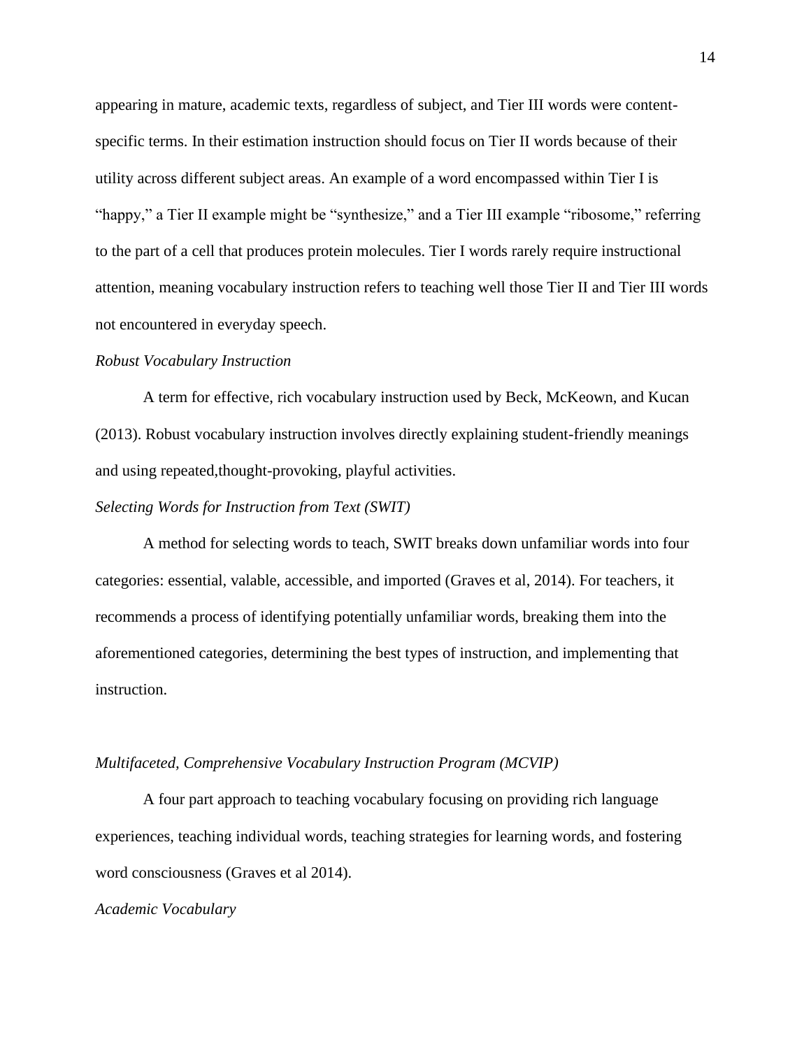appearing in mature, academic texts, regardless of subject, and Tier III words were content-specific terms. In their estimation instruction should focus on Tier II words because of their utility across different subject areas. An example of a word encompassed within Tier I is "happy," a Tier II example might be "synthesize," and a Tier III example "ribosome," referring to the part of a cell that produces protein molecules. Tier I words rarely require instructional attention, meaning vocabulary instruction refers to teaching well those Tier II and Tier III words not encountered in everyday speech.

*Robust Vocabulary Instruction*

A term for effective, rich vocabulary instruction used by Beck, McKeown, and Kucan (2013). Robust vocabulary instruction involves directly explaining student-friendly meanings and using repeated,thought-provoking, playful activities.

*Selecting Words for Instruction from Text (SWIT)*

A method for selecting words to teach, SWIT breaks down unfamiliar words into four categories: essential, valable, accessible, and imported (Graves et al, 2014). For teachers, it recommends a process of identifying potentially unfamiliar words, breaking them into the aforementioned categories, determining the best types of instruction, and implementing that instruction.

*Multifaceted, Comprehensive Vocabulary Instruction Program (MCVIP)*

A four part approach to teaching vocabulary focusing on providing rich language experiences, teaching individual words, teaching strategies for learning words, and fostering word consciousness (Graves et al 2014).

*Academic Vocabulary*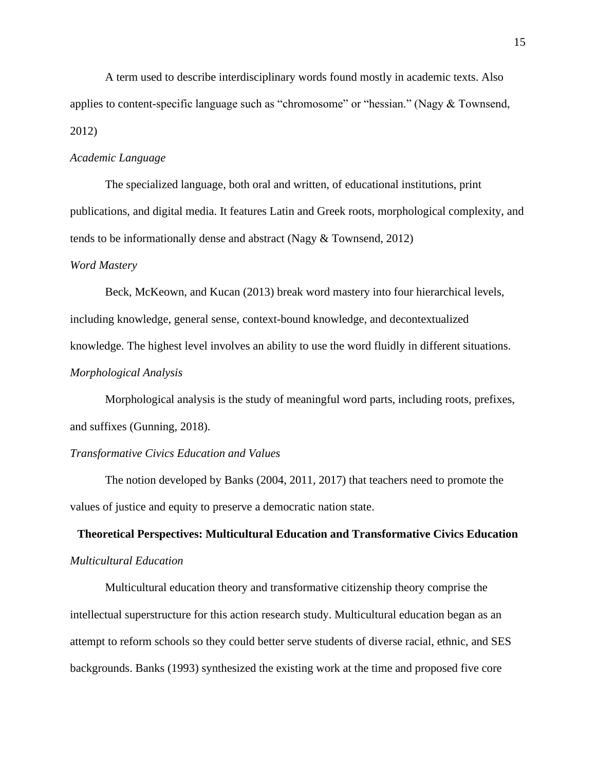A term used to describe interdisciplinary words found mostly in academic texts. Also applies to content-specific language such as "chromosome" or "hessian." (Nagy & Townsend, 2012)

*Academic Language*

The specialized language, both oral and written, of educational institutions, print publications, and digital media. It features Latin and Greek roots, morphological complexity, and tends to be informationally dense and abstract (Nagy & Townsend, 2012)

*Word Mastery*

Beck, McKeown, and Kucan (2013) break word mastery into four hierarchical levels, including knowledge, general sense, context-bound knowledge, and decontextualized knowledge. The highest level involves an ability to use the word fluidly in different situations.

*Morphological Analysis*

Morphological analysis is the study of meaningful word parts, including roots, prefixes, and suffixes (Gunning, 2018).

*Transformative Civics Education and Values*

The notion developed by Banks (2004, 2011, 2017) that teachers need to promote the values of justice and equity to preserve a democratic nation state.

## Theoretical Perspectives: Multicultural Education and Transformative Civics Education

*Multicultural Education*

Multicultural education theory and transformative citizenship theory comprise the intellectual superstructure for this action research study. Multicultural education began as an attempt to reform schools so they could better serve students of diverse racial, ethnic, and SES backgrounds. Banks (1993) synthesized the existing work at the time and proposed five core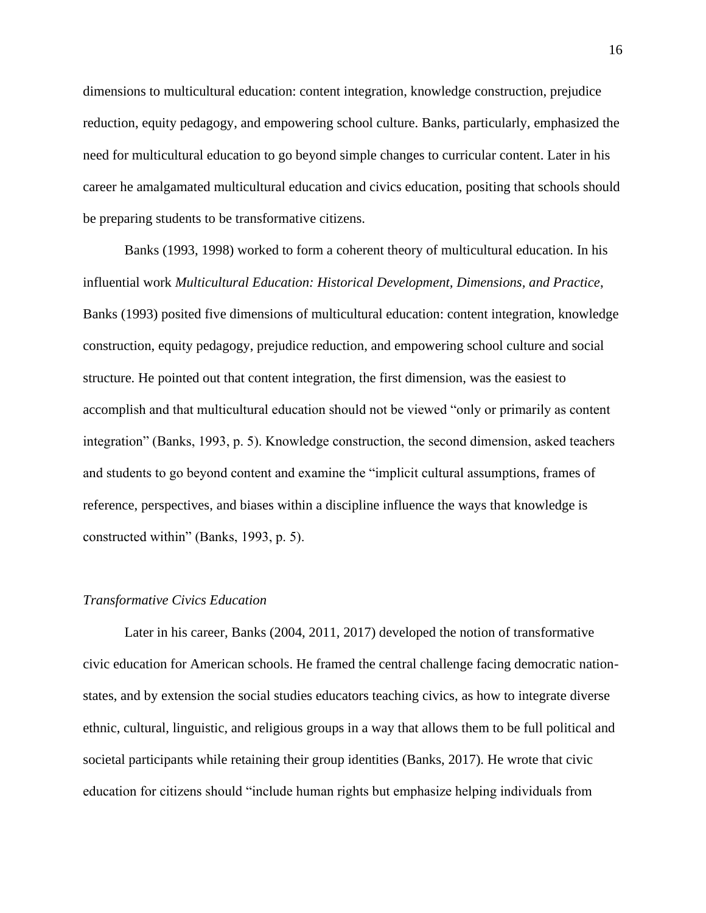dimensions to multicultural education: content integration, knowledge construction, prejudice reduction, equity pedagogy, and empowering school culture. Banks, particularly, emphasized the need for multicultural education to go beyond simple changes to curricular content. Later in his career he amalgamated multicultural education and civics education, positing that schools should be preparing students to be transformative citizens.

Banks (1993, 1998) worked to form a coherent theory of multicultural education. In his influential work *Multicultural Education: Historical Development, Dimensions, and Practice*, Banks (1993) posited five dimensions of multicultural education: content integration, knowledge construction, equity pedagogy, prejudice reduction, and empowering school culture and social structure. He pointed out that content integration, the first dimension, was the easiest to accomplish and that multicultural education should not be viewed "only or primarily as content integration" (Banks, 1993, p. 5). Knowledge construction, the second dimension, asked teachers and students to go beyond content and examine the "implicit cultural assumptions, frames of reference, perspectives, and biases within a discipline influence the ways that knowledge is constructed within" (Banks, 1993, p. 5).

### *Transformative Civics Education*

Later in his career, Banks (2004, 2011, 2017) developed the notion of transformative civic education for American schools. He framed the central challenge facing democratic nation-states, and by extension the social studies educators teaching civics, as how to integrate diverse ethnic, cultural, linguistic, and religious groups in a way that allows them to be full political and societal participants while retaining their group identities (Banks, 2017). He wrote that civic education for citizens should "include human rights but emphasize helping individuals from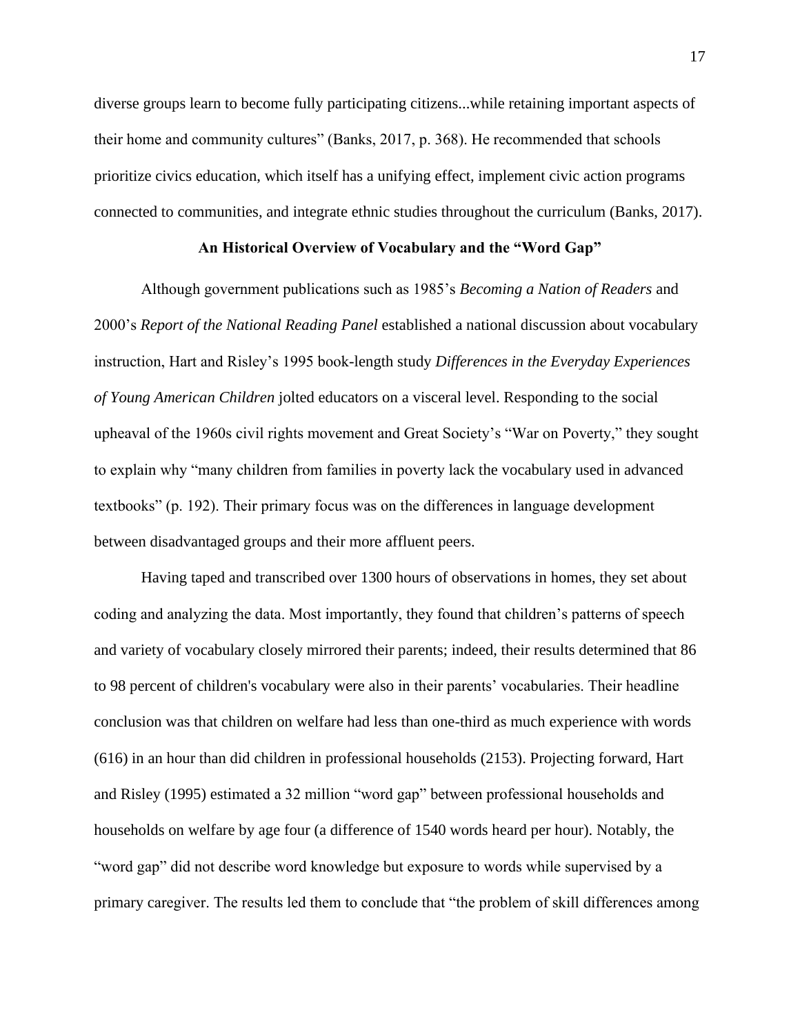diverse groups learn to become fully participating citizens...while retaining important aspects of their home and community cultures" (Banks, 2017, p. 368). He recommended that schools prioritize civics education, which itself has a unifying effect, implement civic action programs connected to communities, and integrate ethnic studies throughout the curriculum (Banks, 2017).

## An Historical Overview of Vocabulary and the "Word Gap"

Although government publications such as 1985's *Becoming a Nation of Readers* and 2000's *Report of the National Reading Panel* established a national discussion about vocabulary instruction, Hart and Risley's 1995 book-length study *Differences in the Everyday Experiences of Young American Children* jolted educators on a visceral level. Responding to the social upheaval of the 1960s civil rights movement and Great Society's "War on Poverty," they sought to explain why "many children from families in poverty lack the vocabulary used in advanced textbooks" (p. 192). Their primary focus was on the differences in language development between disadvantaged groups and their more affluent peers.

Having taped and transcribed over 1300 hours of observations in homes, they set about coding and analyzing the data. Most importantly, they found that children's patterns of speech and variety of vocabulary closely mirrored their parents; indeed, their results determined that 86 to 98 percent of children's vocabulary were also in their parents' vocabularies. Their headline conclusion was that children on welfare had less than one-third as much experience with words (616) in an hour than did children in professional households (2153). Projecting forward, Hart and Risley (1995) estimated a 32 million "word gap" between professional households and households on welfare by age four (a difference of 1540 words heard per hour). Notably, the "word gap" did not describe word knowledge but exposure to words while supervised by a primary caregiver. The results led them to conclude that "the problem of skill differences among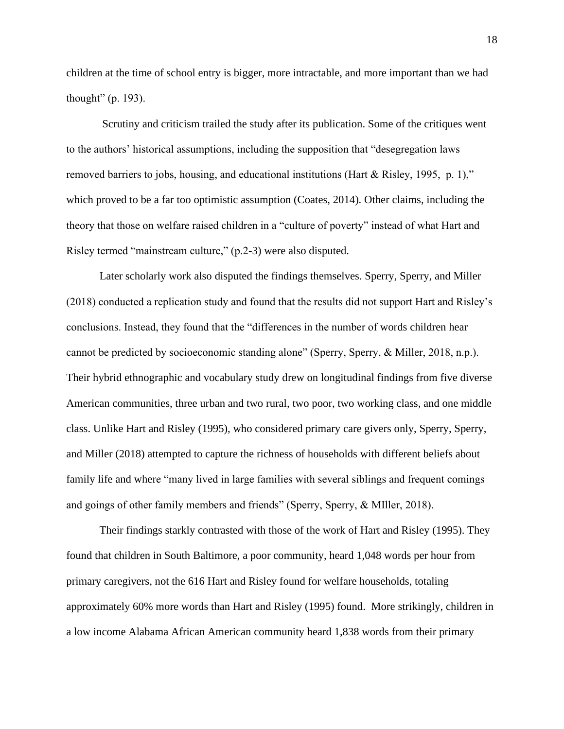children at the time of school entry is bigger, more intractable, and more important than we had thought" (p. 193).

Scrutiny and criticism trailed the study after its publication. Some of the critiques went to the authors' historical assumptions, including the supposition that "desegregation laws removed barriers to jobs, housing, and educational institutions (Hart & Risley, 1995, p. 1)," which proved to be a far too optimistic assumption (Coates, 2014). Other claims, including the theory that those on welfare raised children in a "culture of poverty" instead of what Hart and Risley termed "mainstream culture," (p.2-3) were also disputed.

Later scholarly work also disputed the findings themselves. Sperry, Sperry, and Miller (2018) conducted a replication study and found that the results did not support Hart and Risley's conclusions. Instead, they found that the "differences in the number of words children hear cannot be predicted by socioeconomic standing alone" (Sperry, Sperry, & Miller, 2018, n.p.). Their hybrid ethnographic and vocabulary study drew on longitudinal findings from five diverse American communities, three urban and two rural, two poor, two working class, and one middle class. Unlike Hart and Risley (1995), who considered primary care givers only, Sperry, Sperry, and Miller (2018) attempted to capture the richness of households with different beliefs about family life and where "many lived in large families with several siblings and frequent comings and goings of other family members and friends" (Sperry, Sperry, & MIller, 2018).

Their findings starkly contrasted with those of the work of Hart and Risley (1995). They found that children in South Baltimore, a poor community, heard 1,048 words per hour from primary caregivers, not the 616 Hart and Risley found for welfare households, totaling approximately 60% more words than Hart and Risley (1995) found. More strikingly, children in a low income Alabama African American community heard 1,838 words from their primary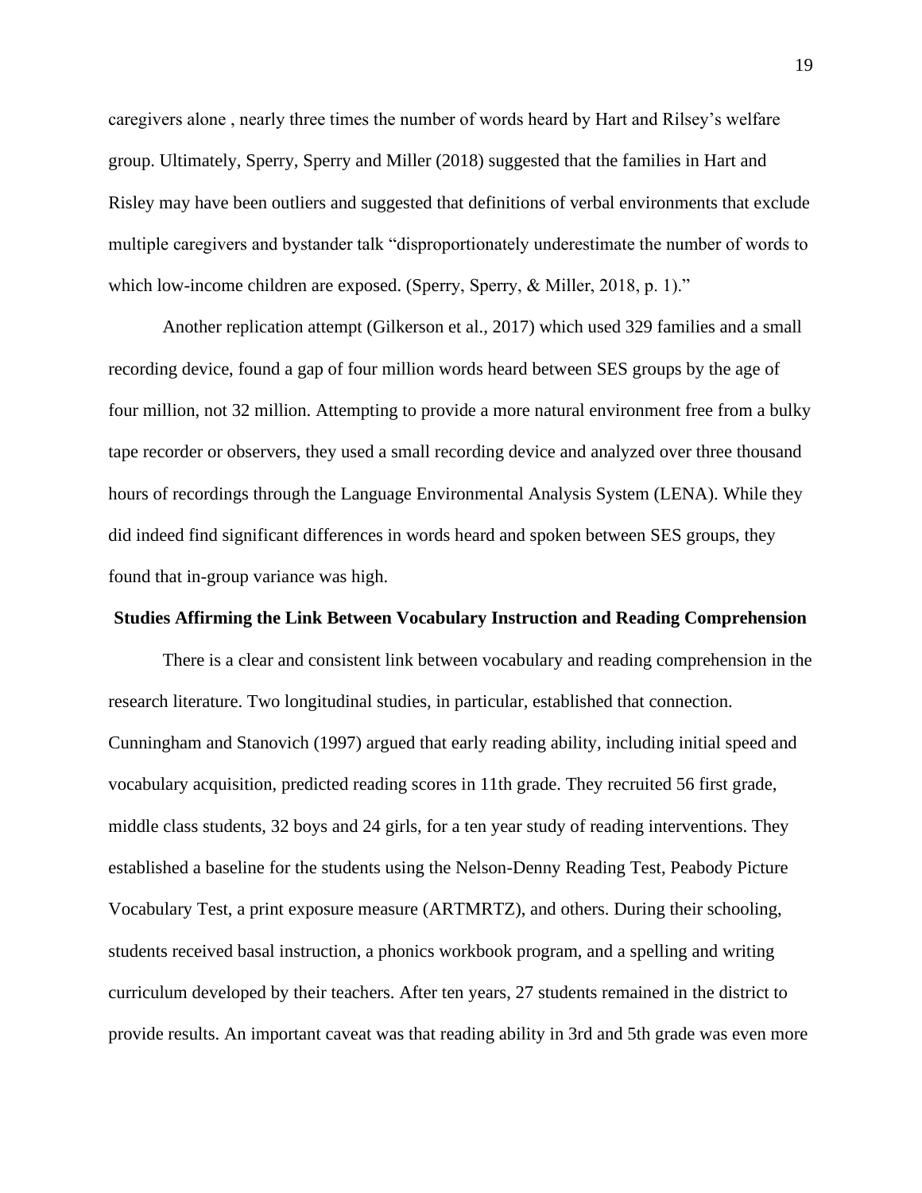caregivers alone , nearly three times the number of words heard by Hart and Rilsey's welfare group. Ultimately, Sperry, Sperry and Miller (2018) suggested that the families in Hart and Risley may have been outliers and suggested that definitions of verbal environments that exclude multiple caregivers and bystander talk "disproportionately underestimate the number of words to which low-income children are exposed. (Sperry, Sperry, & Miller, 2018, p. 1)."

Another replication attempt (Gilkerson et al., 2017) which used 329 families and a small recording device, found a gap of four million words heard between SES groups by the age of four million, not 32 million. Attempting to provide a more natural environment free from a bulky tape recorder or observers, they used a small recording device and analyzed over three thousand hours of recordings through the Language Environmental Analysis System (LENA). While they did indeed find significant differences in words heard and spoken between SES groups, they found that in-group variance was high.

## Studies Affirming the Link Between Vocabulary Instruction and Reading Comprehension

There is a clear and consistent link between vocabulary and reading comprehension in the research literature. Two longitudinal studies, in particular, established that connection. Cunningham and Stanovich (1997) argued that early reading ability, including initial speed and vocabulary acquisition, predicted reading scores in 11th grade. They recruited 56 first grade, middle class students, 32 boys and 24 girls, for a ten year study of reading interventions. They established a baseline for the students using the Nelson-Denny Reading Test, Peabody Picture Vocabulary Test, a print exposure measure (ARTMRTZ), and others. During their schooling, students received basal instruction, a phonics workbook program, and a spelling and writing curriculum developed by their teachers. After ten years, 27 students remained in the district to provide results. An important caveat was that reading ability in 3rd and 5th grade was even more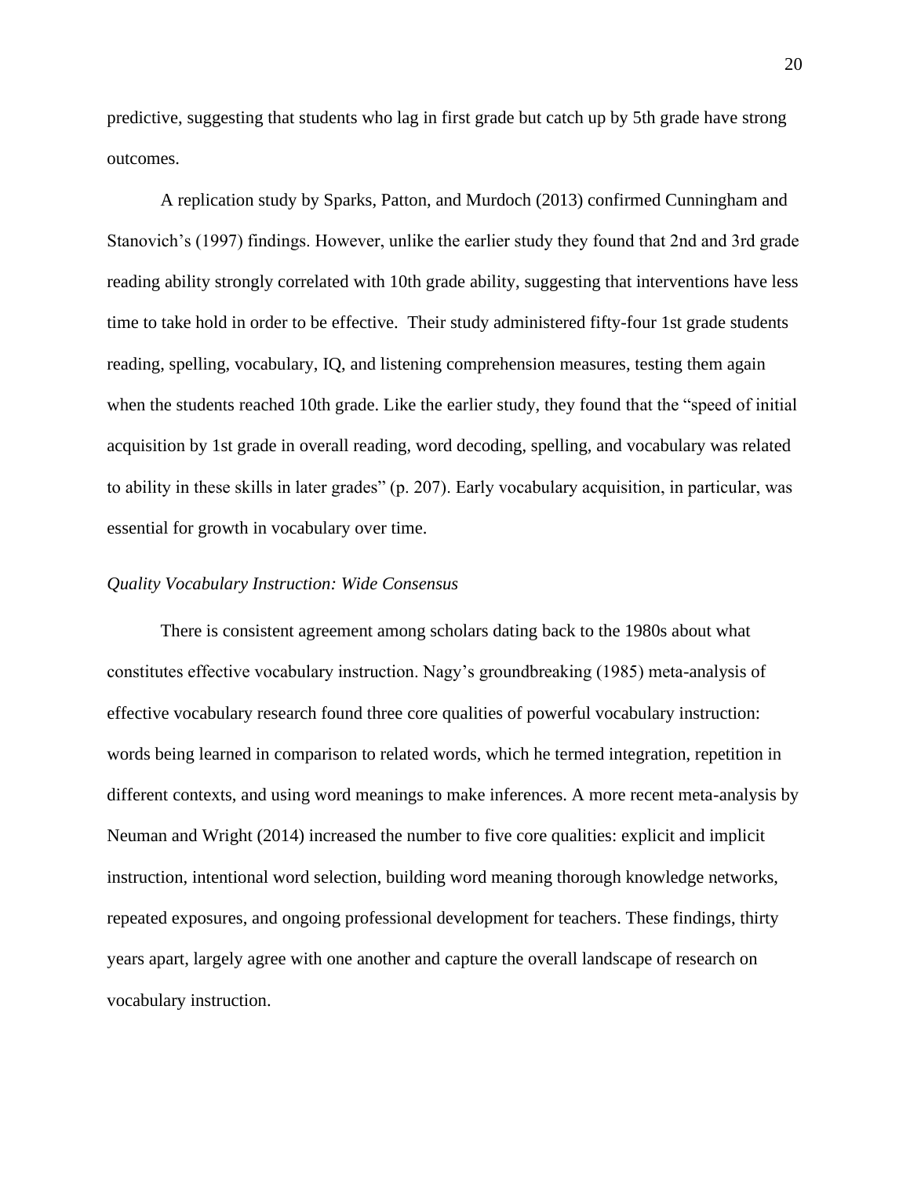predictive, suggesting that students who lag in first grade but catch up by 5th grade have strong outcomes.

A replication study by Sparks, Patton, and Murdoch (2013) confirmed Cunningham and Stanovich's (1997) findings. However, unlike the earlier study they found that 2nd and 3rd grade reading ability strongly correlated with 10th grade ability, suggesting that interventions have less time to take hold in order to be effective. Their study administered fifty-four 1st grade students reading, spelling, vocabulary, IQ, and listening comprehension measures, testing them again when the students reached 10th grade. Like the earlier study, they found that the "speed of initial acquisition by 1st grade in overall reading, word decoding, spelling, and vocabulary was related to ability in these skills in later grades" (p. 207). Early vocabulary acquisition, in particular, was essential for growth in vocabulary over time.

*Quality Vocabulary Instruction: Wide Consensus*

There is consistent agreement among scholars dating back to the 1980s about what constitutes effective vocabulary instruction. Nagy's groundbreaking (1985) meta-analysis of effective vocabulary research found three core qualities of powerful vocabulary instruction: words being learned in comparison to related words, which he termed integration, repetition in different contexts, and using word meanings to make inferences. A more recent meta-analysis by Neuman and Wright (2014) increased the number to five core qualities: explicit and implicit instruction, intentional word selection, building word meaning thorough knowledge networks, repeated exposures, and ongoing professional development for teachers. These findings, thirty years apart, largely agree with one another and capture the overall landscape of research on vocabulary instruction.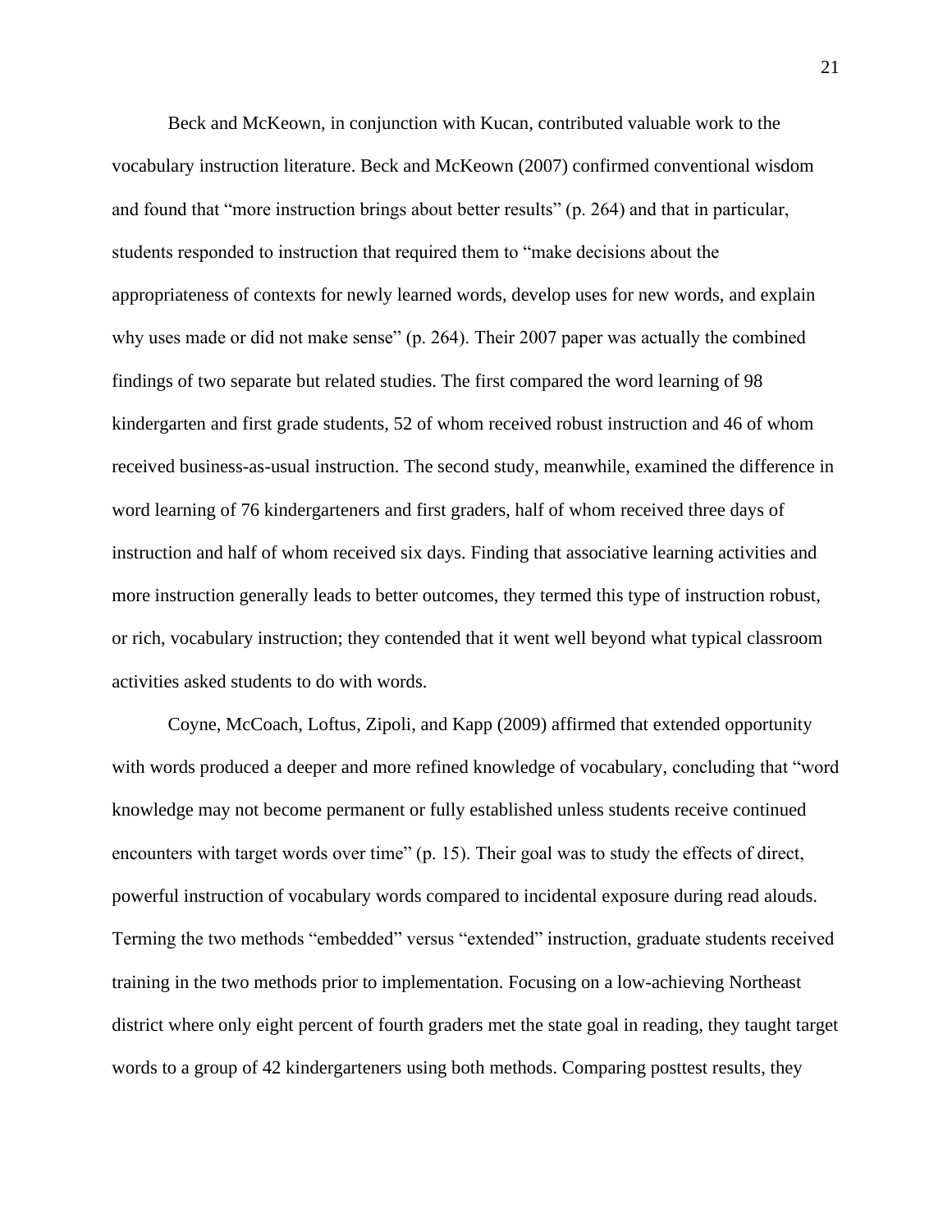Beck and McKeown, in conjunction with Kucan, contributed valuable work to the vocabulary instruction literature. Beck and McKeown (2007) confirmed conventional wisdom and found that "more instruction brings about better results" (p. 264) and that in particular, students responded to instruction that required them to "make decisions about the appropriateness of contexts for newly learned words, develop uses for new words, and explain why uses made or did not make sense" (p. 264). Their 2007 paper was actually the combined findings of two separate but related studies. The first compared the word learning of 98 kindergarten and first grade students, 52 of whom received robust instruction and 46 of whom received business-as-usual instruction. The second study, meanwhile, examined the difference in word learning of 76 kindergarteners and first graders, half of whom received three days of instruction and half of whom received six days. Finding that associative learning activities and more instruction generally leads to better outcomes, they termed this type of instruction robust, or rich, vocabulary instruction; they contended that it went well beyond what typical classroom activities asked students to do with words.

Coyne, McCoach, Loftus, Zipoli, and Kapp (2009) affirmed that extended opportunity with words produced a deeper and more refined knowledge of vocabulary, concluding that "word knowledge may not become permanent or fully established unless students receive continued encounters with target words over time" (p. 15). Their goal was to study the effects of direct, powerful instruction of vocabulary words compared to incidental exposure during read alouds. Terming the two methods "embedded" versus "extended" instruction, graduate students received training in the two methods prior to implementation. Focusing on a low-achieving Northeast district where only eight percent of fourth graders met the state goal in reading, they taught target words to a group of 42 kindergarteners using both methods. Comparing posttest results, they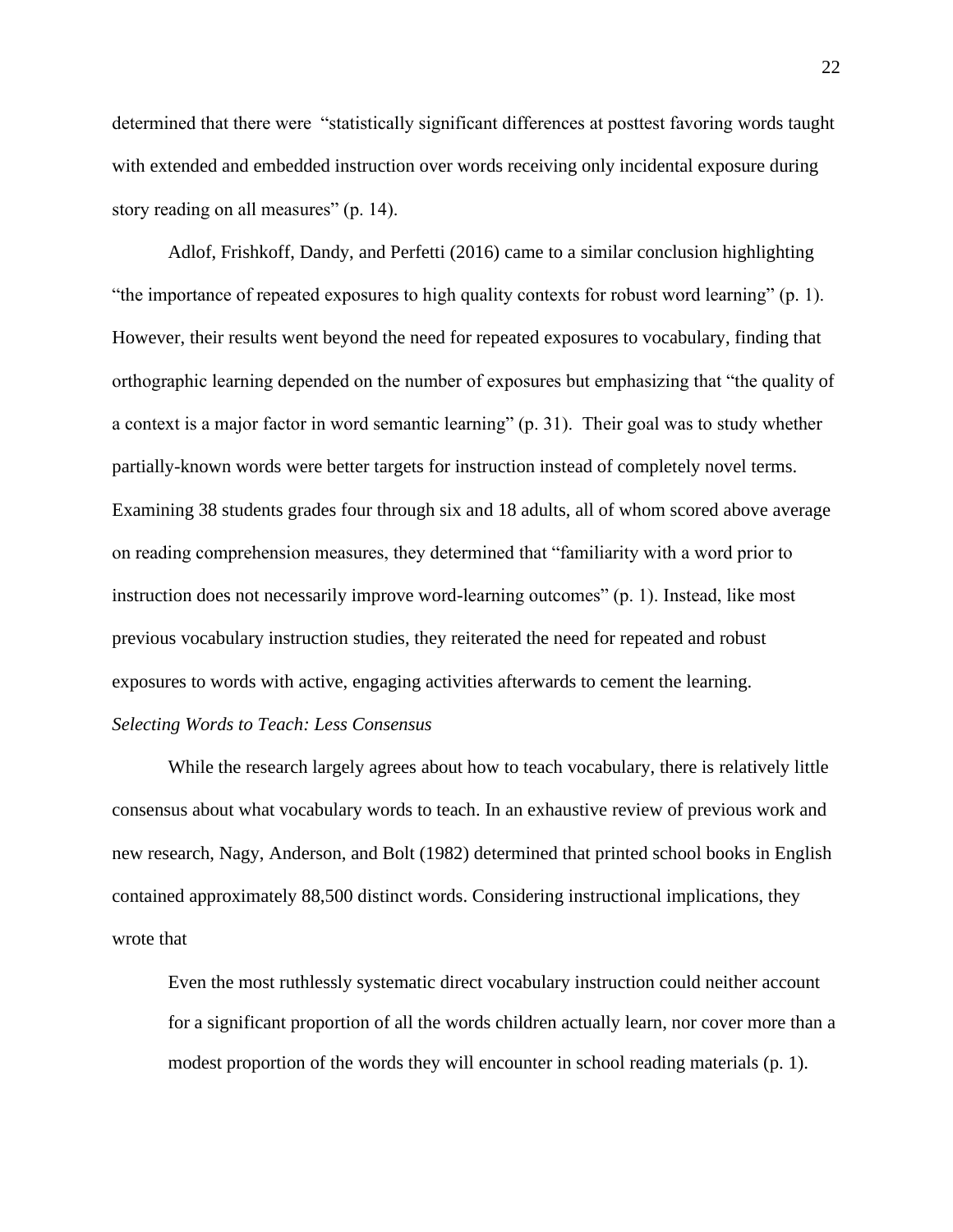determined that there were "statistically significant differences at posttest favoring words taught with extended and embedded instruction over words receiving only incidental exposure during story reading on all measures" (p. 14).

Adlof, Frishkoff, Dandy, and Perfetti (2016) came to a similar conclusion highlighting "the importance of repeated exposures to high quality contexts for robust word learning" (p. 1). However, their results went beyond the need for repeated exposures to vocabulary, finding that orthographic learning depended on the number of exposures but emphasizing that "the quality of a context is a major factor in word semantic learning" (p. 31). Their goal was to study whether partially-known words were better targets for instruction instead of completely novel terms. Examining 38 students grades four through six and 18 adults, all of whom scored above average on reading comprehension measures, they determined that "familiarity with a word prior to instruction does not necessarily improve word-learning outcomes" (p. 1). Instead, like most previous vocabulary instruction studies, they reiterated the need for repeated and robust exposures to words with active, engaging activities afterwards to cement the learning.

*Selecting Words to Teach: Less Consensus*

While the research largely agrees about how to teach vocabulary, there is relatively little consensus about what vocabulary words to teach. In an exhaustive review of previous work and new research, Nagy, Anderson, and Bolt (1982) determined that printed school books in English contained approximately 88,500 distinct words. Considering instructional implications, they wrote that

> Even the most ruthlessly systematic direct vocabulary instruction could neither account for a significant proportion of all the words children actually learn, nor cover more than a modest proportion of the words they will encounter in school reading materials (p. 1).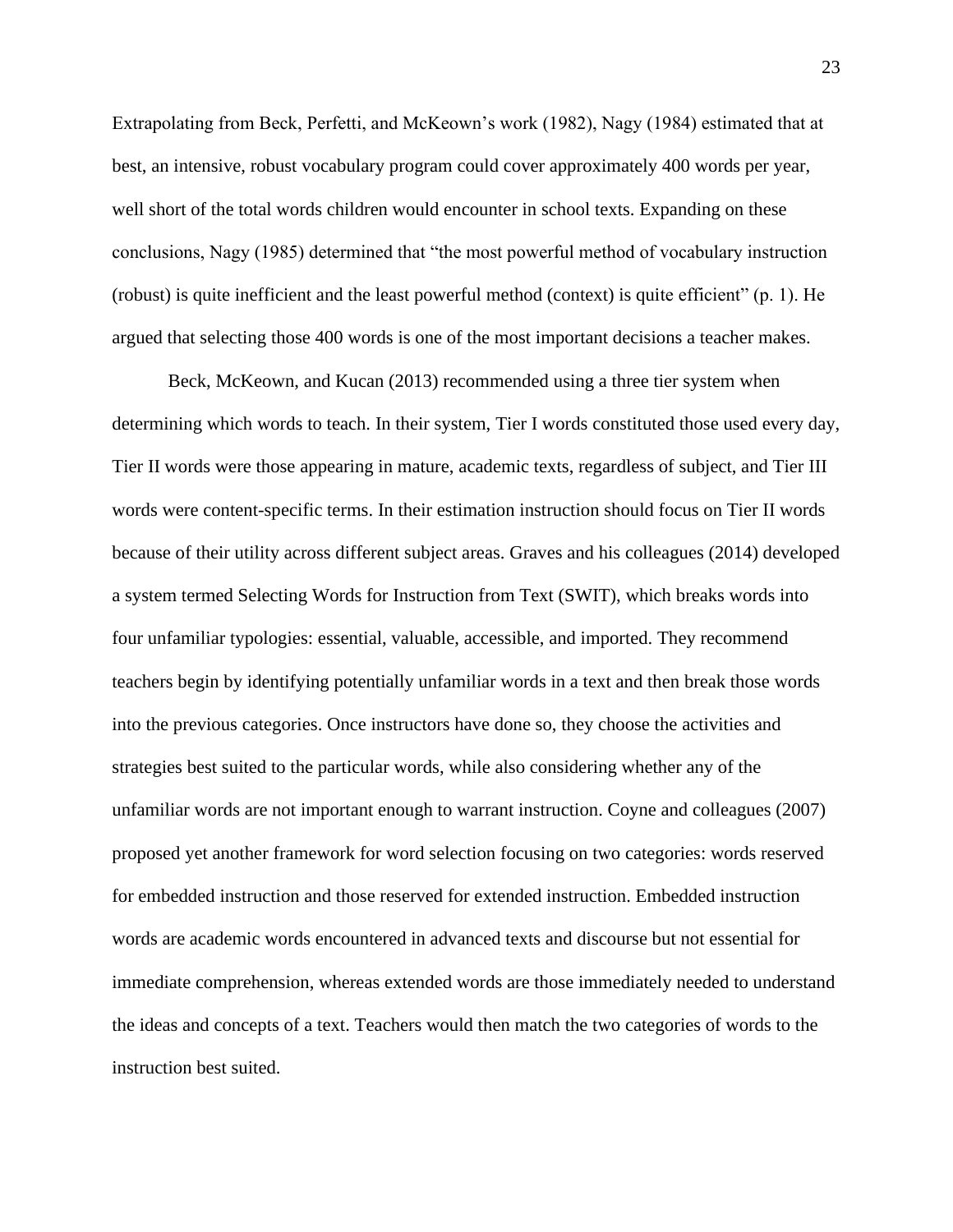Extrapolating from Beck, Perfetti, and McKeown's work (1982), Nagy (1984) estimated that at best, an intensive, robust vocabulary program could cover approximately 400 words per year, well short of the total words children would encounter in school texts. Expanding on these conclusions, Nagy (1985) determined that "the most powerful method of vocabulary instruction (robust) is quite inefficient and the least powerful method (context) is quite efficient" (p. 1). He argued that selecting those 400 words is one of the most important decisions a teacher makes.

Beck, McKeown, and Kucan (2013) recommended using a three tier system when determining which words to teach. In their system, Tier I words constituted those used every day, Tier II words were those appearing in mature, academic texts, regardless of subject, and Tier III words were content-specific terms. In their estimation instruction should focus on Tier II words because of their utility across different subject areas. Graves and his colleagues (2014) developed a system termed Selecting Words for Instruction from Text (SWIT), which breaks words into four unfamiliar typologies: essential, valuable, accessible, and imported. They recommend teachers begin by identifying potentially unfamiliar words in a text and then break those words into the previous categories. Once instructors have done so, they choose the activities and strategies best suited to the particular words, while also considering whether any of the unfamiliar words are not important enough to warrant instruction. Coyne and colleagues (2007) proposed yet another framework for word selection focusing on two categories: words reserved for embedded instruction and those reserved for extended instruction. Embedded instruction words are academic words encountered in advanced texts and discourse but not essential for immediate comprehension, whereas extended words are those immediately needed to understand the ideas and concepts of a text. Teachers would then match the two categories of words to the instruction best suited.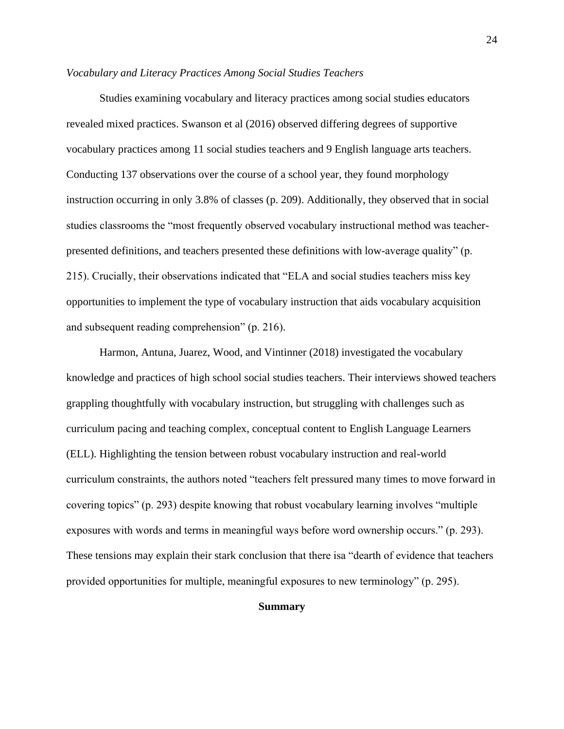*Vocabulary and Literacy Practices Among Social Studies Teachers*

Studies examining vocabulary and literacy practices among social studies educators revealed mixed practices. Swanson et al (2016) observed differing degrees of supportive vocabulary practices among 11 social studies teachers and 9 English language arts teachers. Conducting 137 observations over the course of a school year, they found morphology instruction occurring in only 3.8% of classes (p. 209). Additionally, they observed that in social studies classrooms the "most frequently observed vocabulary instructional method was teacher-presented definitions, and teachers presented these definitions with low-average quality" (p. 215). Crucially, their observations indicated that "ELA and social studies teachers miss key opportunities to implement the type of vocabulary instruction that aids vocabulary acquisition and subsequent reading comprehension" (p. 216).

Harmon, Antuna, Juarez, Wood, and Vintinner (2018) investigated the vocabulary knowledge and practices of high school social studies teachers. Their interviews showed teachers grappling thoughtfully with vocabulary instruction, but struggling with challenges such as curriculum pacing and teaching complex, conceptual content to English Language Learners (ELL). Highlighting the tension between robust vocabulary instruction and real-world curriculum constraints, the authors noted "teachers felt pressured many times to move forward in covering topics" (p. 293) despite knowing that robust vocabulary learning involves "multiple exposures with words and terms in meaningful ways before word ownership occurs." (p. 293). These tensions may explain their stark conclusion that there isa "dearth of evidence that teachers provided opportunities for multiple, meaningful exposures to new terminology" (p. 295).

## Summary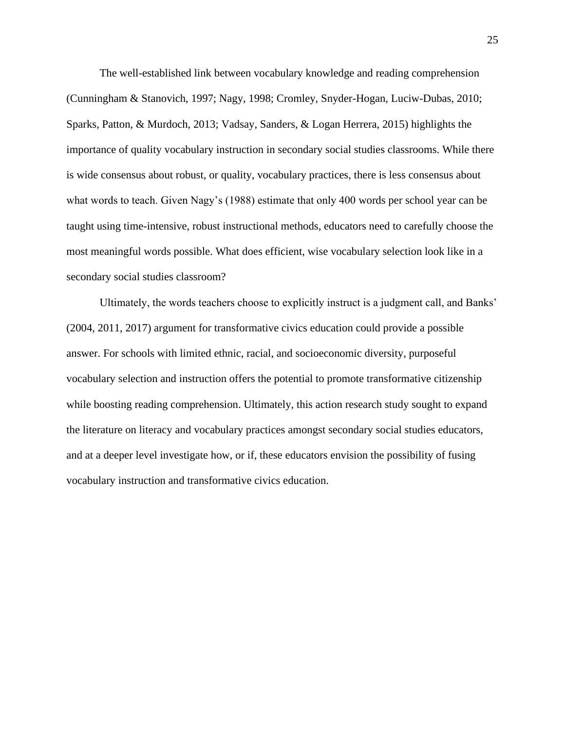The well-established link between vocabulary knowledge and reading comprehension (Cunningham & Stanovich, 1997; Nagy, 1998; Cromley, Snyder-Hogan, Luciw-Dubas, 2010; Sparks, Patton, & Murdoch, 2013; Vadsay, Sanders, & Logan Herrera, 2015) highlights the importance of quality vocabulary instruction in secondary social studies classrooms. While there is wide consensus about robust, or quality, vocabulary practices, there is less consensus about what words to teach. Given Nagy's (1988) estimate that only 400 words per school year can be taught using time-intensive, robust instructional methods, educators need to carefully choose the most meaningful words possible. What does efficient, wise vocabulary selection look like in a secondary social studies classroom?

Ultimately, the words teachers choose to explicitly instruct is a judgment call, and Banks' (2004, 2011, 2017) argument for transformative civics education could provide a possible answer. For schools with limited ethnic, racial, and socioeconomic diversity, purposeful vocabulary selection and instruction offers the potential to promote transformative citizenship while boosting reading comprehension. Ultimately, this action research study sought to expand the literature on literacy and vocabulary practices amongst secondary social studies educators, and at a deeper level investigate how, or if, these educators envision the possibility of fusing vocabulary instruction and transformative civics education.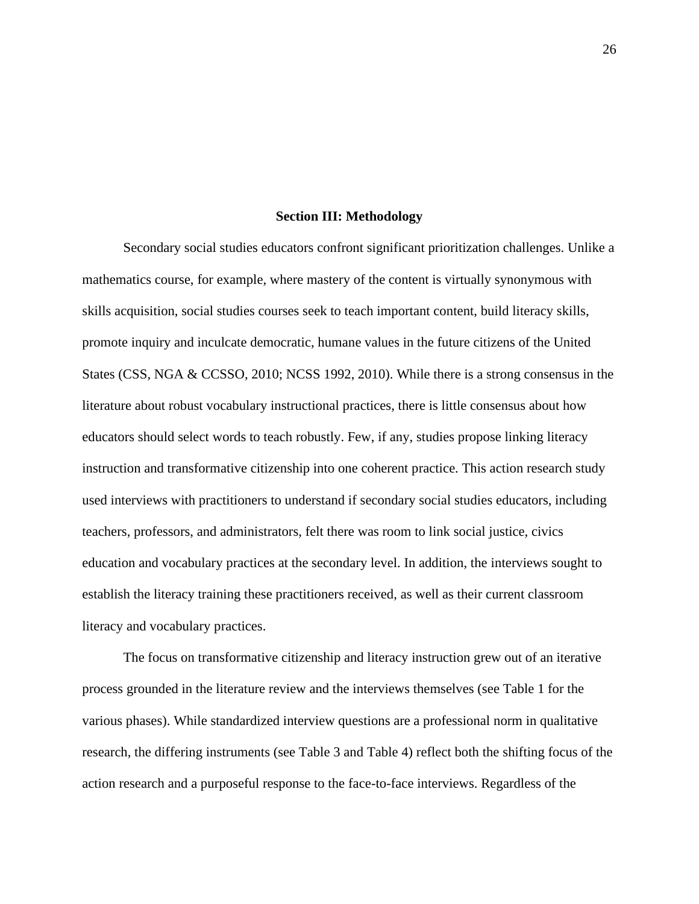## Section III: Methodology

Secondary social studies educators confront significant prioritization challenges. Unlike a mathematics course, for example, where mastery of the content is virtually synonymous with skills acquisition, social studies courses seek to teach important content, build literacy skills, promote inquiry and inculcate democratic, humane values in the future citizens of the United States (CSS, NGA & CCSSO, 2010; NCSS 1992, 2010). While there is a strong consensus in the literature about robust vocabulary instructional practices, there is little consensus about how educators should select words to teach robustly. Few, if any, studies propose linking literacy instruction and transformative citizenship into one coherent practice. This action research study used interviews with practitioners to understand if secondary social studies educators, including teachers, professors, and administrators, felt there was room to link social justice, civics education and vocabulary practices at the secondary level. In addition, the interviews sought to establish the literacy training these practitioners received, as well as their current classroom literacy and vocabulary practices.

The focus on transformative citizenship and literacy instruction grew out of an iterative process grounded in the literature review and the interviews themselves (see Table 1 for the various phases). While standardized interview questions are a professional norm in qualitative research, the differing instruments (see Table 3 and Table 4) reflect both the shifting focus of the action research and a purposeful response to the face-to-face interviews. Regardless of the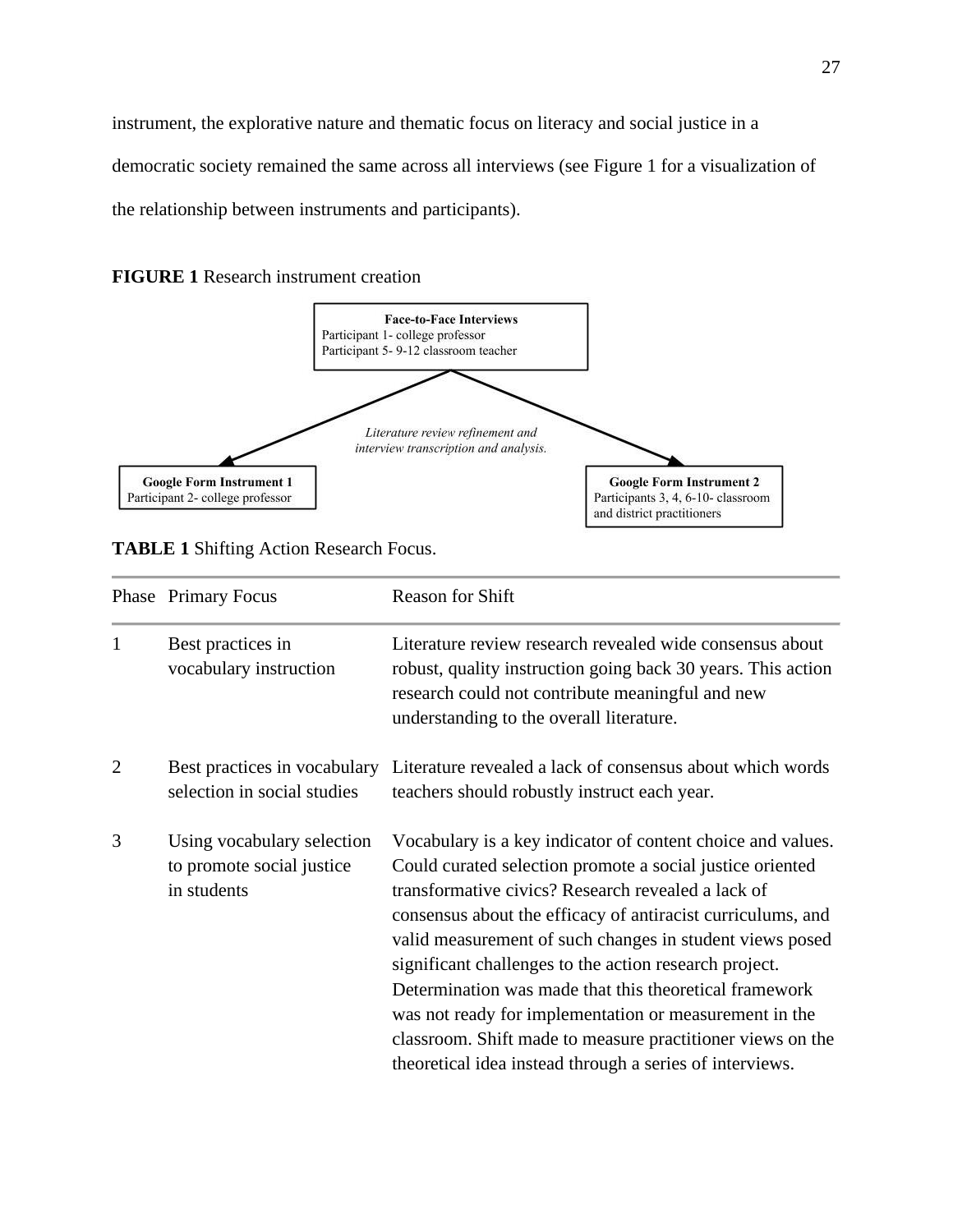instrument, the explorative nature and thematic focus on literacy and social justice in a democratic society remained the same across all interviews (see Figure 1 for a visualization of the relationship between instruments and participants).

**FIGURE 1** Research instrument creation

**Face-to-Face Interviews**
Participant 1- college professor
Participant 5- 9-12 classroom teacher

*Literature review refinement and interview transcription and analysis.*

**Google Form Instrument 1**
Participant 2- college professor

**Google Form Instrument 2**
Participants 3, 4, 6-10- classroom and district practitioners

**TABLE 1** Shifting Action Research Focus.

| Phase | Primary Focus | Reason for Shift |
|---|---|---|
| 1 | Best practices in vocabulary instruction | Literature review research revealed wide consensus about robust, quality instruction going back 30 years. This action research could not contribute meaningful and new understanding to the overall literature. |
| 2 | Best practices in vocabulary selection in social studies | Literature revealed a lack of consensus about which words teachers should robustly instruct each year. |
| 3 | Using vocabulary selection to promote social justice in students | Vocabulary is a key indicator of content choice and values. Could curated selection promote a social justice oriented transformative civics? Research revealed a lack of consensus about the efficacy of antiracist curriculums, and valid measurement of such changes in student views posed significant challenges to the action research project. Determination was made that this theoretical framework was not ready for implementation or measurement in the classroom. Shift made to measure practitioner views on the theoretical idea instead through a series of interviews. |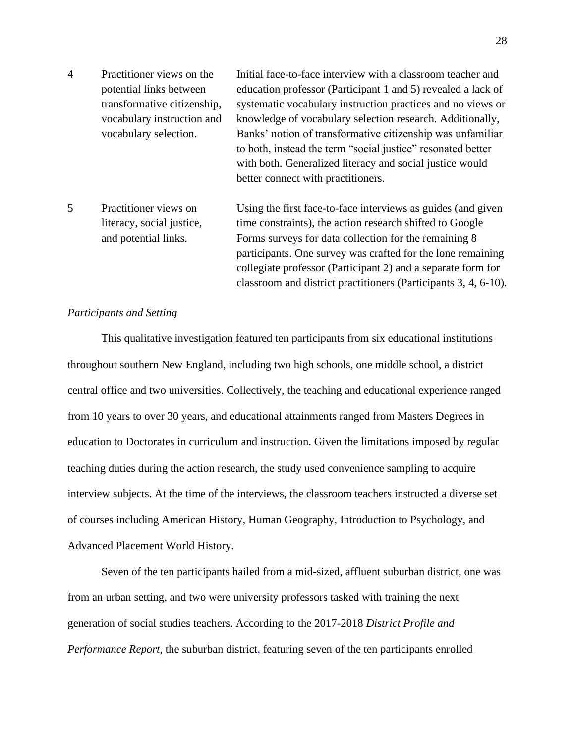| | | |
|---|---|---|
| 4 | Practitioner views on the potential links between transformative citizenship, vocabulary instruction and vocabulary selection. | Initial face-to-face interview with a classroom teacher and education professor (Participant 1 and 5) revealed a lack of systematic vocabulary instruction practices and no views or knowledge of vocabulary selection research. Additionally, Banks' notion of transformative citizenship was unfamiliar to both, instead the term "social justice" resonated better with both. Generalized literacy and social justice would better connect with practitioners. |
| 5 | Practitioner views on literacy, social justice, and potential links. | Using the first face-to-face interviews as guides (and given time constraints), the action research shifted to Google Forms surveys for data collection for the remaining 8 participants. One survey was crafted for the lone remaining collegiate professor (Participant 2) and a separate form for classroom and district practitioners (Participants 3, 4, 6-10). |

*Participants and Setting*

This qualitative investigation featured ten participants from six educational institutions throughout southern New England, including two high schools, one middle school, a district central office and two universities. Collectively, the teaching and educational experience ranged from 10 years to over 30 years, and educational attainments ranged from Masters Degrees in education to Doctorates in curriculum and instruction. Given the limitations imposed by regular teaching duties during the action research, the study used convenience sampling to acquire interview subjects. At the time of the interviews, the classroom teachers instructed a diverse set of courses including American History, Human Geography, Introduction to Psychology, and Advanced Placement World History.

Seven of the ten participants hailed from a mid-sized, affluent suburban district, one was from an urban setting, and two were university professors tasked with training the next generation of social studies teachers. According to the 2017-2018 *District Profile and Performance Report*, the suburban district, featuring seven of the ten participants enrolled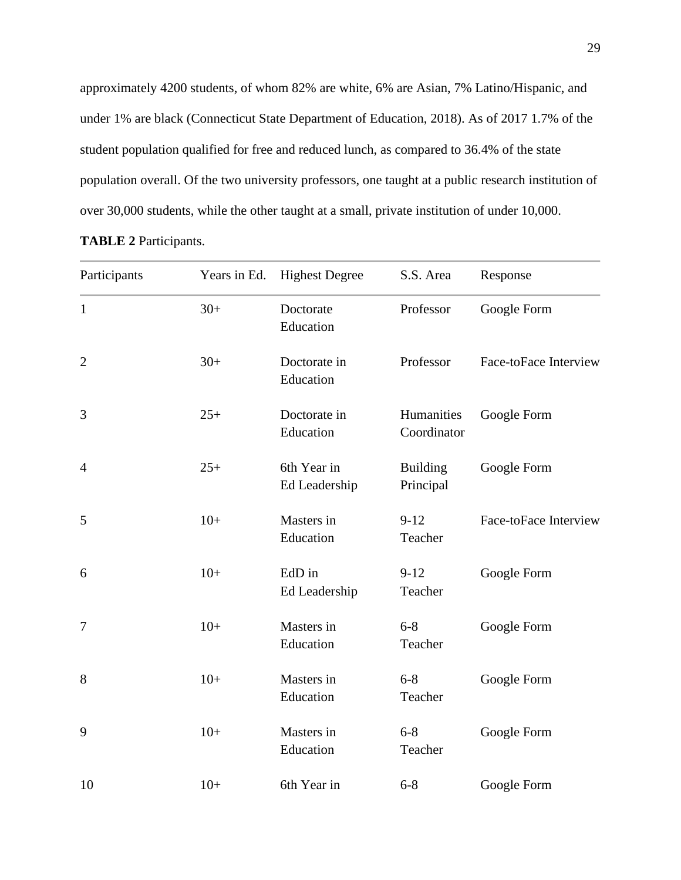approximately 4200 students, of whom 82% are white, 6% are Asian, 7% Latino/Hispanic, and under 1% are black (Connecticut State Department of Education, 2018). As of 2017 1.7% of the student population qualified for free and reduced lunch, as compared to 36.4% of the state population overall. Of the two university professors, one taught at a public research institution of over 30,000 students, while the other taught at a small, private institution of under 10,000.

**TABLE 2** Participants.

| Participants | Years in Ed. | Highest Degree | S.S. Area | Response |
|---|---|---|---|---|
| 1 | 30+ | Doctorate Education | Professor | Google Form |
| 2 | 30+ | Doctorate in Education | Professor | Face-toFace Interview |
| 3 | 25+ | Doctorate in Education | Humanities Coordinator | Google Form |
| 4 | 25+ | 6th Year in Ed Leadership | Building Principal | Google Form |
| 5 | 10+ | Masters in Education | 9-12 Teacher | Face-toFace Interview |
| 6 | 10+ | EdD in Ed Leadership | 9-12 Teacher | Google Form |
| 7 | 10+ | Masters in Education | 6-8 Teacher | Google Form |
| 8 | 10+ | Masters in Education | 6-8 Teacher | Google Form |
| 9 | 10+ | Masters in Education | 6-8 Teacher | Google Form |
| 10 | 10+ | 6th Year in | 6-8 | Google Form |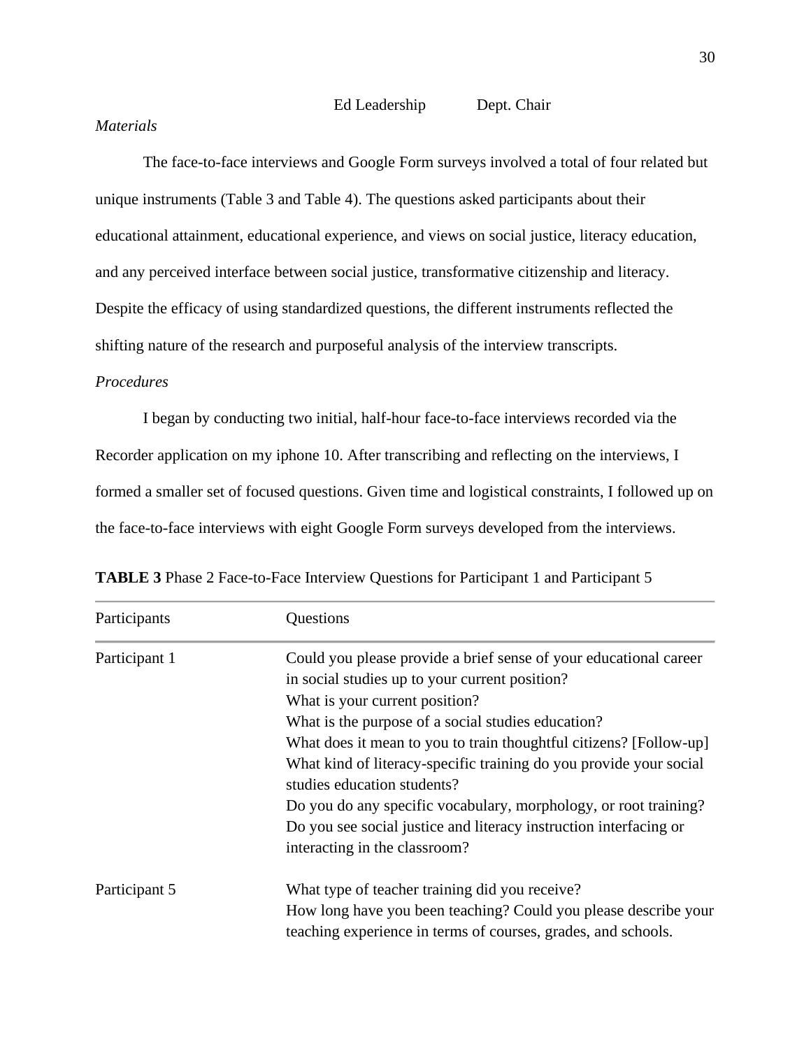| Ed Leadership | Dept. Chair |
|---|---|

*Materials*

The face-to-face interviews and Google Form surveys involved a total of four related but unique instruments (Table 3 and Table 4). The questions asked participants about their educational attainment, educational experience, and views on social justice, literacy education, and any perceived interface between social justice, transformative citizenship and literacy. Despite the efficacy of using standardized questions, the different instruments reflected the shifting nature of the research and purposeful analysis of the interview transcripts.

*Procedures*

I began by conducting two initial, half-hour face-to-face interviews recorded via the Recorder application on my iphone 10. After transcribing and reflecting on the interviews, I formed a smaller set of focused questions. Given time and logistical constraints, I followed up on the face-to-face interviews with eight Google Form surveys developed from the interviews.

**TABLE 3** Phase 2 Face-to-Face Interview Questions for Participant 1 and Participant 5

| Participants | Questions |
|---|---|
| Participant 1 | Could you please provide a brief sense of your educational career in social studies up to your current position?<br>What is your current position?<br>What is the purpose of a social studies education?<br>What does it mean to you to train thoughtful citizens? [Follow-up]<br>What kind of literacy-specific training do you provide your social studies education students?<br>Do you do any specific vocabulary, morphology, or root training?<br>Do you see social justice and literacy instruction interfacing or interacting in the classroom? |
| Participant 5 | What type of teacher training did you receive?<br>How long have you been teaching? Could you please describe your teaching experience in terms of courses, grades, and schools. |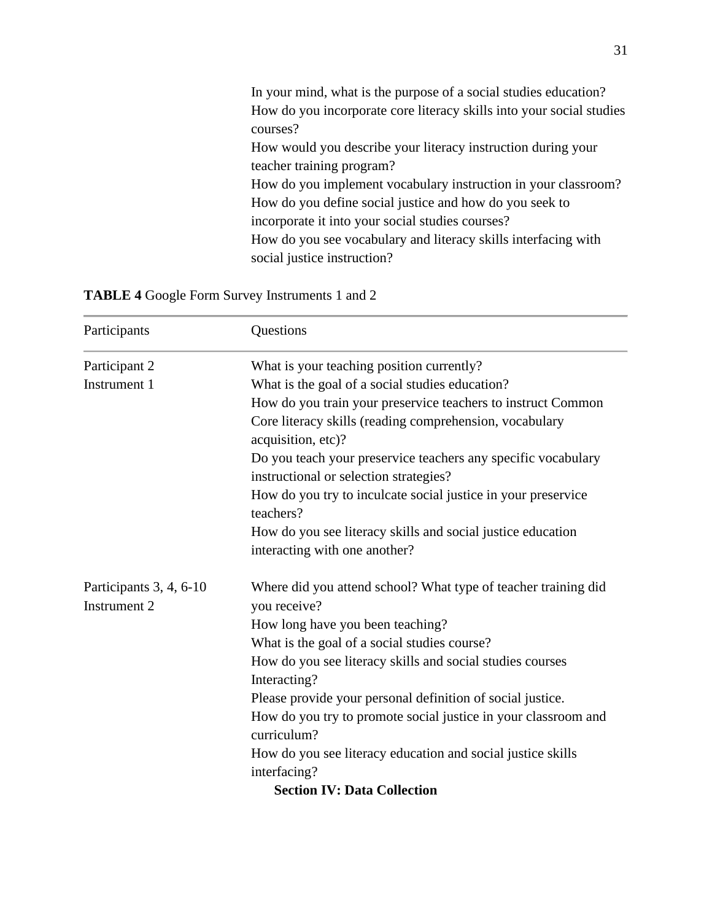In your mind, what is the purpose of a social studies education?
How do you incorporate core literacy skills into your social studies courses?
How would you describe your literacy instruction during your teacher training program?
How do you implement vocabulary instruction in your classroom?
How do you define social justice and how do you seek to incorporate it into your social studies courses?
How do you see vocabulary and literacy skills interfacing with social justice instruction?

**TABLE 4** Google Form Survey Instruments 1 and 2

| Participants | Questions |
|---|---|
| Participant 2<br>Instrument 1 | What is your teaching position currently?<br>What is the goal of a social studies education?<br>How do you train your preservice teachers to instruct Common Core literacy skills (reading comprehension, vocabulary acquisition, etc)?<br>Do you teach your preservice teachers any specific vocabulary instructional or selection strategies?<br>How do you try to inculcate social justice in your preservice teachers?<br>How do you see literacy skills and social justice education interacting with one another? |
| Participants 3, 4, 6-10<br>Instrument 2 | Where did you attend school? What type of teacher training did you receive?<br>How long have you been teaching?<br>What is the goal of a social studies course?<br>How do you see literacy skills and social studies courses Interacting?<br>Please provide your personal definition of social justice.<br>How do you try to promote social justice in your classroom and curriculum?<br>How do you see literacy education and social justice skills interfacing? |

## Section IV: Data Collection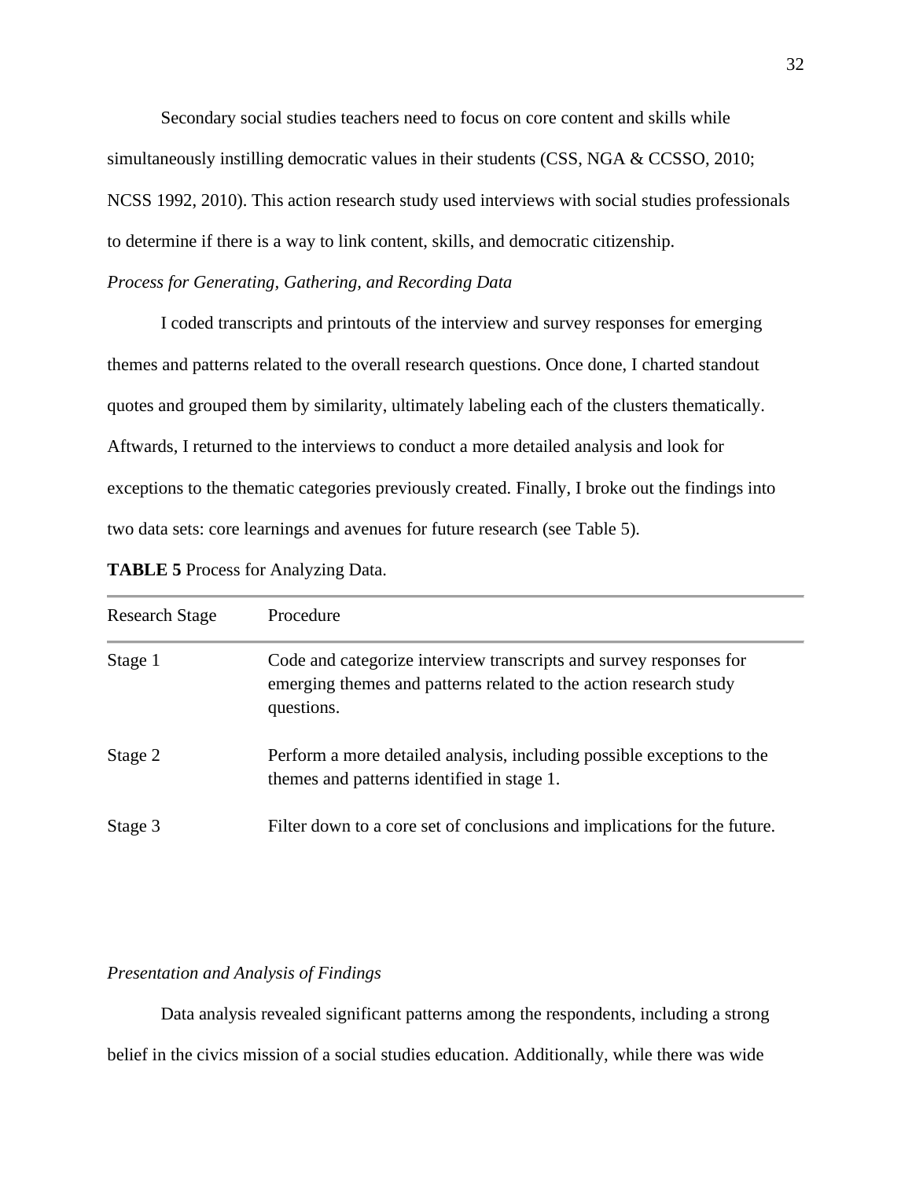Secondary social studies teachers need to focus on core content and skills while simultaneously instilling democratic values in their students (CSS, NGA & CCSSO, 2010; NCSS 1992, 2010). This action research study used interviews with social studies professionals to determine if there is a way to link content, skills, and democratic citizenship.

*Process for Generating, Gathering, and Recording Data*

I coded transcripts and printouts of the interview and survey responses for emerging themes and patterns related to the overall research questions. Once done, I charted standout quotes and grouped them by similarity, ultimately labeling each of the clusters thematically. Aftwards, I returned to the interviews to conduct a more detailed analysis and look for exceptions to the thematic categories previously created. Finally, I broke out the findings into two data sets: core learnings and avenues for future research (see Table 5).

**TABLE 5** Process for Analyzing Data.

| Research Stage | Procedure |
|---|---|
| Stage 1 | Code and categorize interview transcripts and survey responses for emerging themes and patterns related to the action research study questions. |
| Stage 2 | Perform a more detailed analysis, including possible exceptions to the themes and patterns identified in stage 1. |
| Stage 3 | Filter down to a core set of conclusions and implications for the future. |

*Presentation and Analysis of Findings*

Data analysis revealed significant patterns among the respondents, including a strong belief in the civics mission of a social studies education. Additionally, while there was wide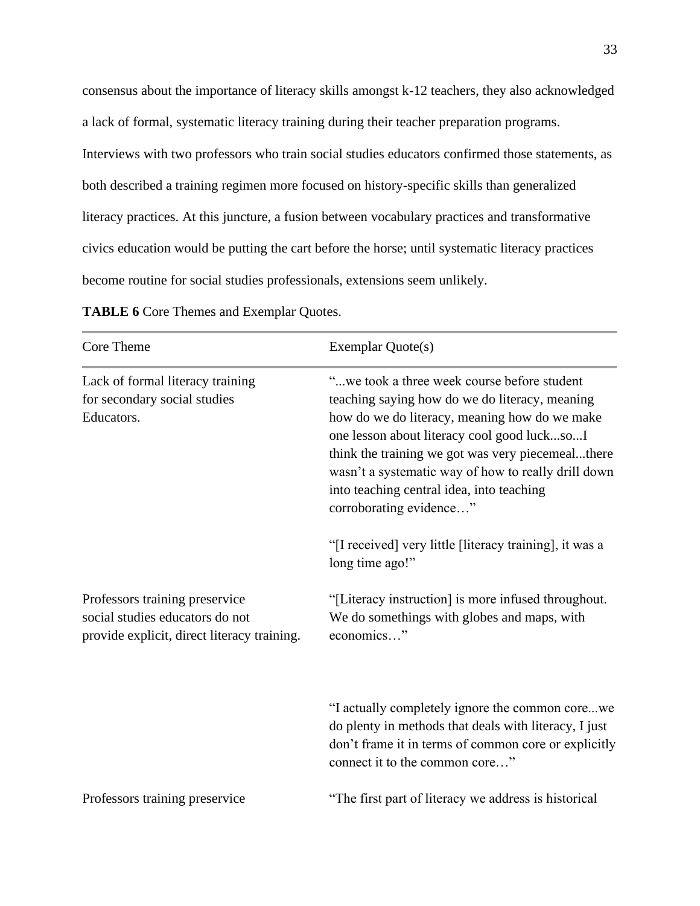consensus about the importance of literacy skills amongst k-12 teachers, they also acknowledged a lack of formal, systematic literacy training during their teacher preparation programs. Interviews with two professors who train social studies educators confirmed those statements, as both described a training regimen more focused on history-specific skills than generalized literacy practices. At this juncture, a fusion between vocabulary practices and transformative civics education would be putting the cart before the horse; until systematic literacy practices become routine for social studies professionals, extensions seem unlikely.

**TABLE 6** Core Themes and Exemplar Quotes.

| Core Theme | Exemplar Quote(s) |
| --- | --- |
| Lack of formal literacy training for secondary social studies Educators. | "...we took a three week course before student teaching saying how do we do literacy, meaning how do we do literacy, meaning how do we make one lesson about literacy cool good luck...so...I think the training we got was very piecemeal...there wasn't a systematic way of how to really drill down into teaching central idea, into teaching corroborating evidence…" |
| | "[I received] very little [literacy training], it was a long time ago!" |
| Professors training preservice social studies educators do not provide explicit, direct literacy training. | "[Literacy instruction] is more infused throughout. We do somethings with globes and maps, with economics…" |
| | "I actually completely ignore the common core...we do plenty in methods that deals with literacy, I just don't frame it in terms of common core or explicitly connect it to the common core…" |
| Professors training preservice | "The first part of literacy we address is historical |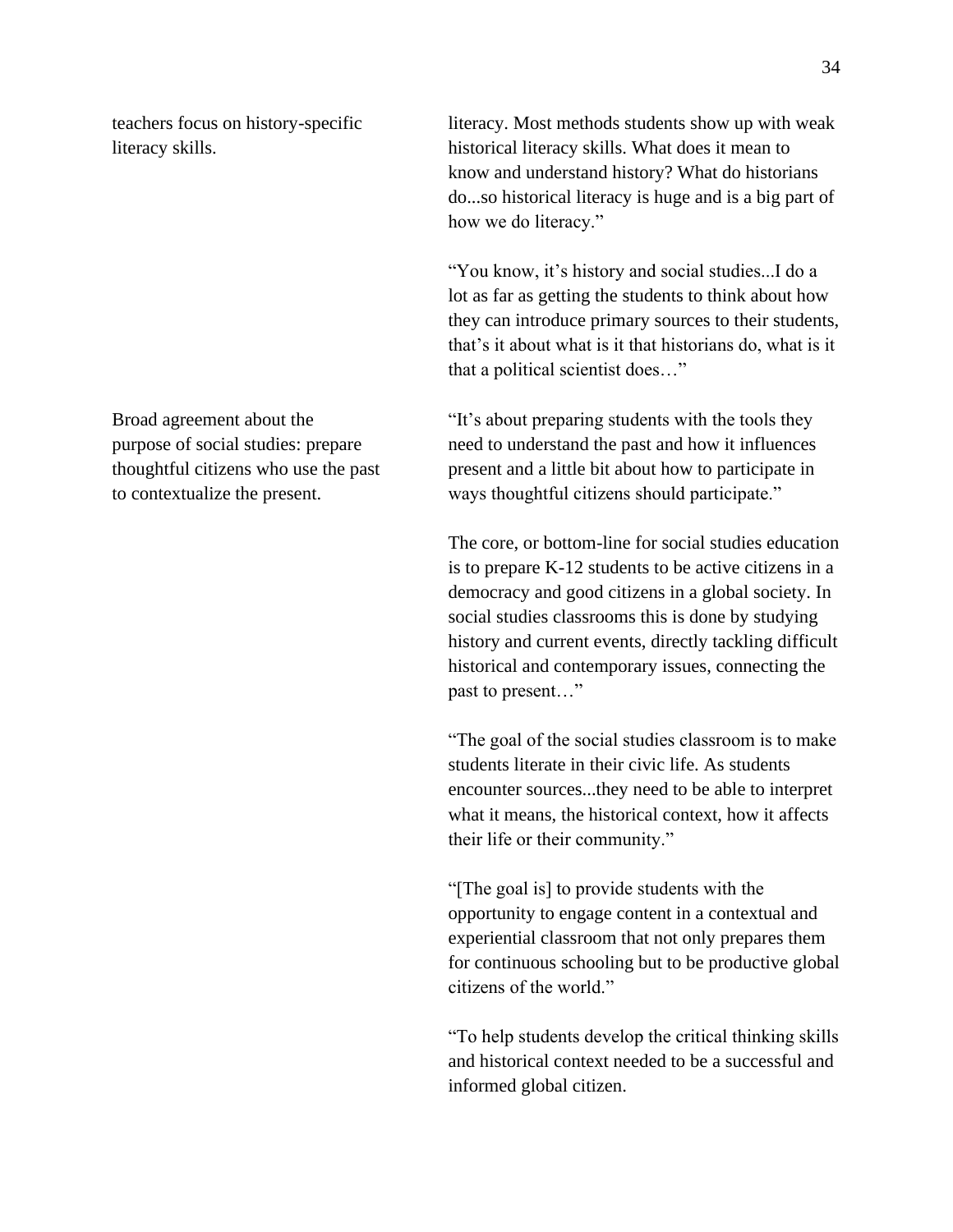| | |
|---|---|
| teachers focus on history-specific literacy skills. | literacy. Most methods students show up with weak historical literacy skills. What does it mean to know and understand history? What do historians do...so historical literacy is huge and is a big part of how we do literacy." |
| | "You know, it's history and social studies...I do a lot as far as getting the students to think about how they can introduce primary sources to their students, that's it about what is it that historians do, what is it that a political scientist does…" |
| Broad agreement about the purpose of social studies: prepare thoughtful citizens who use the past to contextualize the present. | "It's about preparing students with the tools they need to understand the past and how it influences present and a little bit about how to participate in ways thoughtful citizens should participate." |
| | The core, or bottom-line for social studies education is to prepare K-12 students to be active citizens in a democracy and good citizens in a global society. In social studies classrooms this is done by studying history and current events, directly tackling difficult historical and contemporary issues, connecting the past to present…" |
| | "The goal of the social studies classroom is to make students literate in their civic life. As students encounter sources...they need to be able to interpret what it means, the historical context, how it affects their life or their community." |
| | "[The goal is] to provide students with the opportunity to engage content in a contextual and experiential classroom that not only prepares them for continuous schooling but to be productive global citizens of the world." |
| | "To help students develop the critical thinking skills and historical context needed to be a successful and informed global citizen. |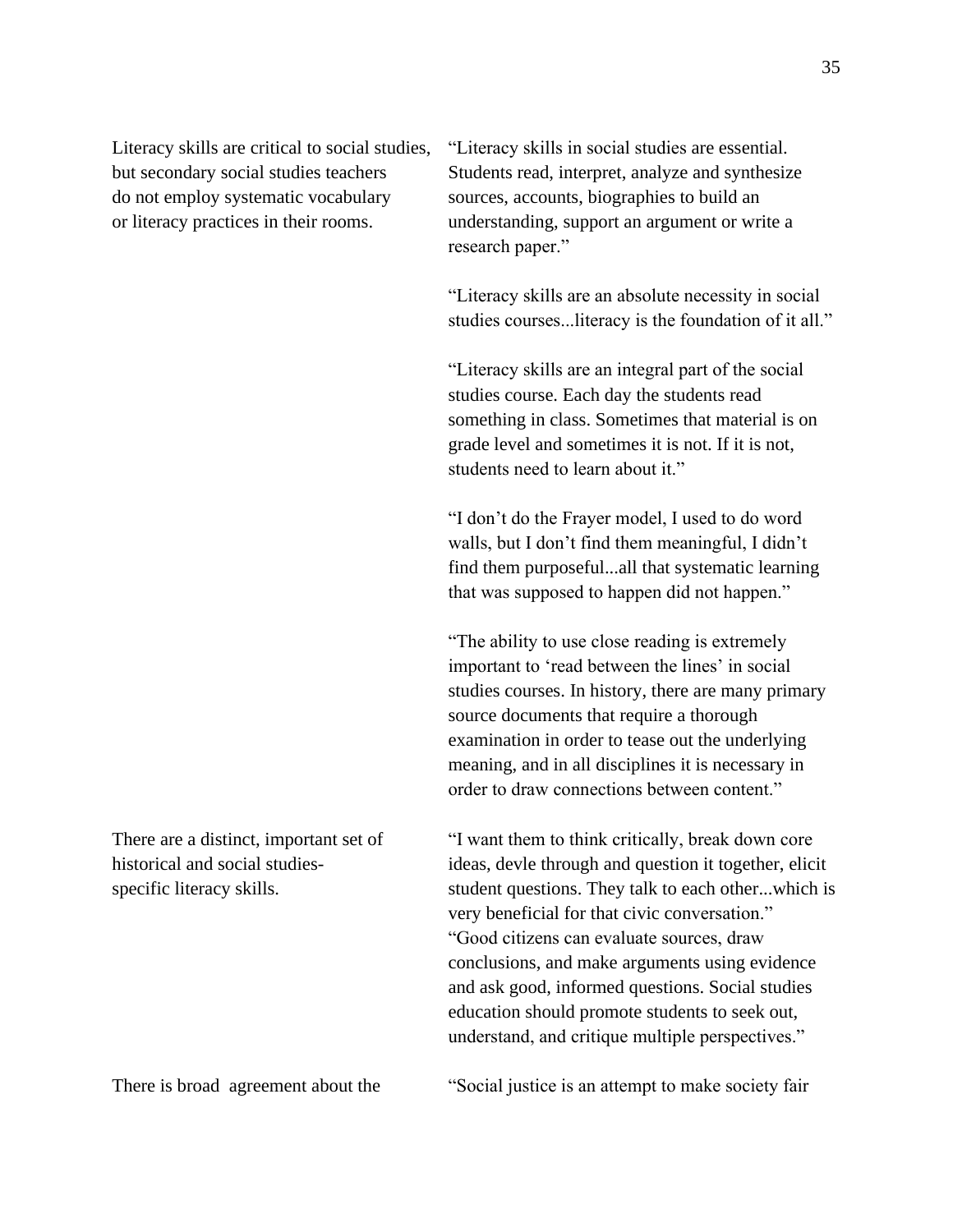| | |
|---|---|
| Literacy skills are critical to social studies, but secondary social studies teachers do not employ systematic vocabulary or literacy practices in their rooms. | "Literacy skills in social studies are essential. Students read, interpret, analyze and synthesize sources, accounts, biographies to build an understanding, support an argument or write a research paper."<br><br>"Literacy skills are an absolute necessity in social studies courses...literacy is the foundation of it all."<br><br>"Literacy skills are an integral part of the social studies course. Each day the students read something in class. Sometimes that material is on grade level and sometimes it is not. If it is not, students need to learn about it."<br><br>"I don't do the Frayer model, I used to do word walls, but I don't find them meaningful, I didn't find them purposeful...all that systematic learning that was supposed to happen did not happen."<br><br>"The ability to use close reading is extremely important to 'read between the lines' in social studies courses. In history, there are many primary source documents that require a thorough examination in order to tease out the underlying meaning, and in all disciplines it is necessary in order to draw connections between content." |
| There are a distinct, important set of historical and social studies-specific literacy skills. | "I want them to think critically, break down core ideas, devle through and question it together, elicit student questions. They talk to each other...which is very beneficial for that civic conversation."<br>"Good citizens can evaluate sources, draw conclusions, and make arguments using evidence and ask good, informed questions. Social studies education should promote students to seek out, understand, and critique multiple perspectives." |
| There is broad agreement about the | "Social justice is an attempt to make society fair |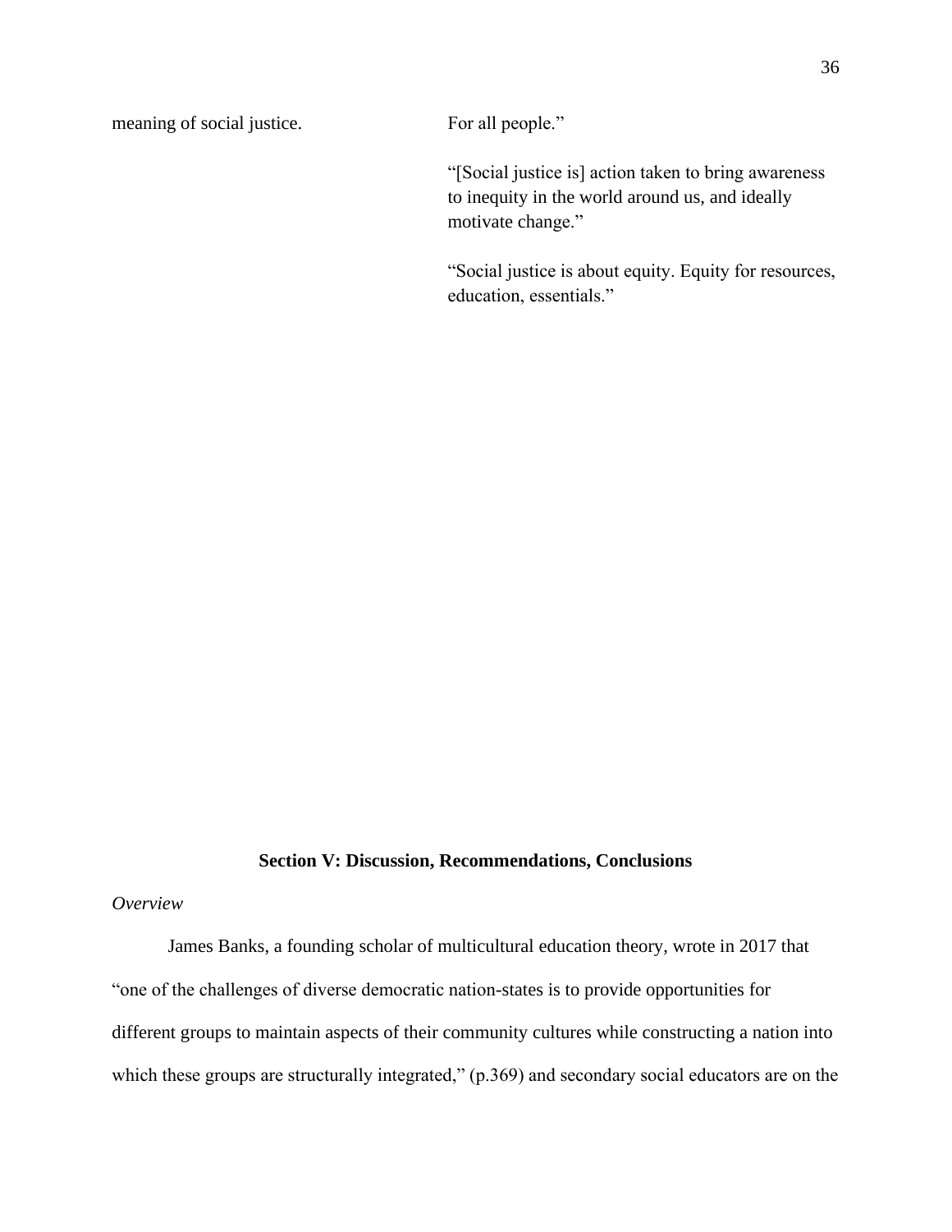| | |
|---|---|
| meaning of social justice. | For all people."<br><br>"[Social justice is] action taken to bring awareness to inequity in the world around us, and ideally motivate change."<br><br>"Social justice is about equity. Equity for resources, education, essentials." |

## Section V: Discussion, Recommendations, Conclusions

*Overview*

James Banks, a founding scholar of multicultural education theory, wrote in 2017 that "one of the challenges of diverse democratic nation-states is to provide opportunities for different groups to maintain aspects of their community cultures while constructing a nation into which these groups are structurally integrated," (p.369) and secondary social educators are on the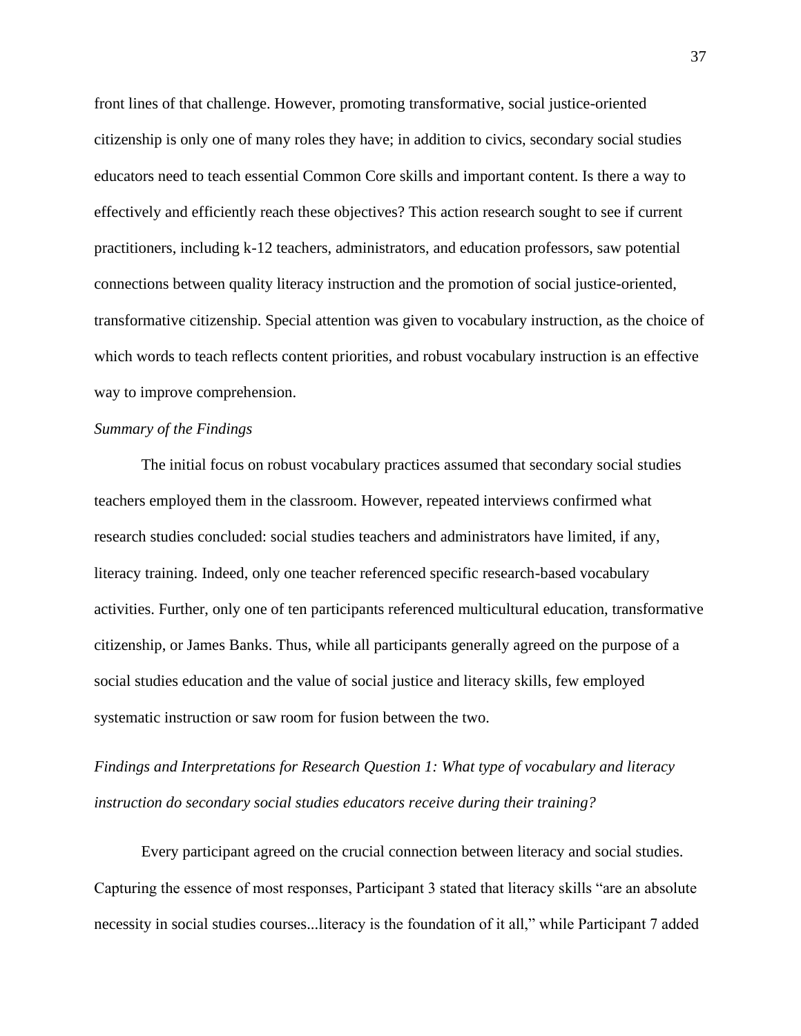front lines of that challenge. However, promoting transformative, social justice-oriented citizenship is only one of many roles they have; in addition to civics, secondary social studies educators need to teach essential Common Core skills and important content. Is there a way to effectively and efficiently reach these objectives? This action research sought to see if current practitioners, including k-12 teachers, administrators, and education professors, saw potential connections between quality literacy instruction and the promotion of social justice-oriented, transformative citizenship. Special attention was given to vocabulary instruction, as the choice of which words to teach reflects content priorities, and robust vocabulary instruction is an effective way to improve comprehension.

### *Summary of the Findings*

The initial focus on robust vocabulary practices assumed that secondary social studies teachers employed them in the classroom. However, repeated interviews confirmed what research studies concluded: social studies teachers and administrators have limited, if any, literacy training. Indeed, only one teacher referenced specific research-based vocabulary activities. Further, only one of ten participants referenced multicultural education, transformative citizenship, or James Banks. Thus, while all participants generally agreed on the purpose of a social studies education and the value of social justice and literacy skills, few employed systematic instruction or saw room for fusion between the two.

### *Findings and Interpretations for Research Question 1: What type of vocabulary and literacy instruction do secondary social studies educators receive during their training?*

Every participant agreed on the crucial connection between literacy and social studies. Capturing the essence of most responses, Participant 3 stated that literacy skills "are an absolute necessity in social studies courses...literacy is the foundation of it all," while Participant 7 added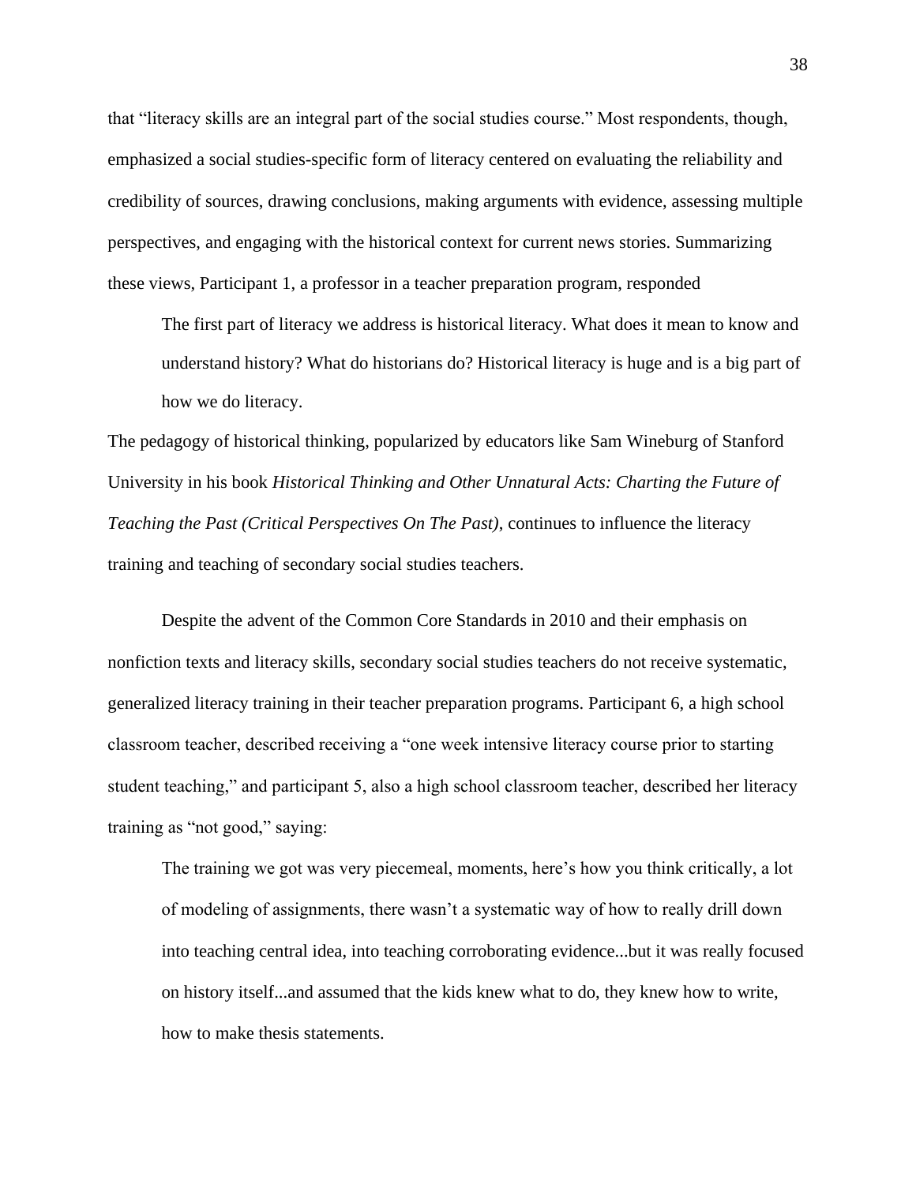that "literacy skills are an integral part of the social studies course." Most respondents, though, emphasized a social studies-specific form of literacy centered on evaluating the reliability and credibility of sources, drawing conclusions, making arguments with evidence, assessing multiple perspectives, and engaging with the historical context for current news stories. Summarizing these views, Participant 1, a professor in a teacher preparation program, responded

> The first part of literacy we address is historical literacy. What does it mean to know and understand history? What do historians do? Historical literacy is huge and is a big part of how we do literacy.

The pedagogy of historical thinking, popularized by educators like Sam Wineburg of Stanford University in his book *Historical Thinking and Other Unnatural Acts: Charting the Future of Teaching the Past (Critical Perspectives On The Past)*, continues to influence the literacy training and teaching of secondary social studies teachers.

Despite the advent of the Common Core Standards in 2010 and their emphasis on nonfiction texts and literacy skills, secondary social studies teachers do not receive systematic, generalized literacy training in their teacher preparation programs. Participant 6, a high school classroom teacher, described receiving a "one week intensive literacy course prior to starting student teaching," and participant 5, also a high school classroom teacher, described her literacy training as "not good," saying:

> The training we got was very piecemeal, moments, here's how you think critically, a lot of modeling of assignments, there wasn't a systematic way of how to really drill down into teaching central idea, into teaching corroborating evidence...but it was really focused on history itself...and assumed that the kids knew what to do, they knew how to write, how to make thesis statements.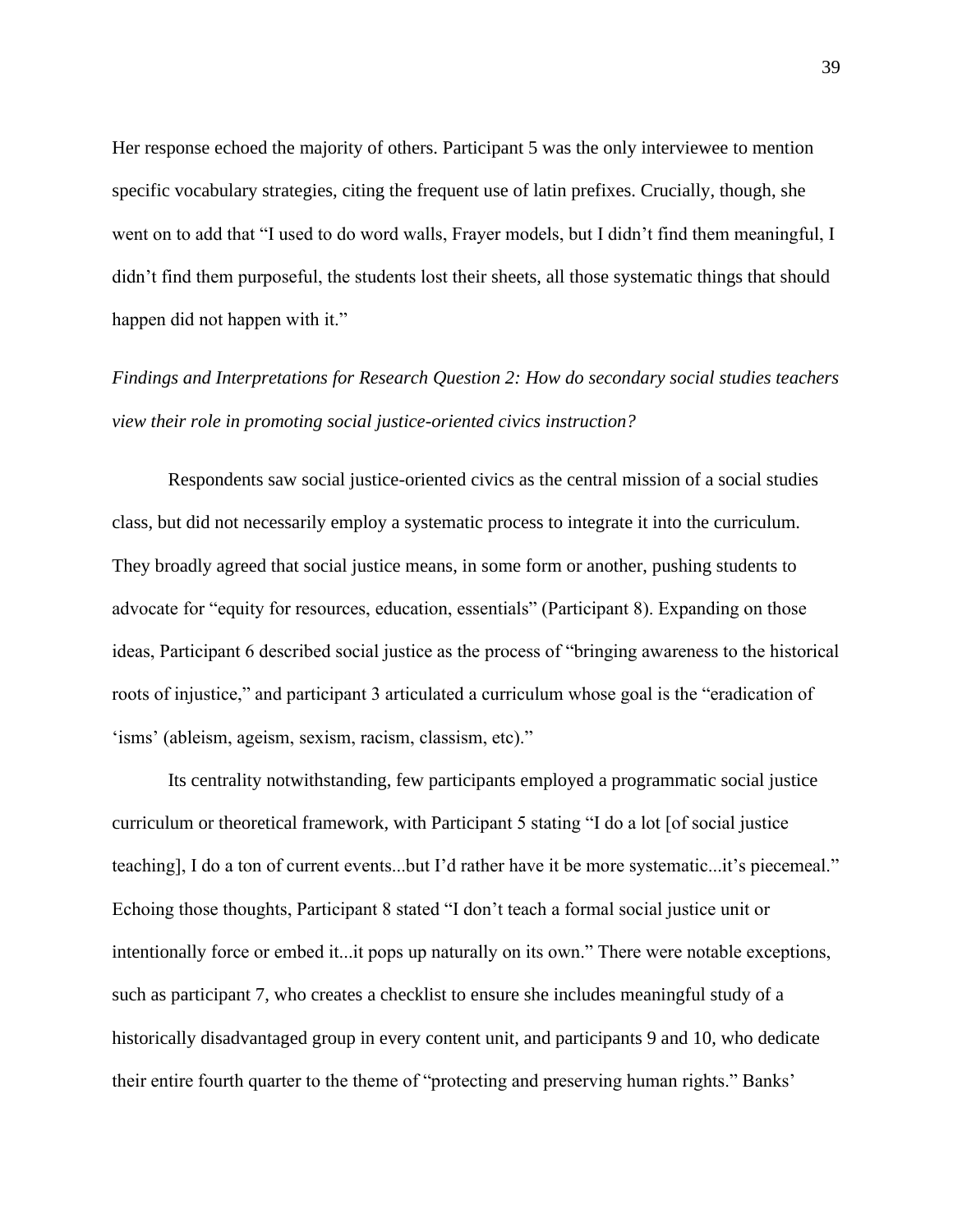Her response echoed the majority of others. Participant 5 was the only interviewee to mention specific vocabulary strategies, citing the frequent use of latin prefixes. Crucially, though, she went on to add that "I used to do word walls, Frayer models, but I didn't find them meaningful, I didn't find them purposeful, the students lost their sheets, all those systematic things that should happen did not happen with it."

*Findings and Interpretations for Research Question 2: How do secondary social studies teachers view their role in promoting social justice-oriented civics instruction?*

Respondents saw social justice-oriented civics as the central mission of a social studies class, but did not necessarily employ a systematic process to integrate it into the curriculum. They broadly agreed that social justice means, in some form or another, pushing students to advocate for "equity for resources, education, essentials" (Participant 8). Expanding on those ideas, Participant 6 described social justice as the process of "bringing awareness to the historical roots of injustice," and participant 3 articulated a curriculum whose goal is the "eradication of 'isms' (ableism, ageism, sexism, racism, classism, etc)."

Its centrality notwithstanding, few participants employed a programmatic social justice curriculum or theoretical framework, with Participant 5 stating "I do a lot [of social justice teaching], I do a ton of current events...but I'd rather have it be more systematic...it's piecemeal." Echoing those thoughts, Participant 8 stated "I don't teach a formal social justice unit or intentionally force or embed it...it pops up naturally on its own." There were notable exceptions, such as participant 7, who creates a checklist to ensure she includes meaningful study of a historically disadvantaged group in every content unit, and participants 9 and 10, who dedicate their entire fourth quarter to the theme of "protecting and preserving human rights." Banks'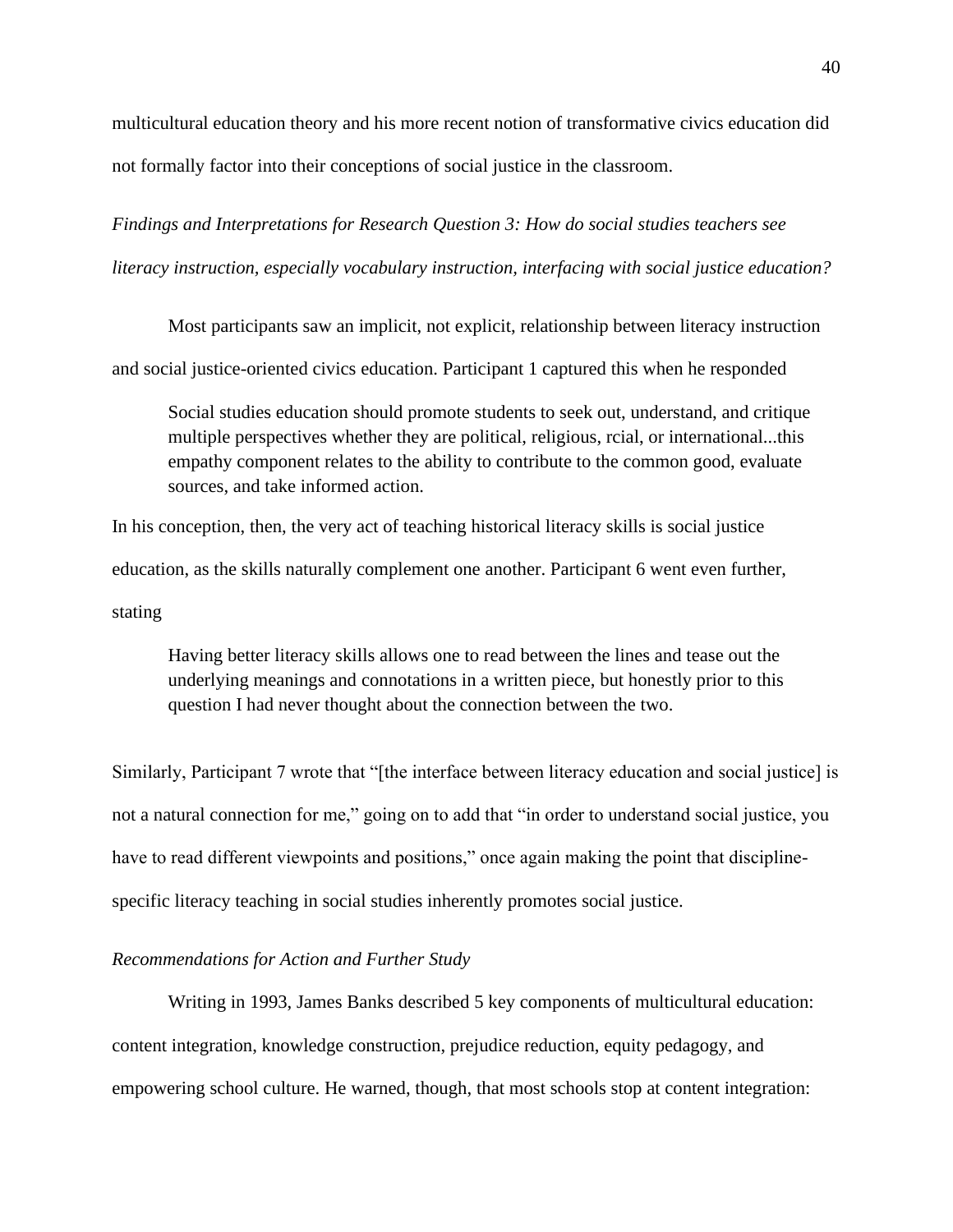multicultural education theory and his more recent notion of transformative civics education did not formally factor into their conceptions of social justice in the classroom.

*Findings and Interpretations for Research Question 3: How do social studies teachers see literacy instruction, especially vocabulary instruction, interfacing with social justice education?*

Most participants saw an implicit, not explicit, relationship between literacy instruction and social justice-oriented civics education. Participant 1 captured this when he responded

> Social studies education should promote students to seek out, understand, and critique multiple perspectives whether they are political, religious, rcial, or international...this empathy component relates to the ability to contribute to the common good, evaluate sources, and take informed action.

In his conception, then, the very act of teaching historical literacy skills is social justice education, as the skills naturally complement one another. Participant 6 went even further, stating

> Having better literacy skills allows one to read between the lines and tease out the underlying meanings and connotations in a written piece, but honestly prior to this question I had never thought about the connection between the two.

Similarly, Participant 7 wrote that "[the interface between literacy education and social justice] is not a natural connection for me," going on to add that "in order to understand social justice, you have to read different viewpoints and positions," once again making the point that discipline-specific literacy teaching in social studies inherently promotes social justice.

*Recommendations for Action and Further Study*

Writing in 1993, James Banks described 5 key components of multicultural education: content integration, knowledge construction, prejudice reduction, equity pedagogy, and empowering school culture. He warned, though, that most schools stop at content integration: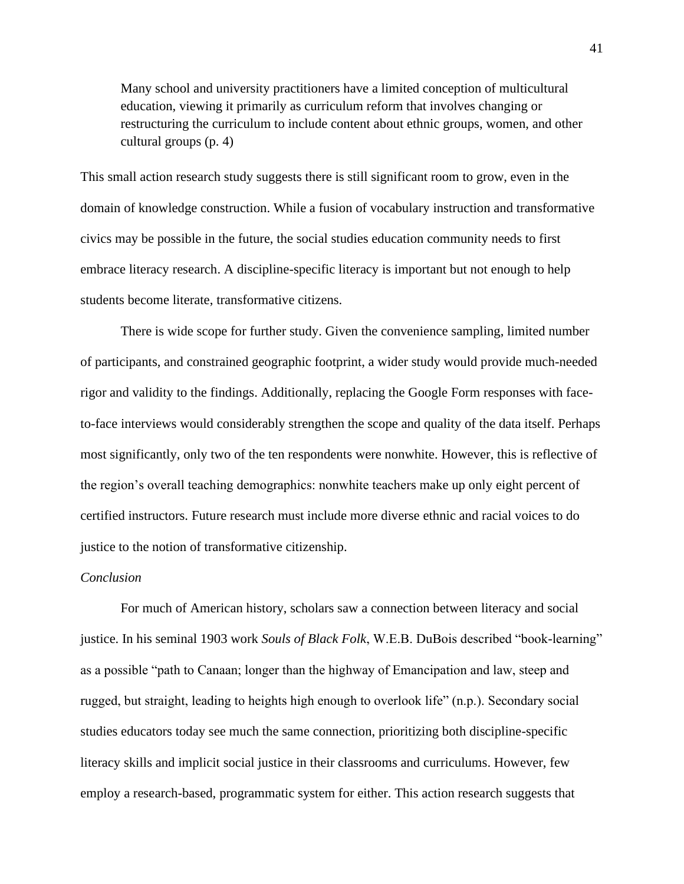> Many school and university practitioners have a limited conception of multicultural education, viewing it primarily as curriculum reform that involves changing or restructuring the curriculum to include content about ethnic groups, women, and other cultural groups (p. 4)

This small action research study suggests there is still significant room to grow, even in the domain of knowledge construction. While a fusion of vocabulary instruction and transformative civics may be possible in the future, the social studies education community needs to first embrace literacy research. A discipline-specific literacy is important but not enough to help students become literate, transformative citizens.

There is wide scope for further study. Given the convenience sampling, limited number of participants, and constrained geographic footprint, a wider study would provide much-needed rigor and validity to the findings. Additionally, replacing the Google Form responses with face-to-face interviews would considerably strengthen the scope and quality of the data itself. Perhaps most significantly, only two of the ten respondents were nonwhite. However, this is reflective of the region's overall teaching demographics: nonwhite teachers make up only eight percent of certified instructors. Future research must include more diverse ethnic and racial voices to do justice to the notion of transformative citizenship.

*Conclusion*

For much of American history, scholars saw a connection between literacy and social justice. In his seminal 1903 work *Souls of Black Folk*, W.E.B. DuBois described "book-learning" as a possible "path to Canaan; longer than the highway of Emancipation and law, steep and rugged, but straight, leading to heights high enough to overlook life" (n.p.). Secondary social studies educators today see much the same connection, prioritizing both discipline-specific literacy skills and implicit social justice in their classrooms and curriculums. However, few employ a research-based, programmatic system for either. This action research suggests that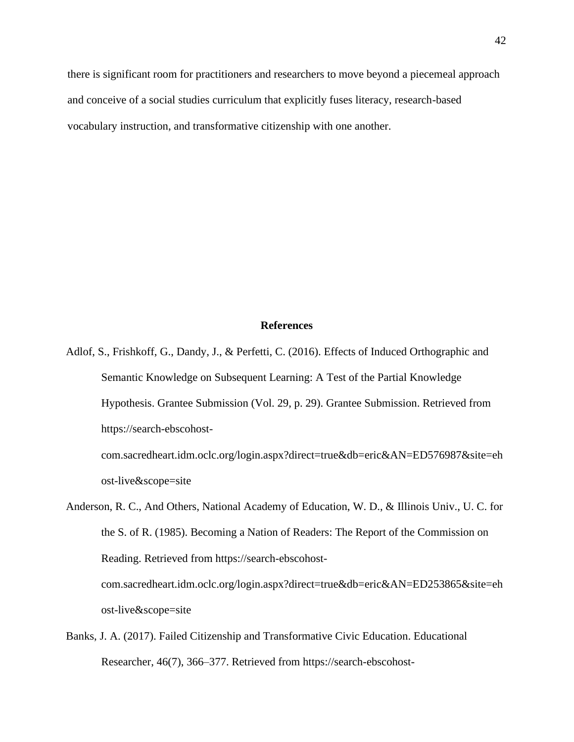there is significant room for practitioners and researchers to move beyond a piecemeal approach and conceive of a social studies curriculum that explicitly fuses literacy, research-based vocabulary instruction, and transformative citizenship with one another.

## References

Adlof, S., Frishkoff, G., Dandy, J., & Perfetti, C. (2016). Effects of Induced Orthographic and Semantic Knowledge on Subsequent Learning: A Test of the Partial Knowledge Hypothesis. Grantee Submission (Vol. 29, p. 29). Grantee Submission. Retrieved from https://search-ebscohost-com.sacredheart.idm.oclc.org/login.aspx?direct=true&db=eric&AN=ED576987&site=ehost-live&scope=site

Anderson, R. C., And Others, National Academy of Education, W. D., & Illinois Univ., U. C. for the S. of R. (1985). Becoming a Nation of Readers: The Report of the Commission on Reading. Retrieved from https://search-ebscohost-com.sacredheart.idm.oclc.org/login.aspx?direct=true&db=eric&AN=ED253865&site=ehost-live&scope=site

Banks, J. A. (2017). Failed Citizenship and Transformative Civic Education. Educational Researcher, 46(7), 366–377. Retrieved from https://search-ebscohost-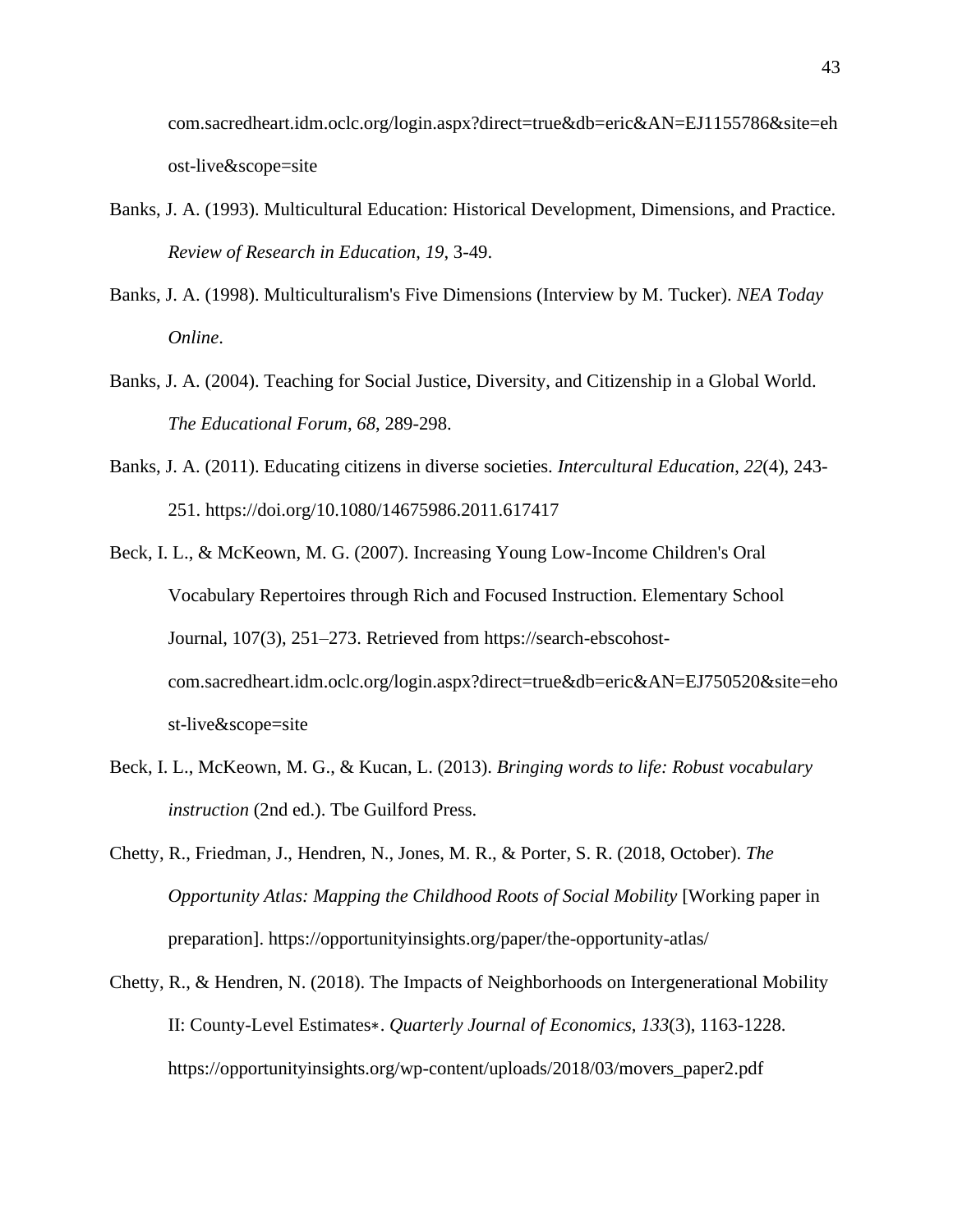com.sacredheart.idm.oclc.org/login.aspx?direct=true&db=eric&AN=EJ1155786&site=ehost-live&scope=site

Banks, J. A. (1993). Multicultural Education: Historical Development, Dimensions, and Practice. *Review of Research in Education*, *19*, 3-49.

Banks, J. A. (1998). Multiculturalism's Five Dimensions (Interview by M. Tucker). *NEA Today Online*.

Banks, J. A. (2004). Teaching for Social Justice, Diversity, and Citizenship in a Global World. *The Educational Forum*, *68*, 289-298.

Banks, J. A. (2011). Educating citizens in diverse societies. *Intercultural Education*, *22*(4), 243-251. https://doi.org/10.1080/14675986.2011.617417

Beck, I. L., & McKeown, M. G. (2007). Increasing Young Low-Income Children's Oral Vocabulary Repertoires through Rich and Focused Instruction. Elementary School Journal, 107(3), 251–273. Retrieved from https://search-ebscohost-com.sacredheart.idm.oclc.org/login.aspx?direct=true&db=eric&AN=EJ750520&site=ehost-live&scope=site

Beck, I. L., McKeown, M. G., & Kucan, L. (2013). *Bringing words to life: Robust vocabulary instruction* (2nd ed.). Tbe Guilford Press.

Chetty, R., Friedman, J., Hendren, N., Jones, M. R., & Porter, S. R. (2018, October). *The Opportunity Atlas: Mapping the Childhood Roots of Social Mobility* [Working paper in preparation]. https://opportunityinsights.org/paper/the-opportunity-atlas/

Chetty, R., & Hendren, N. (2018). The Impacts of Neighborhoods on Intergenerational Mobility II: County-Level Estimates∗. *Quarterly Journal of Economics*, *133*(3), 1163-1228. https://opportunityinsights.org/wp-content/uploads/2018/03/movers_paper2.pdf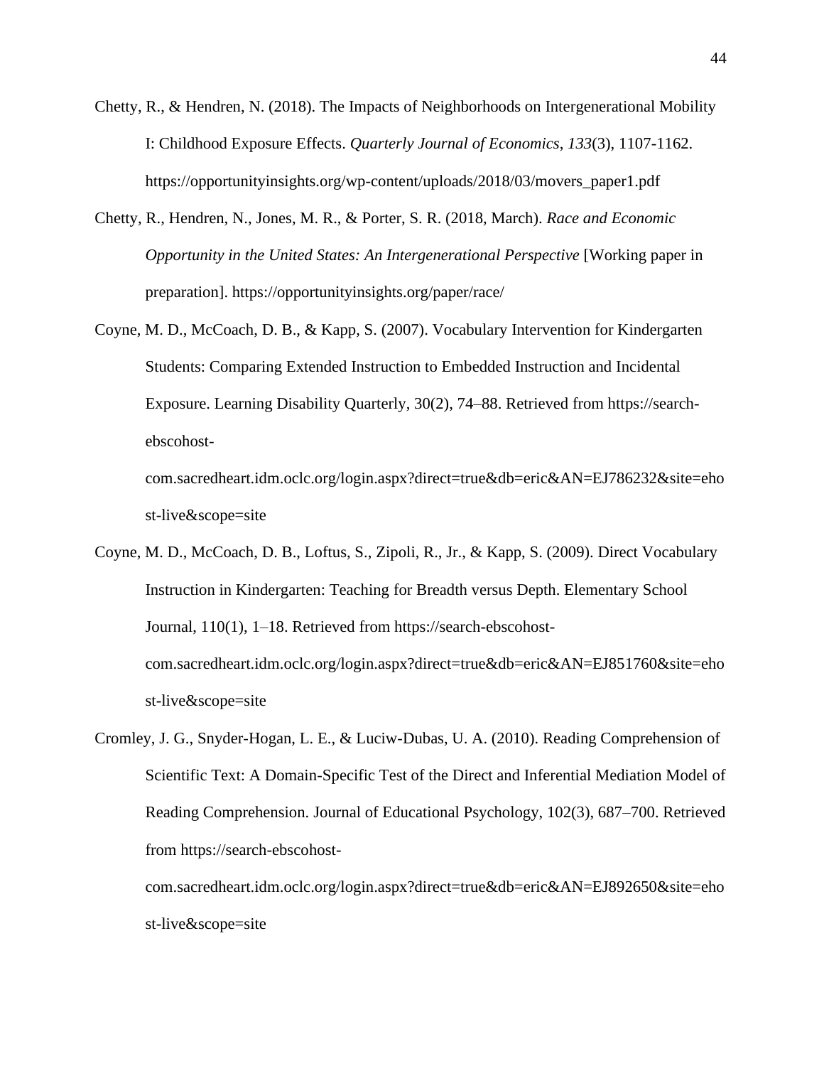Chetty, R., & Hendren, N. (2018). The Impacts of Neighborhoods on Intergenerational Mobility I: Childhood Exposure Effects. *Quarterly Journal of Economics*, *133*(3), 1107-1162. https://opportunityinsights.org/wp-content/uploads/2018/03/movers_paper1.pdf

Chetty, R., Hendren, N., Jones, M. R., & Porter, S. R. (2018, March). *Race and Economic Opportunity in the United States: An Intergenerational Perspective* [Working paper in preparation]. https://opportunityinsights.org/paper/race/

Coyne, M. D., McCoach, D. B., & Kapp, S. (2007). Vocabulary Intervention for Kindergarten Students: Comparing Extended Instruction to Embedded Instruction and Incidental Exposure. Learning Disability Quarterly, 30(2), 74–88. Retrieved from https://search-ebscohost-com.sacredheart.idm.oclc.org/login.aspx?direct=true&db=eric&AN=EJ786232&site=ehost-live&scope=site

Coyne, M. D., McCoach, D. B., Loftus, S., Zipoli, R., Jr., & Kapp, S. (2009). Direct Vocabulary Instruction in Kindergarten: Teaching for Breadth versus Depth. Elementary School Journal, 110(1), 1–18. Retrieved from https://search-ebscohost-com.sacredheart.idm.oclc.org/login.aspx?direct=true&db=eric&AN=EJ851760&site=ehost-live&scope=site

Cromley, J. G., Snyder-Hogan, L. E., & Luciw-Dubas, U. A. (2010). Reading Comprehension of Scientific Text: A Domain-Specific Test of the Direct and Inferential Mediation Model of Reading Comprehension. Journal of Educational Psychology, 102(3), 687–700. Retrieved from https://search-ebscohost-com.sacredheart.idm.oclc.org/login.aspx?direct=true&db=eric&AN=EJ892650&site=ehost-live&scope=site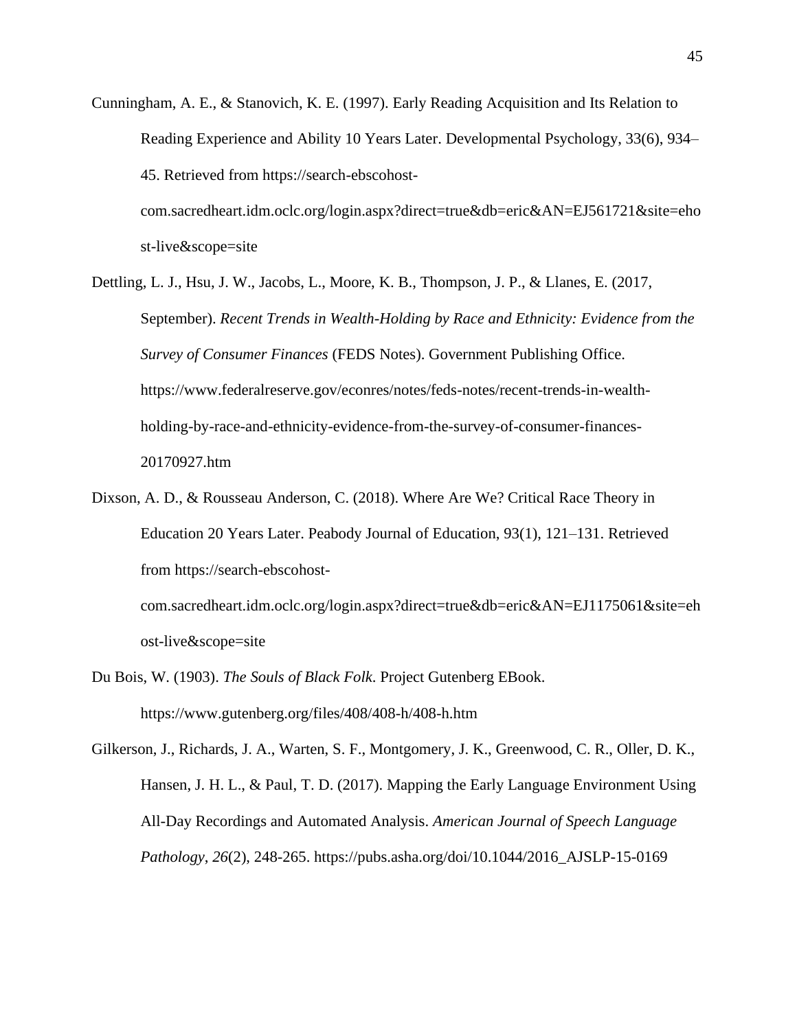Cunningham, A. E., & Stanovich, K. E. (1997). Early Reading Acquisition and Its Relation to Reading Experience and Ability 10 Years Later. Developmental Psychology, 33(6), 934–45. Retrieved from https://search-ebscohost-com.sacredheart.idm.oclc.org/login.aspx?direct=true&db=eric&AN=EJ561721&site=ehost-live&scope=site

Dettling, L. J., Hsu, J. W., Jacobs, L., Moore, K. B., Thompson, J. P., & Llanes, E. (2017, September). *Recent Trends in Wealth-Holding by Race and Ethnicity: Evidence from the Survey of Consumer Finances* (FEDS Notes). Government Publishing Office. https://www.federalreserve.gov/econres/notes/feds-notes/recent-trends-in-wealth-holding-by-race-and-ethnicity-evidence-from-the-survey-of-consumer-finances-20170927.htm

Dixson, A. D., & Rousseau Anderson, C. (2018). Where Are We? Critical Race Theory in Education 20 Years Later. Peabody Journal of Education, 93(1), 121–131. Retrieved from https://search-ebscohost-com.sacredheart.idm.oclc.org/login.aspx?direct=true&db=eric&AN=EJ1175061&site=ehost-live&scope=site

Du Bois, W. (1903). *The Souls of Black Folk*. Project Gutenberg EBook. https://www.gutenberg.org/files/408/408-h/408-h.htm

Gilkerson, J., Richards, J. A., Warten, S. F., Montgomery, J. K., Greenwood, C. R., Oller, D. K., Hansen, J. H. L., & Paul, T. D. (2017). Mapping the Early Language Environment Using All-Day Recordings and Automated Analysis. *American Journal of Speech Language Pathology*, *26*(2), 248-265. https://pubs.asha.org/doi/10.1044/2016_AJSLP-15-0169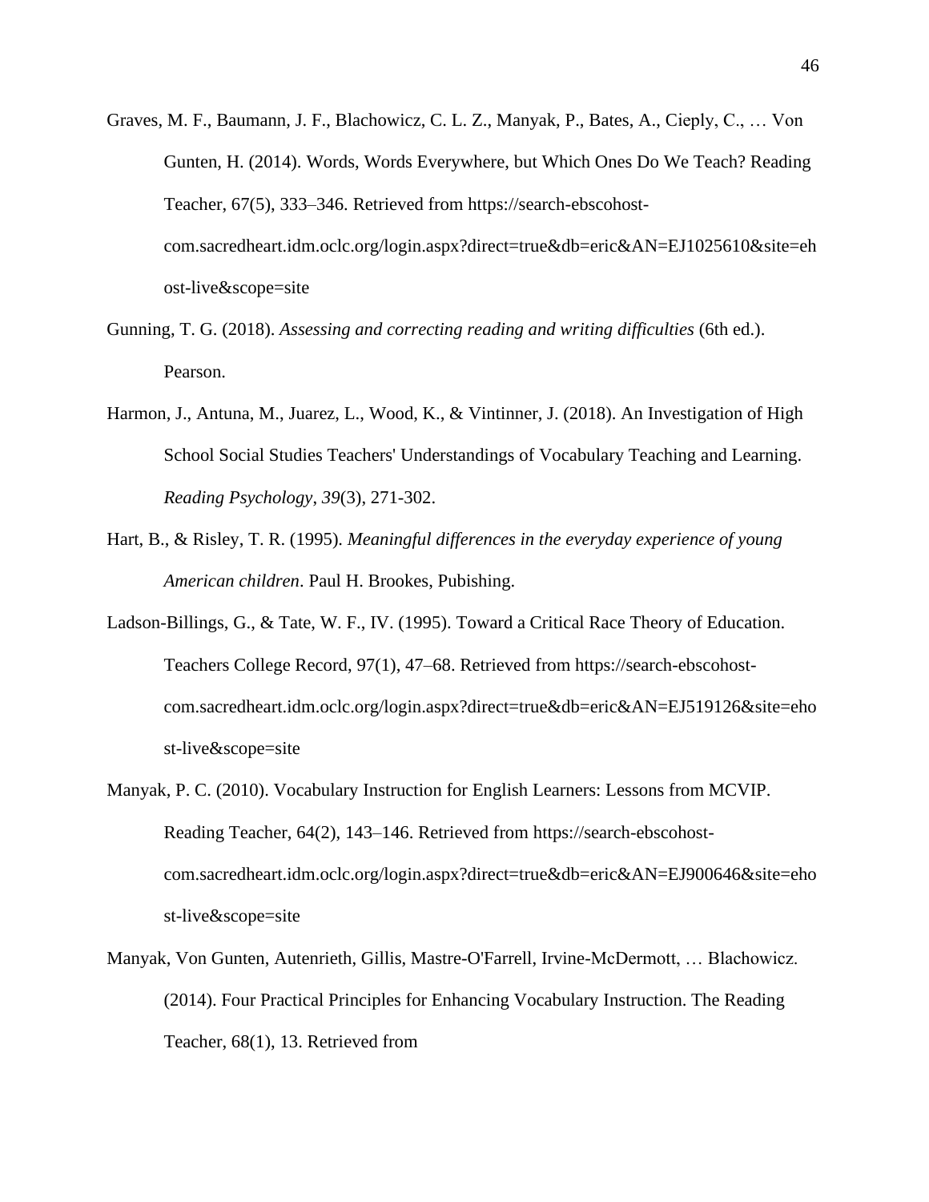Graves, M. F., Baumann, J. F., Blachowicz, C. L. Z., Manyak, P., Bates, A., Cieply, C., … Von Gunten, H. (2014). Words, Words Everywhere, but Which Ones Do We Teach? Reading Teacher, 67(5), 333–346. Retrieved from https://search-ebscohost-com.sacredheart.idm.oclc.org/login.aspx?direct=true&db=eric&AN=EJ1025610&site=ehost-live&scope=site

Gunning, T. G. (2018). *Assessing and correcting reading and writing difficulties* (6th ed.). Pearson.

Harmon, J., Antuna, M., Juarez, L., Wood, K., & Vintinner, J. (2018). An Investigation of High School Social Studies Teachers' Understandings of Vocabulary Teaching and Learning. *Reading Psychology*, *39*(3), 271-302.

Hart, B., & Risley, T. R. (1995). *Meaningful differences in the everyday experience of young American children*. Paul H. Brookes, Pubishing.

Ladson-Billings, G., & Tate, W. F., IV. (1995). Toward a Critical Race Theory of Education. Teachers College Record, 97(1), 47–68. Retrieved from https://search-ebscohost-com.sacredheart.idm.oclc.org/login.aspx?direct=true&db=eric&AN=EJ519126&site=ehost-live&scope=site

Manyak, P. C. (2010). Vocabulary Instruction for English Learners: Lessons from MCVIP. Reading Teacher, 64(2), 143–146. Retrieved from https://search-ebscohost-com.sacredheart.idm.oclc.org/login.aspx?direct=true&db=eric&AN=EJ900646&site=ehost-live&scope=site

Manyak, Von Gunten, Autenrieth, Gillis, Mastre-O'Farrell, Irvine-McDermott, … Blachowicz. (2014). Four Practical Principles for Enhancing Vocabulary Instruction. The Reading Teacher, 68(1), 13. Retrieved from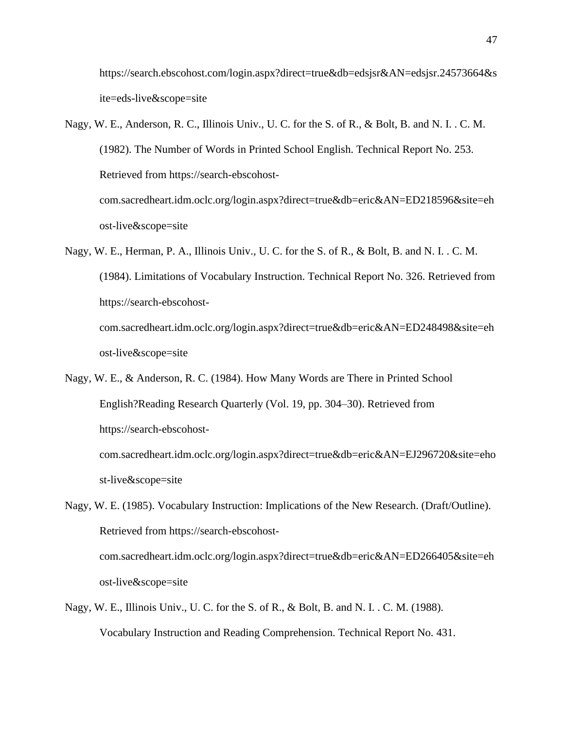https://search.ebscohost.com/login.aspx?direct=true&db=edsjsr&AN=edsjsr.24573664&site=eds-live&scope=site

Nagy, W. E., Anderson, R. C., Illinois Univ., U. C. for the S. of R., & Bolt, B. and N. I. . C. M. (1982). The Number of Words in Printed School English. Technical Report No. 253. Retrieved from https://search-ebscohost-com.sacredheart.idm.oclc.org/login.aspx?direct=true&db=eric&AN=ED218596&site=ehost-live&scope=site

Nagy, W. E., Herman, P. A., Illinois Univ., U. C. for the S. of R., & Bolt, B. and N. I. . C. M. (1984). Limitations of Vocabulary Instruction. Technical Report No. 326. Retrieved from https://search-ebscohost-com.sacredheart.idm.oclc.org/login.aspx?direct=true&db=eric&AN=ED248498&site=ehost-live&scope=site

Nagy, W. E., & Anderson, R. C. (1984). How Many Words are There in Printed School English?Reading Research Quarterly (Vol. 19, pp. 304–30). Retrieved from https://search-ebscohost-com.sacredheart.idm.oclc.org/login.aspx?direct=true&db=eric&AN=EJ296720&site=ehost-live&scope=site

Nagy, W. E. (1985). Vocabulary Instruction: Implications of the New Research. (Draft/Outline). Retrieved from https://search-ebscohost-com.sacredheart.idm.oclc.org/login.aspx?direct=true&db=eric&AN=ED266405&site=ehost-live&scope=site

Nagy, W. E., Illinois Univ., U. C. for the S. of R., & Bolt, B. and N. I. . C. M. (1988). Vocabulary Instruction and Reading Comprehension. Technical Report No. 431.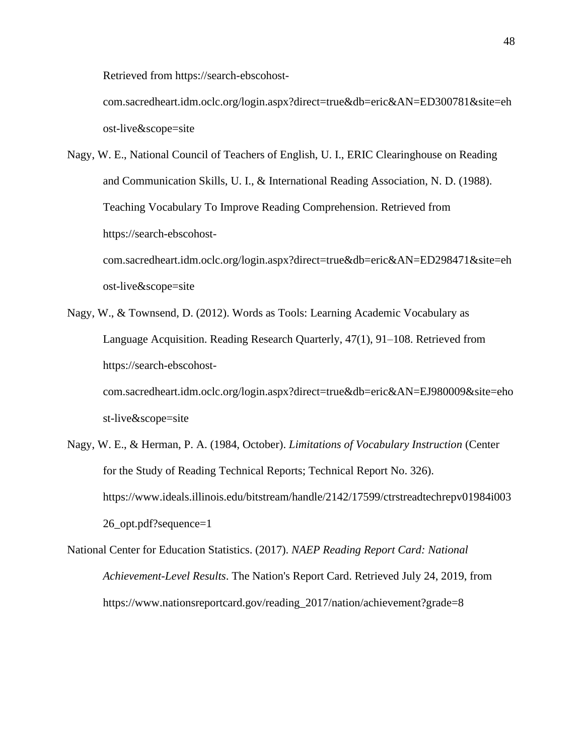Retrieved from https://search-ebscohost-com.sacredheart.idm.oclc.org/login.aspx?direct=true&db=eric&AN=ED300781&site=ehost-live&scope=site

Nagy, W. E., National Council of Teachers of English, U. I., ERIC Clearinghouse on Reading and Communication Skills, U. I., & International Reading Association, N. D. (1988). Teaching Vocabulary To Improve Reading Comprehension. Retrieved from https://search-ebscohost-com.sacredheart.idm.oclc.org/login.aspx?direct=true&db=eric&AN=ED298471&site=ehost-live&scope=site

Nagy, W., & Townsend, D. (2012). Words as Tools: Learning Academic Vocabulary as Language Acquisition. Reading Research Quarterly, 47(1), 91–108. Retrieved from https://search-ebscohost-com.sacredheart.idm.oclc.org/login.aspx?direct=true&db=eric&AN=EJ980009&site=ehost-live&scope=site

Nagy, W. E., & Herman, P. A. (1984, October). *Limitations of Vocabulary Instruction* (Center for the Study of Reading Technical Reports; Technical Report No. 326). https://www.ideals.illinois.edu/bitstream/handle/2142/17599/ctrstreadtechrepv01984i00326_opt.pdf?sequence=1

National Center for Education Statistics. (2017). *NAEP Reading Report Card: National Achievement-Level Results*. The Nation's Report Card. Retrieved July 24, 2019, from https://www.nationsreportcard.gov/reading_2017/nation/achievement?grade=8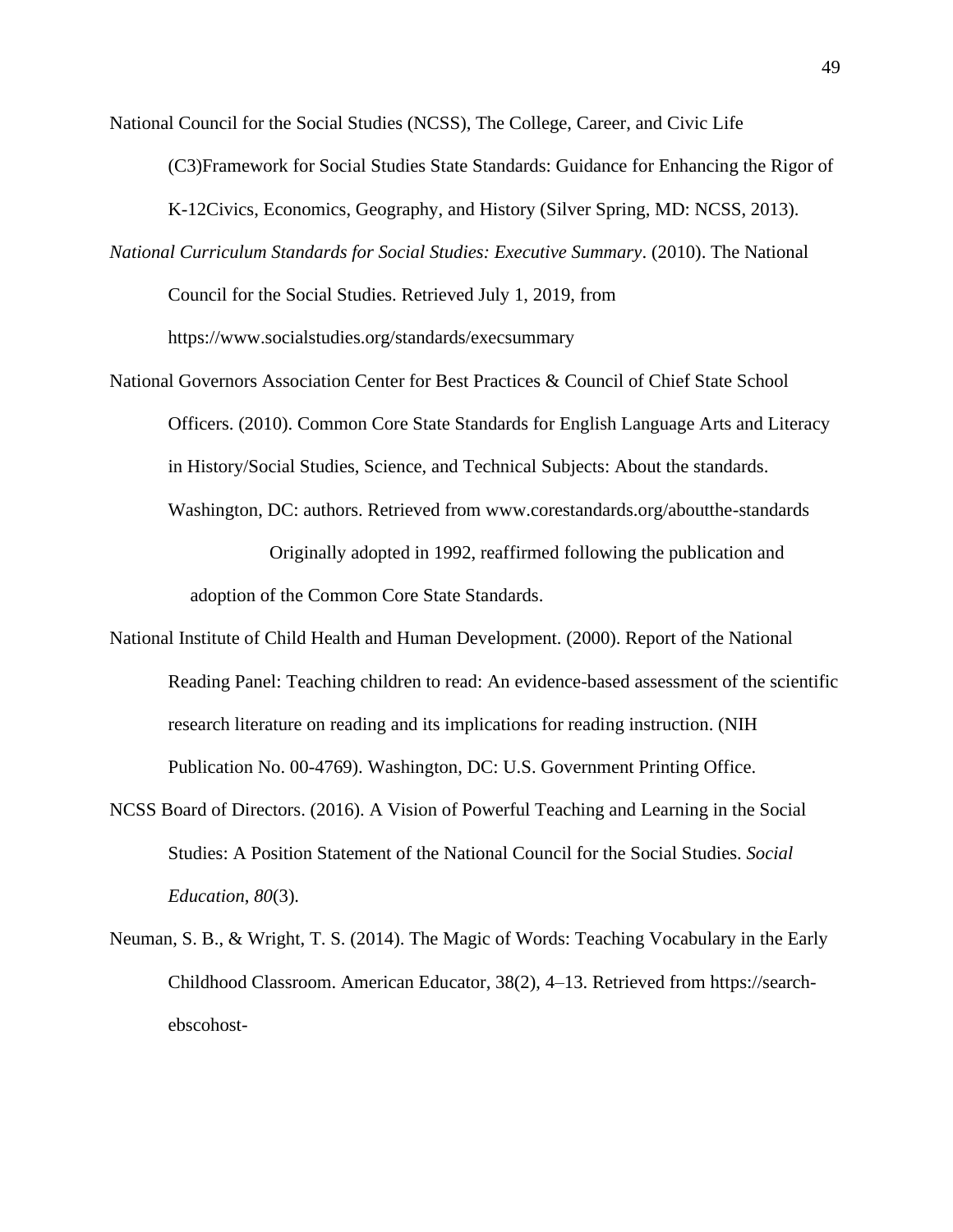National Council for the Social Studies (NCSS), The College, Career, and Civic Life (C3)Framework for Social Studies State Standards: Guidance for Enhancing the Rigor of K-12Civics, Economics, Geography, and History (Silver Spring, MD: NCSS, 2013).

*National Curriculum Standards for Social Studies: Executive Summary*. (2010). The National Council for the Social Studies. Retrieved July 1, 2019, from https://www.socialstudies.org/standards/execsummary

National Governors Association Center for Best Practices & Council of Chief State School Officers. (2010). Common Core State Standards for English Language Arts and Literacy in History/Social Studies, Science, and Technical Subjects: About the standards. Washington, DC: authors. Retrieved from www.corestandards.org/aboutthe-standards

Originally adopted in 1992, reaffirmed following the publication and adoption of the Common Core State Standards.

National Institute of Child Health and Human Development. (2000). Report of the National Reading Panel: Teaching children to read: An evidence-based assessment of the scientific research literature on reading and its implications for reading instruction. (NIH Publication No. 00-4769). Washington, DC: U.S. Government Printing Office.

NCSS Board of Directors. (2016). A Vision of Powerful Teaching and Learning in the Social Studies: A Position Statement of the National Council for the Social Studies. *Social Education*, *80*(3).

Neuman, S. B., & Wright, T. S. (2014). The Magic of Words: Teaching Vocabulary in the Early Childhood Classroom. American Educator, 38(2), 4–13. Retrieved from https://search-ebscohost-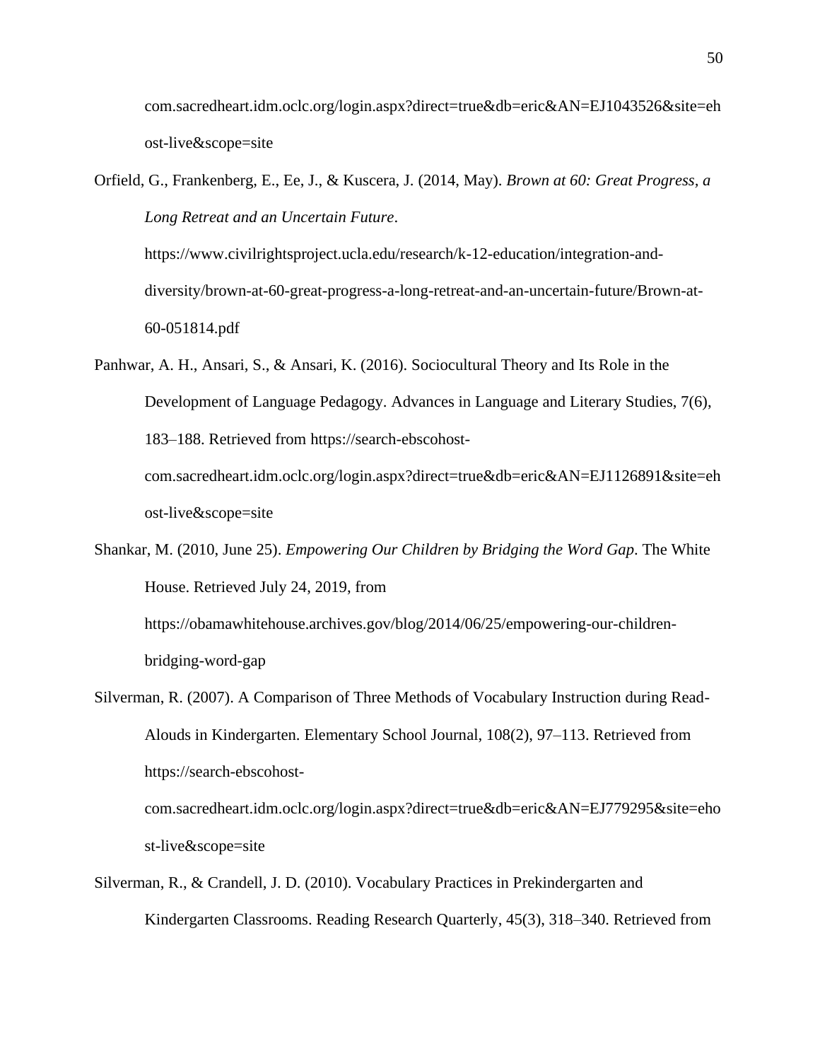com.sacredheart.idm.oclc.org/login.aspx?direct=true&db=eric&AN=EJ1043526&site=ehost-live&scope=site

Orfield, G., Frankenberg, E., Ee, J., & Kuscera, J. (2014, May). *Brown at 60: Great Progress, a Long Retreat and an Uncertain Future*. https://www.civilrightsproject.ucla.edu/research/k-12-education/integration-and-diversity/brown-at-60-great-progress-a-long-retreat-and-an-uncertain-future/Brown-at-60-051814.pdf

Panhwar, A. H., Ansari, S., & Ansari, K. (2016). Sociocultural Theory and Its Role in the Development of Language Pedagogy. Advances in Language and Literary Studies, 7(6), 183–188. Retrieved from https://search-ebscohost-com.sacredheart.idm.oclc.org/login.aspx?direct=true&db=eric&AN=EJ1126891&site=ehost-live&scope=site

Shankar, M. (2010, June 25). *Empowering Our Children by Bridging the Word Gap*. The White House. Retrieved July 24, 2019, from https://obamawhitehouse.archives.gov/blog/2014/06/25/empowering-our-children-bridging-word-gap

Silverman, R. (2007). A Comparison of Three Methods of Vocabulary Instruction during Read-Alouds in Kindergarten. Elementary School Journal, 108(2), 97–113. Retrieved from https://search-ebscohost-com.sacredheart.idm.oclc.org/login.aspx?direct=true&db=eric&AN=EJ779295&site=ehost-live&scope=site

Silverman, R., & Crandell, J. D. (2010). Vocabulary Practices in Prekindergarten and Kindergarten Classrooms. Reading Research Quarterly, 45(3), 318–340. Retrieved from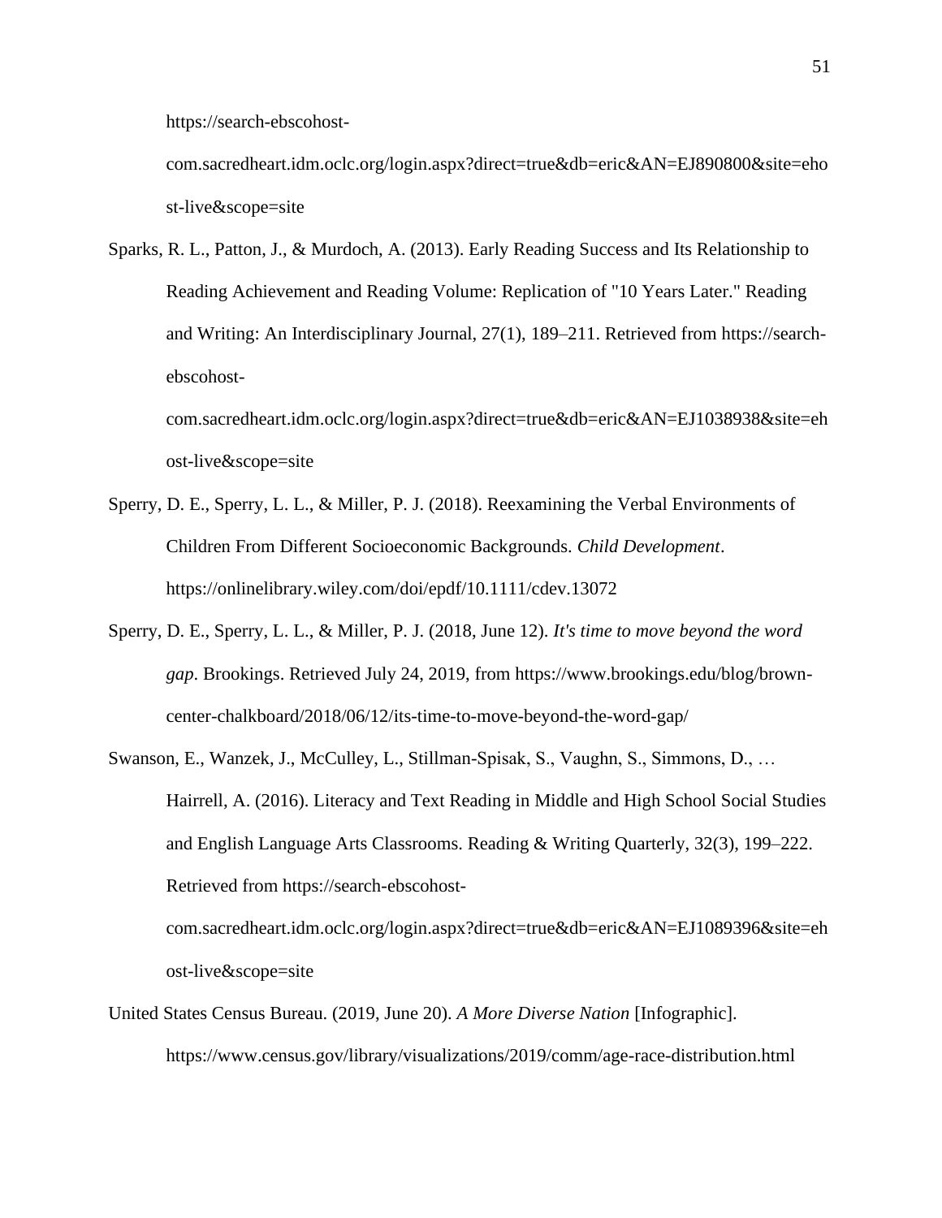https://search-ebscohost-com.sacredheart.idm.oclc.org/login.aspx?direct=true&db=eric&AN=EJ890800&site=ehost-live&scope=site

Sparks, R. L., Patton, J., & Murdoch, A. (2013). Early Reading Success and Its Relationship to Reading Achievement and Reading Volume: Replication of "10 Years Later." Reading and Writing: An Interdisciplinary Journal, 27(1), 189–211. Retrieved from https://search-ebscohost-com.sacredheart.idm.oclc.org/login.aspx?direct=true&db=eric&AN=EJ1038938&site=ehost-live&scope=site

Sperry, D. E., Sperry, L. L., & Miller, P. J. (2018). Reexamining the Verbal Environments of Children From Different Socioeconomic Backgrounds. *Child Development*. https://onlinelibrary.wiley.com/doi/epdf/10.1111/cdev.13072

Sperry, D. E., Sperry, L. L., & Miller, P. J. (2018, June 12). *It's time to move beyond the word gap*. Brookings. Retrieved July 24, 2019, from https://www.brookings.edu/blog/brown-center-chalkboard/2018/06/12/its-time-to-move-beyond-the-word-gap/

Swanson, E., Wanzek, J., McCulley, L., Stillman-Spisak, S., Vaughn, S., Simmons, D., … Hairrell, A. (2016). Literacy and Text Reading in Middle and High School Social Studies and English Language Arts Classrooms. Reading & Writing Quarterly, 32(3), 199–222. Retrieved from https://search-ebscohost-com.sacredheart.idm.oclc.org/login.aspx?direct=true&db=eric&AN=EJ1089396&site=ehost-live&scope=site

United States Census Bureau. (2019, June 20). *A More Diverse Nation* [Infographic]. https://www.census.gov/library/visualizations/2019/comm/age-race-distribution.html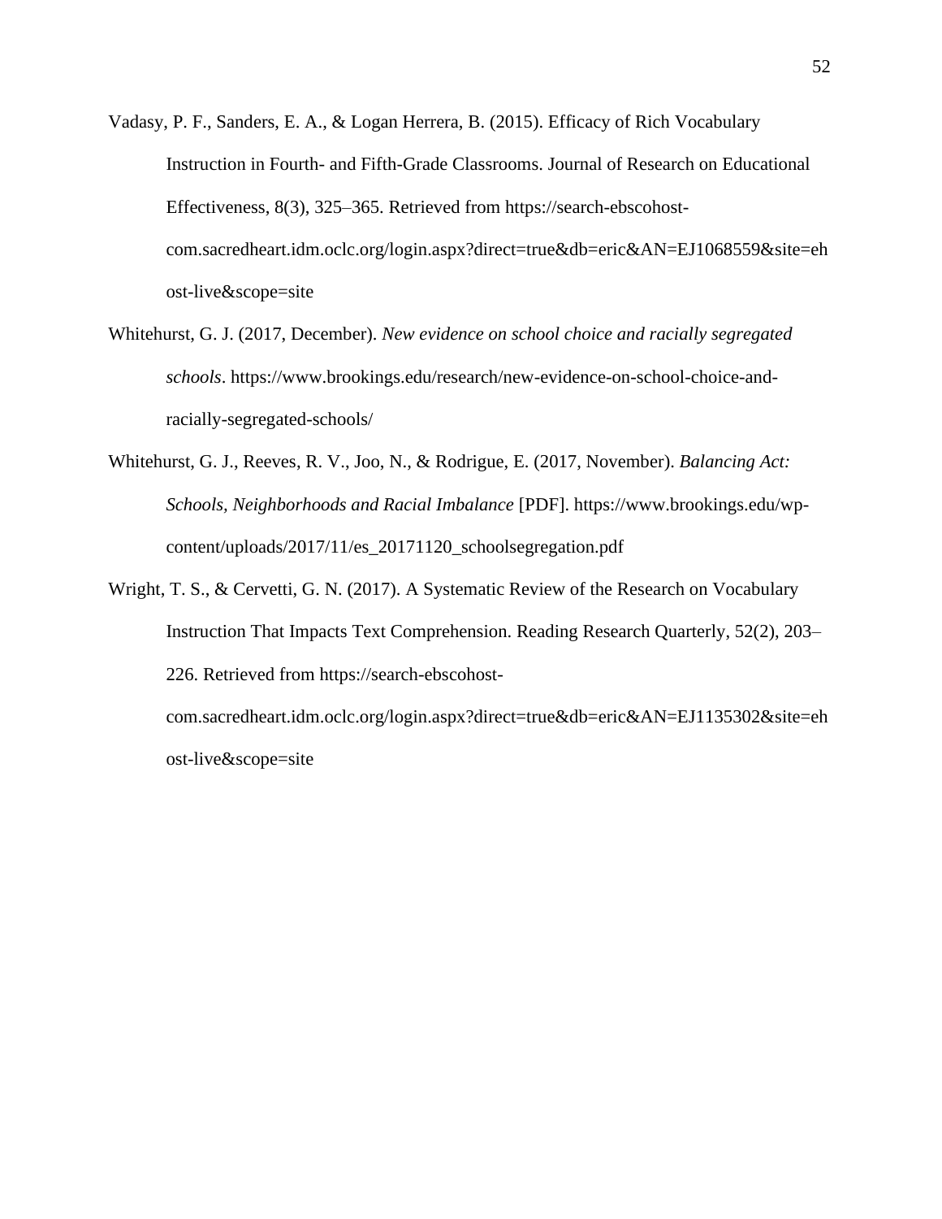Vadasy, P. F., Sanders, E. A., & Logan Herrera, B. (2015). Efficacy of Rich Vocabulary Instruction in Fourth- and Fifth-Grade Classrooms. Journal of Research on Educational Effectiveness, 8(3), 325–365. Retrieved from https://search-ebscohost-com.sacredheart.idm.oclc.org/login.aspx?direct=true&db=eric&AN=EJ1068559&site=ehost-live&scope=site

Whitehurst, G. J. (2017, December). *New evidence on school choice and racially segregated schools*. https://www.brookings.edu/research/new-evidence-on-school-choice-and-racially-segregated-schools/

Whitehurst, G. J., Reeves, R. V., Joo, N., & Rodrigue, E. (2017, November). *Balancing Act: Schools, Neighborhoods and Racial Imbalance* [PDF]. https://www.brookings.edu/wp-content/uploads/2017/11/es_20171120_schoolsegregation.pdf

Wright, T. S., & Cervetti, G. N. (2017). A Systematic Review of the Research on Vocabulary Instruction That Impacts Text Comprehension. Reading Research Quarterly, 52(2), 203–226. Retrieved from https://search-ebscohost-com.sacredheart.idm.oclc.org/login.aspx?direct=true&db=eric&AN=EJ1135302&site=ehost-live&scope=site